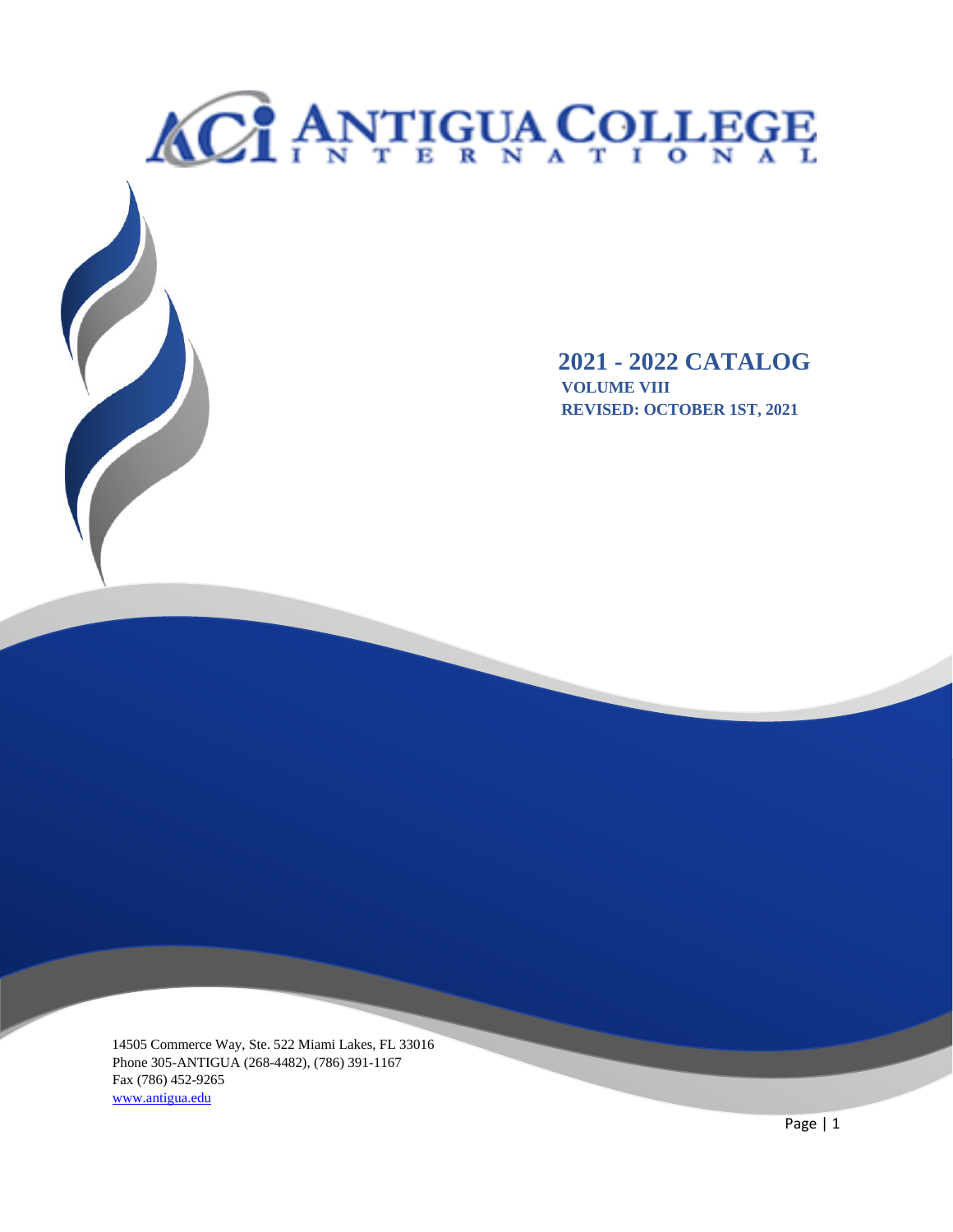# ACI ANTIGUA COLLEGE INTERNATIONAL

## 2021 - 2022 CATALOG

**VOLUME VIII**

**REVISED: OCTOBER 1ST, 2021**

14505 Commerce Way, Ste. 522 Miami Lakes, FL 33016
Phone 305-ANTIGUA (268-4482), (786) 391-1167
Fax (786) 452-9265
www.antigua.edu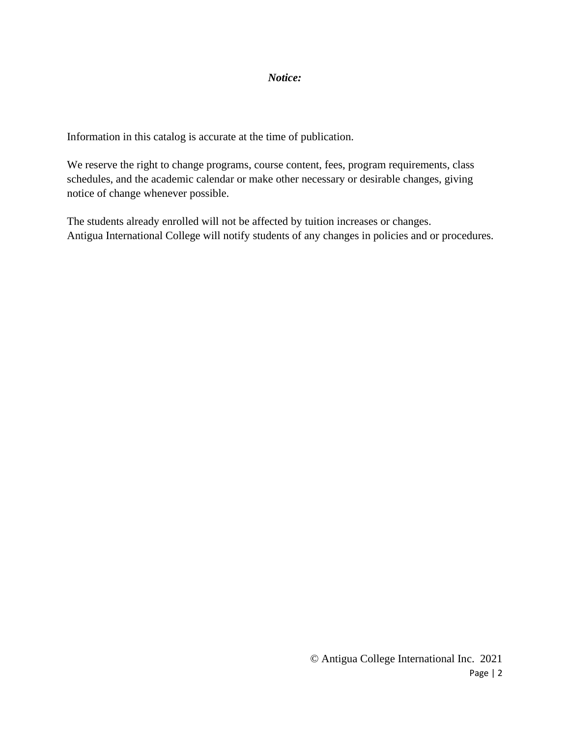***Notice:***

Information in this catalog is accurate at the time of publication.

We reserve the right to change programs, course content, fees, program requirements, class schedules, and the academic calendar or make other necessary or desirable changes, giving notice of change whenever possible.

The students already enrolled will not be affected by tuition increases or changes.
Antigua International College will notify students of any changes in policies and or procedures.

© Antigua College International Inc. 2021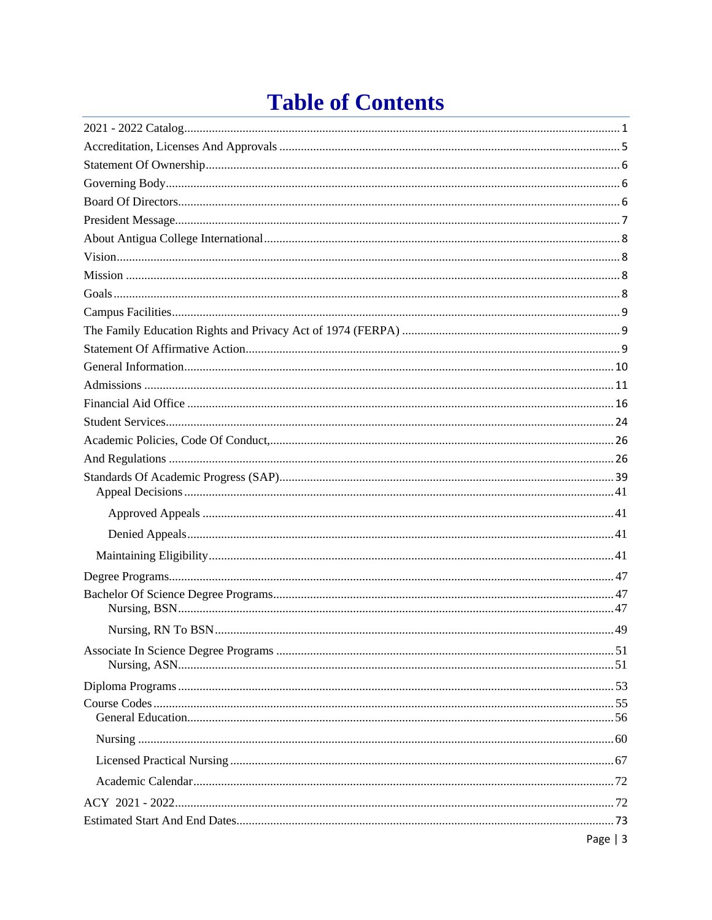# Table of Contents

| | |
|---|---|
| 2021 - 2022 Catalog | 1 |
| Accreditation, Licenses And Approvals | 5 |
| Statement Of Ownership | 6 |
| Governing Body | 6 |
| Board Of Directors | 6 |
| President Message | 7 |
| About Antigua College International | 8 |
| Vision | 8 |
| Mission | 8 |
| Goals | 8 |
| Campus Facilities | 9 |
| The Family Education Rights and Privacy Act of 1974 (FERPA) | 9 |
| Statement Of Affirmative Action | 9 |
| General Information | 10 |
| Admissions | 11 |
| Financial Aid Office | 16 |
| Student Services | 24 |
| Academic Policies, Code Of Conduct, | 26 |
| And Regulations | 26 |
| Standards Of Academic Progress (SAP) | 39 |
| &nbsp;&nbsp;Appeal Decisions | 41 |
| &nbsp;&nbsp;&nbsp;&nbsp;Approved Appeals | 41 |
| &nbsp;&nbsp;&nbsp;&nbsp;Denied Appeals | 41 |
| &nbsp;&nbsp;Maintaining Eligibility | 41 |
| Degree Programs | 47 |
| Bachelor Of Science Degree Programs | 47 |
| &nbsp;&nbsp;&nbsp;&nbsp;Nursing, BSN | 47 |
| &nbsp;&nbsp;&nbsp;&nbsp;Nursing, RN To BSN | 49 |
| Associate In Science Degree Programs | 51 |
| &nbsp;&nbsp;&nbsp;&nbsp;Nursing, ASN | 51 |
| Diploma Programs | 53 |
| Course Codes | 55 |
| &nbsp;&nbsp;General Education | 56 |
| &nbsp;&nbsp;Nursing | 60 |
| &nbsp;&nbsp;Licensed Practical Nursing | 67 |
| &nbsp;&nbsp;Academic Calendar | 72 |
| ACY 2021 - 2022 | 72 |
| Estimated Start And End Dates | 73 |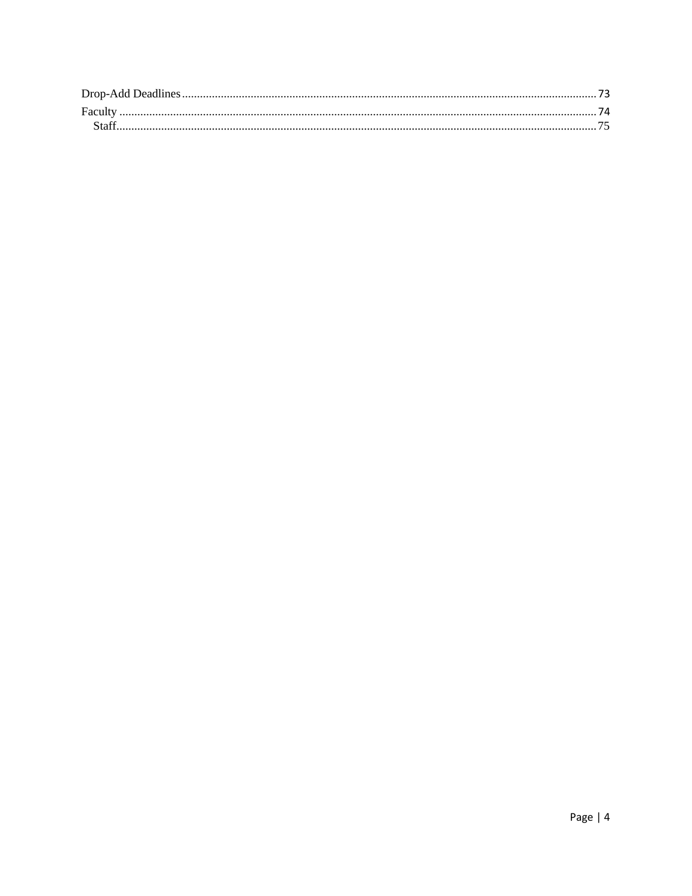Drop-Add Deadlines ........ 73
Faculty ........ 74
  Staff ........ 75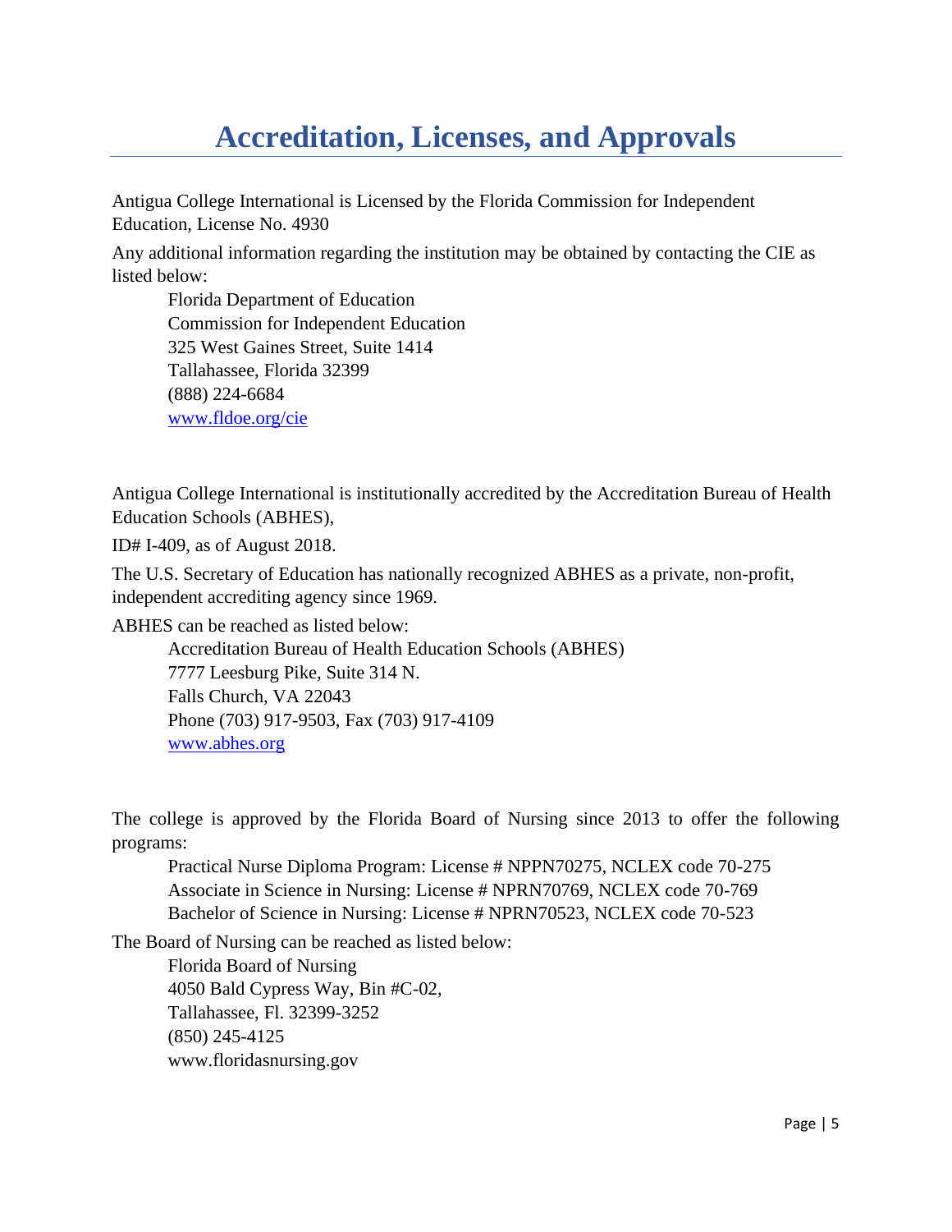# Accreditation, Licenses, and Approvals

Antigua College International is Licensed by the Florida Commission for Independent Education, License No. 4930

Any additional information regarding the institution may be obtained by contacting the CIE as listed below:

Florida Department of Education
Commission for Independent Education
325 West Gaines Street, Suite 1414
Tallahassee, Florida 32399
(888) 224-6684
www.fldoe.org/cie

Antigua College International is institutionally accredited by the Accreditation Bureau of Health Education Schools (ABHES),

ID# I-409, as of August 2018.

The U.S. Secretary of Education has nationally recognized ABHES as a private, non-profit, independent accrediting agency since 1969.

ABHES can be reached as listed below:

Accreditation Bureau of Health Education Schools (ABHES)
7777 Leesburg Pike, Suite 314 N.
Falls Church, VA 22043
Phone (703) 917-9503, Fax (703) 917-4109
www.abhes.org

The college is approved by the Florida Board of Nursing since 2013 to offer the following programs:

Practical Nurse Diploma Program: License # NPPN70275, NCLEX code 70-275
Associate in Science in Nursing: License # NPRN70769, NCLEX code 70-769
Bachelor of Science in Nursing: License # NPRN70523, NCLEX code 70-523

The Board of Nursing can be reached as listed below:

Florida Board of Nursing
4050 Bald Cypress Way, Bin #C-02,
Tallahassee, Fl. 32399-3252
(850) 245-4125
www.floridasnursing.gov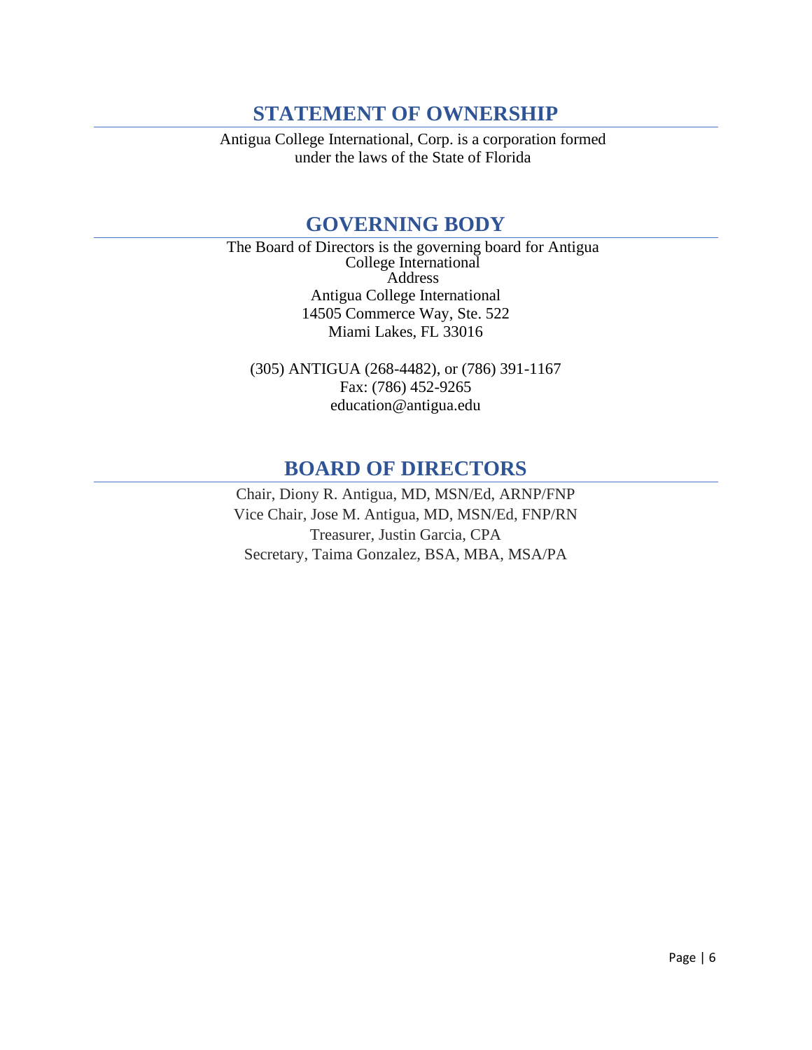## STATEMENT OF OWNERSHIP

Antigua College International, Corp. is a corporation formed under the laws of the State of Florida

## GOVERNING BODY

The Board of Directors is the governing board for Antigua College International

Address

Antigua College International
14505 Commerce Way, Ste. 522
Miami Lakes, FL 33016

(305) ANTIGUA (268-4482), or (786) 391-1167
Fax: (786) 452-9265
education@antigua.edu

## BOARD OF DIRECTORS

Chair, Diony R. Antigua, MD, MSN/Ed, ARNP/FNP
Vice Chair, Jose M. Antigua, MD, MSN/Ed, FNP/RN
Treasurer, Justin Garcia, CPA
Secretary, Taima Gonzalez, BSA, MBA, MSA/PA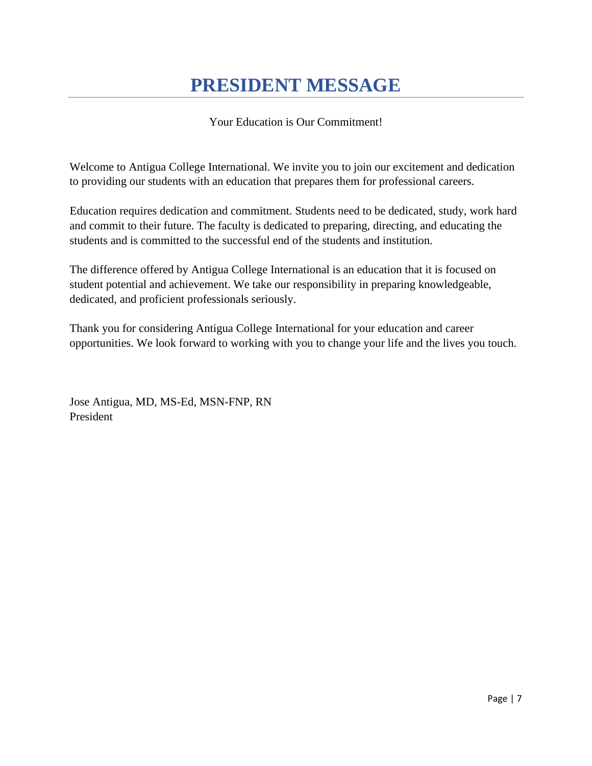# PRESIDENT MESSAGE

Your Education is Our Commitment!

Welcome to Antigua College International. We invite you to join our excitement and dedication to providing our students with an education that prepares them for professional careers.

Education requires dedication and commitment. Students need to be dedicated, study, work hard and commit to their future. The faculty is dedicated to preparing, directing, and educating the students and is committed to the successful end of the students and institution.

The difference offered by Antigua College International is an education that it is focused on student potential and achievement. We take our responsibility in preparing knowledgeable, dedicated, and proficient professionals seriously.

Thank you for considering Antigua College International for your education and career opportunities. We look forward to working with you to change your life and the lives you touch.

Jose Antigua, MD, MS-Ed, MSN-FNP, RN
President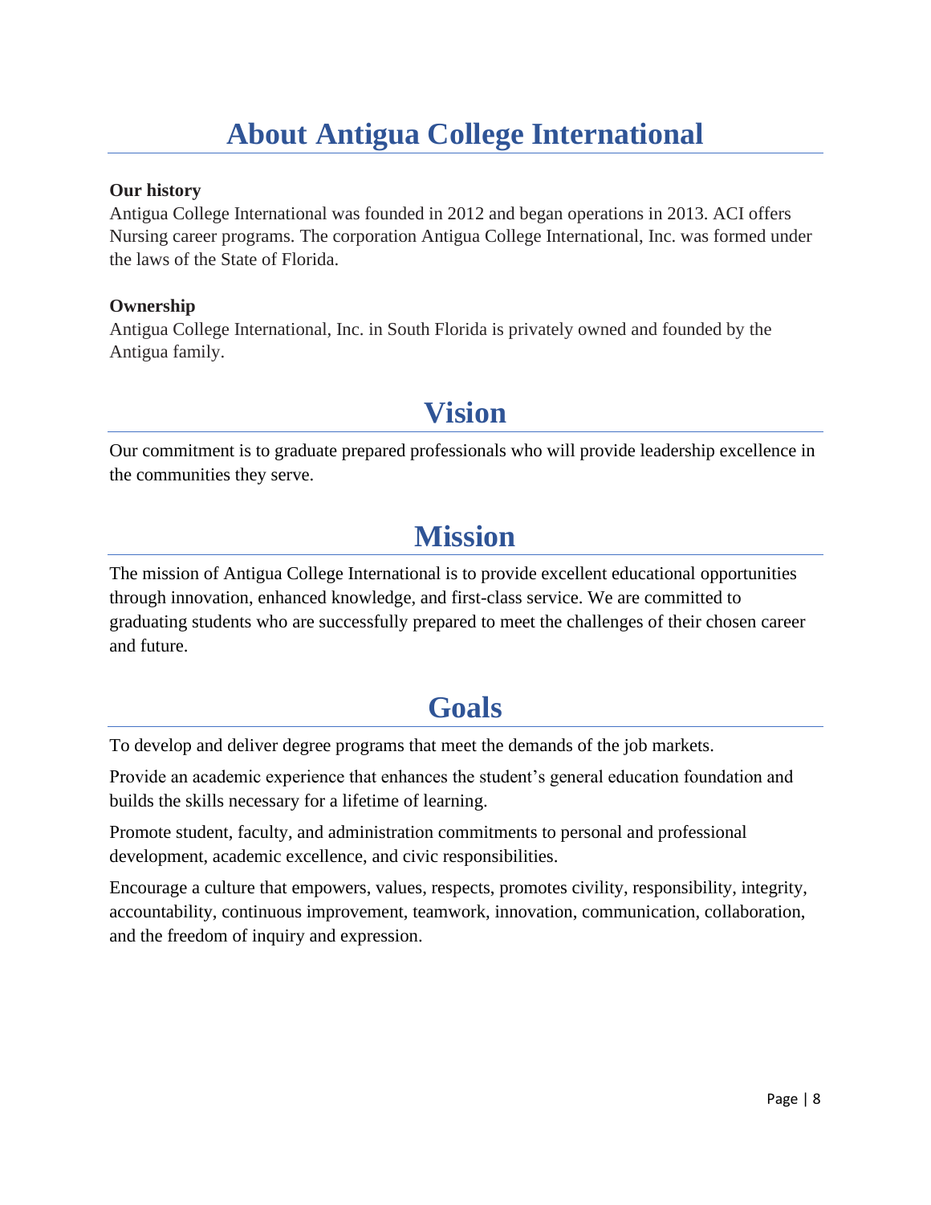# About Antigua College International

**Our history**

Antigua College International was founded in 2012 and began operations in 2013. ACI offers Nursing career programs. The corporation Antigua College International, Inc. was formed under the laws of the State of Florida.

**Ownership**

Antigua College International, Inc. in South Florida is privately owned and founded by the Antigua family.

# Vision

Our commitment is to graduate prepared professionals who will provide leadership excellence in the communities they serve.

# Mission

The mission of Antigua College International is to provide excellent educational opportunities through innovation, enhanced knowledge, and first-class service. We are committed to graduating students who are successfully prepared to meet the challenges of their chosen career and future.

# Goals

To develop and deliver degree programs that meet the demands of the job markets.

Provide an academic experience that enhances the student's general education foundation and builds the skills necessary for a lifetime of learning.

Promote student, faculty, and administration commitments to personal and professional development, academic excellence, and civic responsibilities.

Encourage a culture that empowers, values, respects, promotes civility, responsibility, integrity, accountability, continuous improvement, teamwork, innovation, communication, collaboration, and the freedom of inquiry and expression.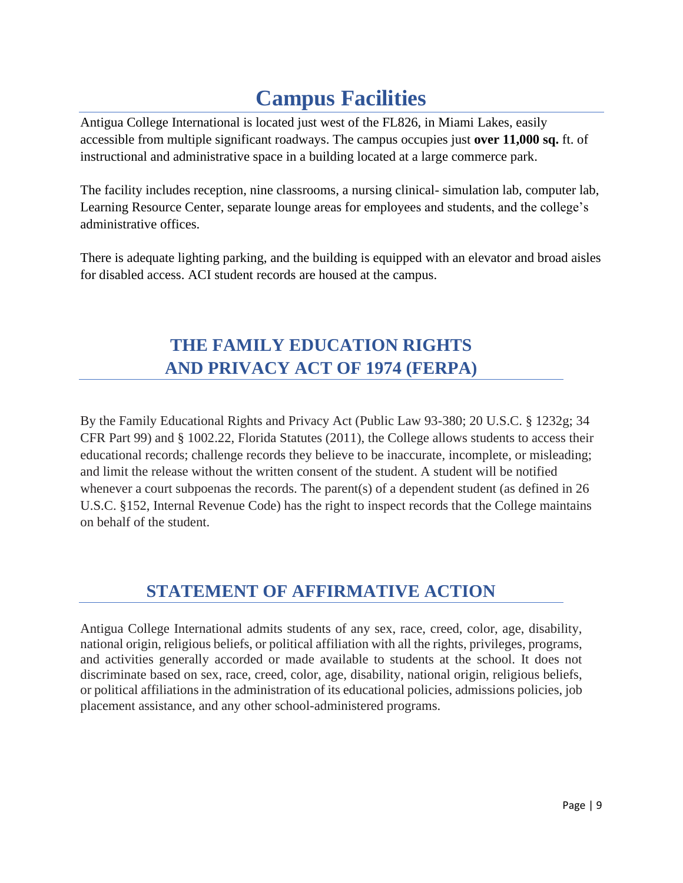# Campus Facilities

Antigua College International is located just west of the FL826, in Miami Lakes, easily accessible from multiple significant roadways. The campus occupies just **over 11,000 sq.** ft. of instructional and administrative space in a building located at a large commerce park.

The facility includes reception, nine classrooms, a nursing clinical- simulation lab, computer lab, Learning Resource Center, separate lounge areas for employees and students, and the college's administrative offices.

There is adequate lighting parking, and the building is equipped with an elevator and broad aisles for disabled access. ACI student records are housed at the campus.

## THE FAMILY EDUCATION RIGHTS AND PRIVACY ACT OF 1974 (FERPA)

By the Family Educational Rights and Privacy Act (Public Law 93-380; 20 U.S.C. § 1232g; 34 CFR Part 99) and § 1002.22, Florida Statutes (2011), the College allows students to access their educational records; challenge records they believe to be inaccurate, incomplete, or misleading; and limit the release without the written consent of the student. A student will be notified whenever a court subpoenas the records. The parent(s) of a dependent student (as defined in 26 U.S.C. §152, Internal Revenue Code) has the right to inspect records that the College maintains on behalf of the student.

## STATEMENT OF AFFIRMATIVE ACTION

Antigua College International admits students of any sex, race, creed, color, age, disability, national origin, religious beliefs, or political affiliation with all the rights, privileges, programs, and activities generally accorded or made available to students at the school. It does not discriminate based on sex, race, creed, color, age, disability, national origin, religious beliefs, or political affiliations in the administration of its educational policies, admissions policies, job placement assistance, and any other school-administered programs.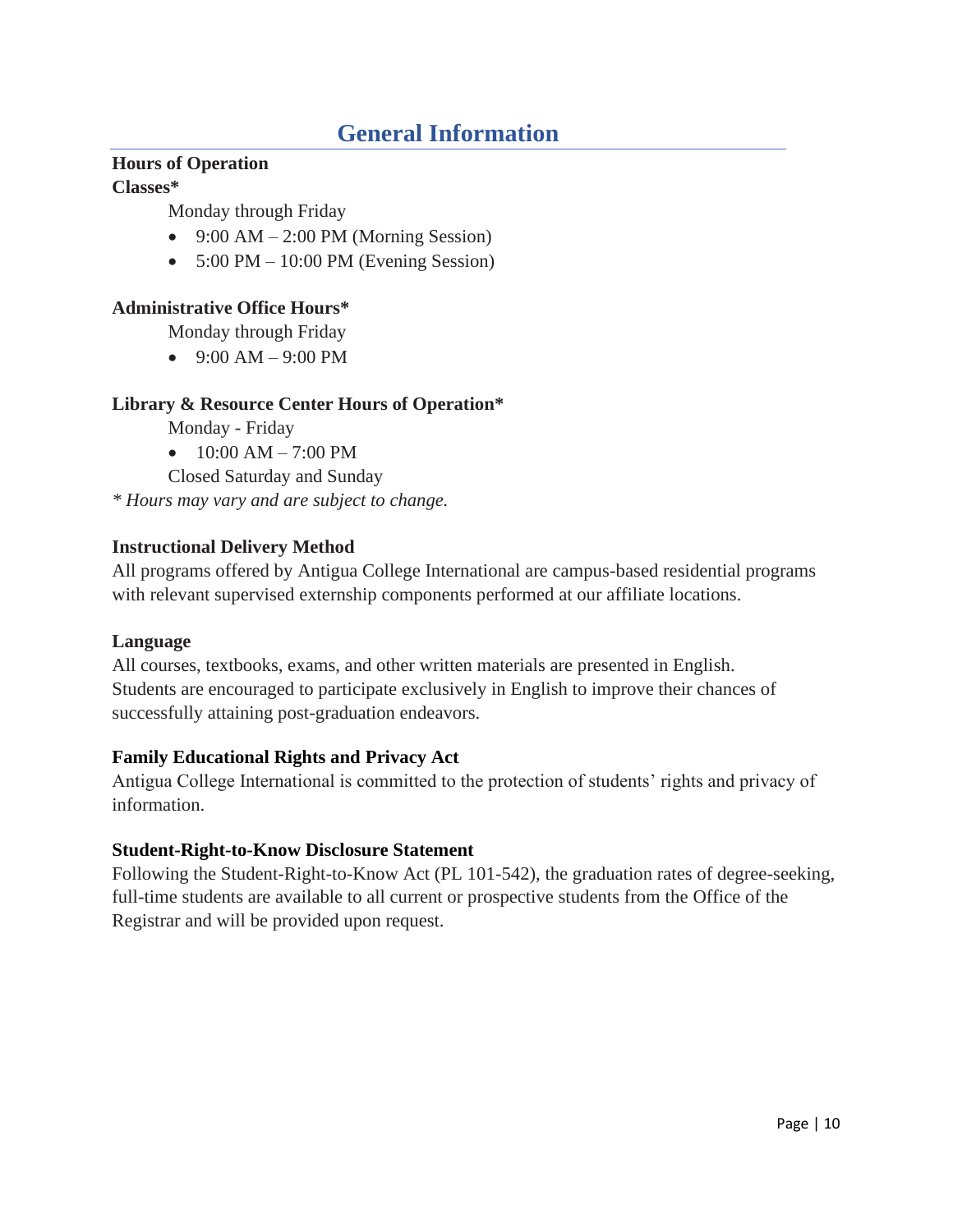# General Information

**Hours of Operation**

**Classes***

Monday through Friday

- 9:00 AM – 2:00 PM (Morning Session)
- 5:00 PM – 10:00 PM (Evening Session)

**Administrative Office Hours***

Monday through Friday

- 9:00 AM – 9:00 PM

**Library & Resource Center Hours of Operation***

Monday - Friday

- 10:00 AM – 7:00 PM

Closed Saturday and Sunday

*\* Hours may vary and are subject to change.*

**Instructional Delivery Method**

All programs offered by Antigua College International are campus-based residential programs with relevant supervised externship components performed at our affiliate locations.

**Language**

All courses, textbooks, exams, and other written materials are presented in English. Students are encouraged to participate exclusively in English to improve their chances of successfully attaining post-graduation endeavors.

**Family Educational Rights and Privacy Act**

Antigua College International is committed to the protection of students' rights and privacy of information.

**Student-Right-to-Know Disclosure Statement**

Following the Student-Right-to-Know Act (PL 101-542), the graduation rates of degree-seeking, full-time students are available to all current or prospective students from the Office of the Registrar and will be provided upon request.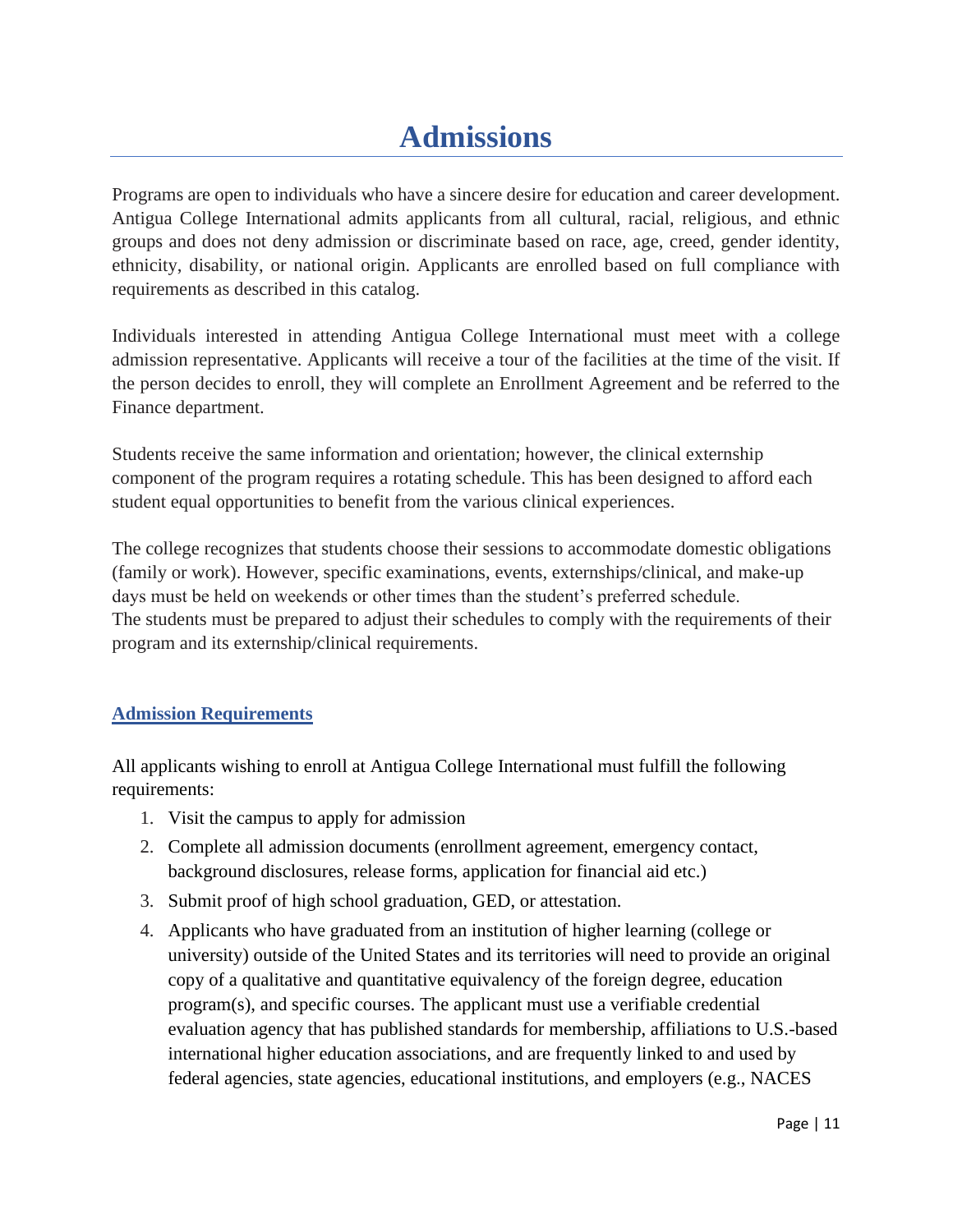# Admissions

Programs are open to individuals who have a sincere desire for education and career development. Antigua College International admits applicants from all cultural, racial, religious, and ethnic groups and does not deny admission or discriminate based on race, age, creed, gender identity, ethnicity, disability, or national origin. Applicants are enrolled based on full compliance with requirements as described in this catalog.

Individuals interested in attending Antigua College International must meet with a college admission representative. Applicants will receive a tour of the facilities at the time of the visit. If the person decides to enroll, they will complete an Enrollment Agreement and be referred to the Finance department.

Students receive the same information and orientation; however, the clinical externship component of the program requires a rotating schedule. This has been designed to afford each student equal opportunities to benefit from the various clinical experiences.

The college recognizes that students choose their sessions to accommodate domestic obligations (family or work). However, specific examinations, events, externships/clinical, and make-up days must be held on weekends or other times than the student's preferred schedule.
The students must be prepared to adjust their schedules to comply with the requirements of their program and its externship/clinical requirements.

## Admission Requirements

All applicants wishing to enroll at Antigua College International must fulfill the following requirements:

1. Visit the campus to apply for admission
2. Complete all admission documents (enrollment agreement, emergency contact, background disclosures, release forms, application for financial aid etc.)
3. Submit proof of high school graduation, GED, or attestation.
4. Applicants who have graduated from an institution of higher learning (college or university) outside of the United States and its territories will need to provide an original copy of a qualitative and quantitative equivalency of the foreign degree, education program(s), and specific courses. The applicant must use a verifiable credential evaluation agency that has published standards for membership, affiliations to U.S.-based international higher education associations, and are frequently linked to and used by federal agencies, state agencies, educational institutions, and employers (e.g., NACES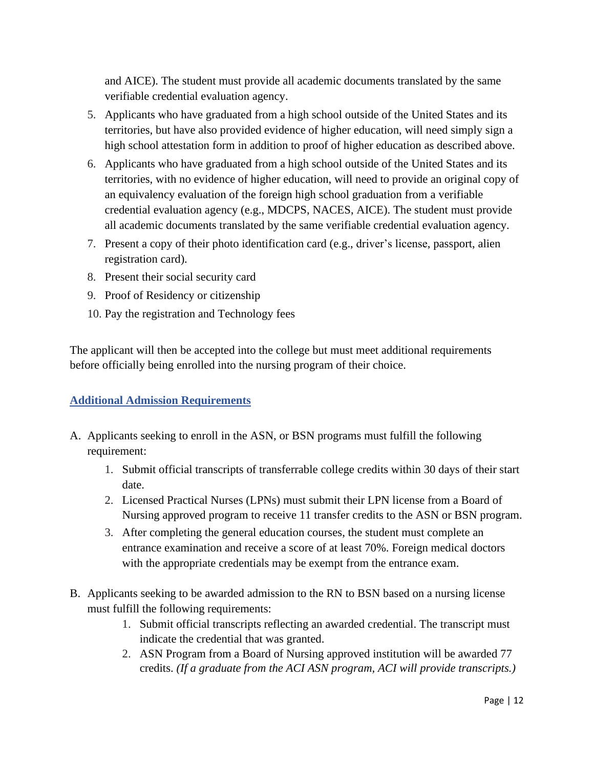and AICE). The student must provide all academic documents translated by the same verifiable credential evaluation agency.

5. Applicants who have graduated from a high school outside of the United States and its territories, but have also provided evidence of higher education, will need simply sign a high school attestation form in addition to proof of higher education as described above.
6. Applicants who have graduated from a high school outside of the United States and its territories, with no evidence of higher education, will need to provide an original copy of an equivalency evaluation of the foreign high school graduation from a verifiable credential evaluation agency (e.g., MDCPS, NACES, AICE). The student must provide all academic documents translated by the same verifiable credential evaluation agency.
7. Present a copy of their photo identification card (e.g., driver's license, passport, alien registration card).
8. Present their social security card
9. Proof of Residency or citizenship
10. Pay the registration and Technology fees

The applicant will then be accepted into the college but must meet additional requirements before officially being enrolled into the nursing program of their choice.

## Additional Admission Requirements

A. Applicants seeking to enroll in the ASN, or BSN programs must fulfill the following requirement:
   1. Submit official transcripts of transferrable college credits within 30 days of their start date.
   2. Licensed Practical Nurses (LPNs) must submit their LPN license from a Board of Nursing approved program to receive 11 transfer credits to the ASN or BSN program.
   3. After completing the general education courses, the student must complete an entrance examination and receive a score of at least 70%. Foreign medical doctors with the appropriate credentials may be exempt from the entrance exam.

B. Applicants seeking to be awarded admission to the RN to BSN based on a nursing license must fulfill the following requirements:
   1. Submit official transcripts reflecting an awarded credential. The transcript must indicate the credential that was granted.
   2. ASN Program from a Board of Nursing approved institution will be awarded 77 credits. *(If a graduate from the ACI ASN program, ACI will provide transcripts.)*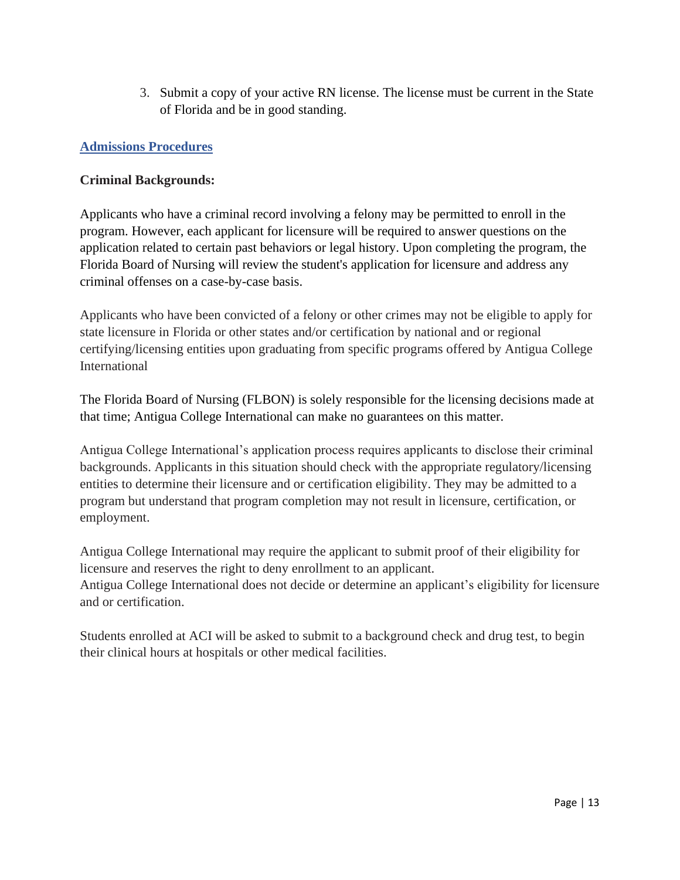3. Submit a copy of your active RN license. The license must be current in the State of Florida and be in good standing.

## Admissions Procedures

**Criminal Backgrounds:**

Applicants who have a criminal record involving a felony may be permitted to enroll in the program. However, each applicant for licensure will be required to answer questions on the application related to certain past behaviors or legal history. Upon completing the program, the Florida Board of Nursing will review the student's application for licensure and address any criminal offenses on a case-by-case basis.

Applicants who have been convicted of a felony or other crimes may not be eligible to apply for state licensure in Florida or other states and/or certification by national and or regional certifying/licensing entities upon graduating from specific programs offered by Antigua College International

The Florida Board of Nursing (FLBON) is solely responsible for the licensing decisions made at that time; Antigua College International can make no guarantees on this matter.

Antigua College International's application process requires applicants to disclose their criminal backgrounds. Applicants in this situation should check with the appropriate regulatory/licensing entities to determine their licensure and or certification eligibility. They may be admitted to a program but understand that program completion may not result in licensure, certification, or employment.

Antigua College International may require the applicant to submit proof of their eligibility for licensure and reserves the right to deny enrollment to an applicant.
Antigua College International does not decide or determine an applicant's eligibility for licensure and or certification.

Students enrolled at ACI will be asked to submit to a background check and drug test, to begin their clinical hours at hospitals or other medical facilities.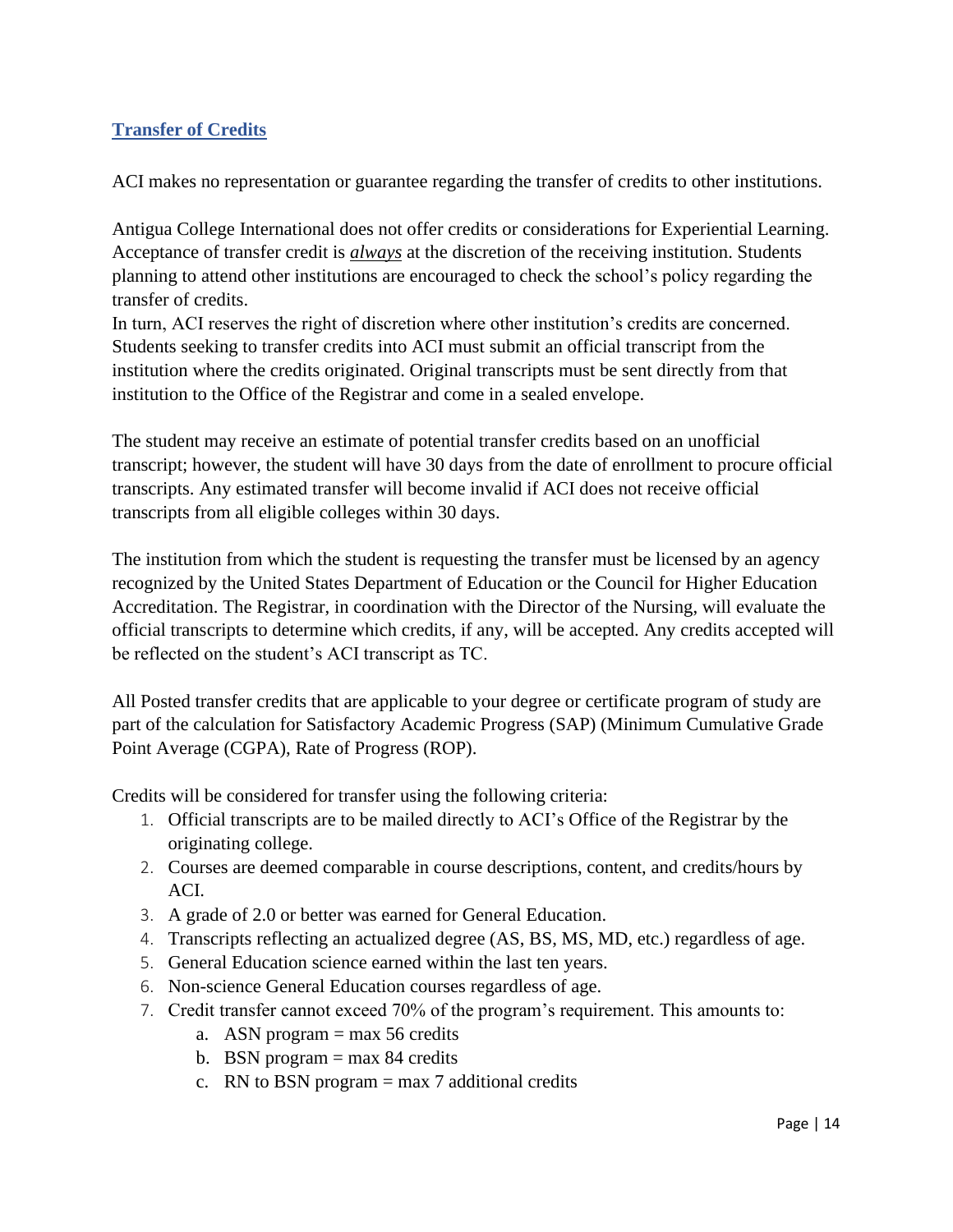## Transfer of Credits

ACI makes no representation or guarantee regarding the transfer of credits to other institutions.

Antigua College International does not offer credits or considerations for Experiential Learning. Acceptance of transfer credit is ***always*** at the discretion of the receiving institution. Students planning to attend other institutions are encouraged to check the school's policy regarding the transfer of credits.
In turn, ACI reserves the right of discretion where other institution's credits are concerned. Students seeking to transfer credits into ACI must submit an official transcript from the institution where the credits originated. Original transcripts must be sent directly from that institution to the Office of the Registrar and come in a sealed envelope.

The student may receive an estimate of potential transfer credits based on an unofficial transcript; however, the student will have 30 days from the date of enrollment to procure official transcripts. Any estimated transfer will become invalid if ACI does not receive official transcripts from all eligible colleges within 30 days.

The institution from which the student is requesting the transfer must be licensed by an agency recognized by the United States Department of Education or the Council for Higher Education Accreditation. The Registrar, in coordination with the Director of the Nursing, will evaluate the official transcripts to determine which credits, if any, will be accepted. Any credits accepted will be reflected on the student's ACI transcript as TC.

All Posted transfer credits that are applicable to your degree or certificate program of study are part of the calculation for Satisfactory Academic Progress (SAP) (Minimum Cumulative Grade Point Average (CGPA), Rate of Progress (ROP).

Credits will be considered for transfer using the following criteria:

1. Official transcripts are to be mailed directly to ACI's Office of the Registrar by the originating college.
2. Courses are deemed comparable in course descriptions, content, and credits/hours by ACI.
3. A grade of 2.0 or better was earned for General Education.
4. Transcripts reflecting an actualized degree (AS, BS, MS, MD, etc.) regardless of age.
5. General Education science earned within the last ten years.
6. Non-science General Education courses regardless of age.
7. Credit transfer cannot exceed 70% of the program's requirement. This amounts to:
   a. ASN program = max 56 credits
   b. BSN program = max 84 credits
   c. RN to BSN program = max 7 additional credits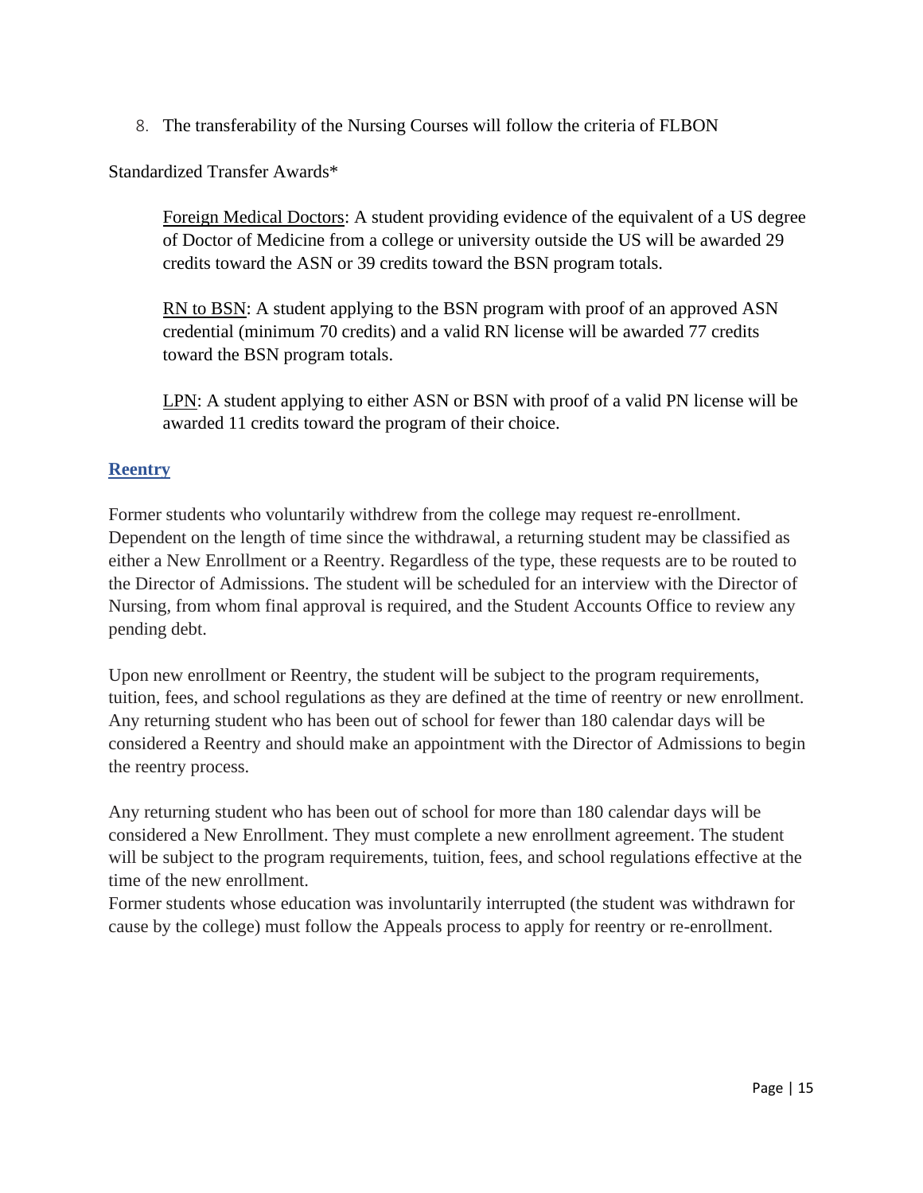8. The transferability of the Nursing Courses will follow the criteria of FLBON

Standardized Transfer Awards*

> Foreign Medical Doctors: A student providing evidence of the equivalent of a US degree of Doctor of Medicine from a college or university outside the US will be awarded 29 credits toward the ASN or 39 credits toward the BSN program totals.
>
> RN to BSN: A student applying to the BSN program with proof of an approved ASN credential (minimum 70 credits) and a valid RN license will be awarded 77 credits toward the BSN program totals.
>
> LPN: A student applying to either ASN or BSN with proof of a valid PN license will be awarded 11 credits toward the program of their choice.

## Reentry

Former students who voluntarily withdrew from the college may request re-enrollment. Dependent on the length of time since the withdrawal, a returning student may be classified as either a New Enrollment or a Reentry. Regardless of the type, these requests are to be routed to the Director of Admissions. The student will be scheduled for an interview with the Director of Nursing, from whom final approval is required, and the Student Accounts Office to review any pending debt.

Upon new enrollment or Reentry, the student will be subject to the program requirements, tuition, fees, and school regulations as they are defined at the time of reentry or new enrollment. Any returning student who has been out of school for fewer than 180 calendar days will be considered a Reentry and should make an appointment with the Director of Admissions to begin the reentry process.

Any returning student who has been out of school for more than 180 calendar days will be considered a New Enrollment. They must complete a new enrollment agreement. The student will be subject to the program requirements, tuition, fees, and school regulations effective at the time of the new enrollment.

Former students whose education was involuntarily interrupted (the student was withdrawn for cause by the college) must follow the Appeals process to apply for reentry or re-enrollment.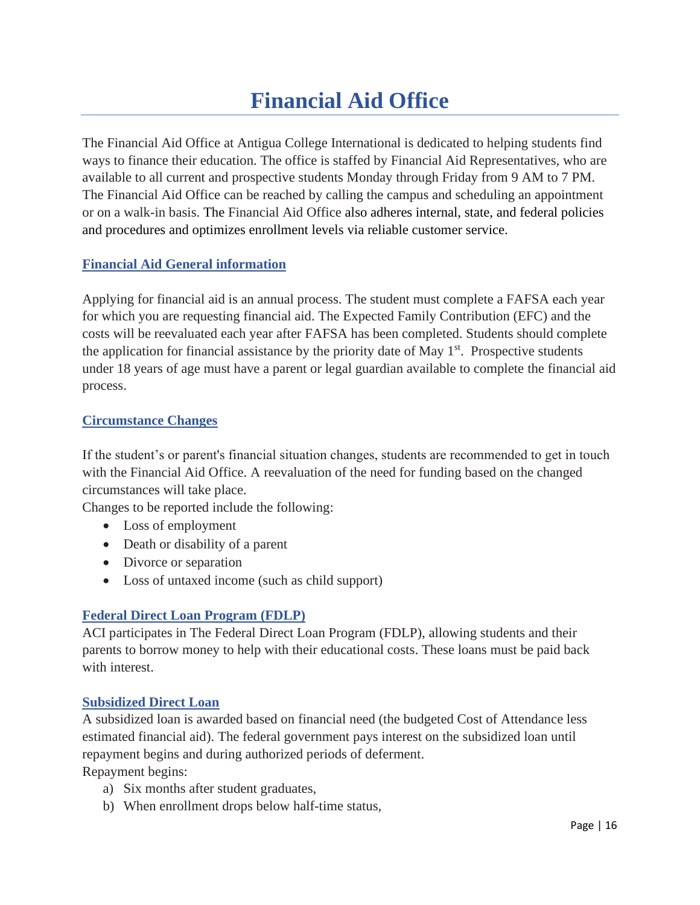# Financial Aid Office

The Financial Aid Office at Antigua College International is dedicated to helping students find ways to finance their education. The office is staffed by Financial Aid Representatives, who are available to all current and prospective students Monday through Friday from 9 AM to 7 PM. The Financial Aid Office can be reached by calling the campus and scheduling an appointment or on a walk-in basis. The Financial Aid Office also adheres internal, state, and federal policies and procedures and optimizes enrollment levels via reliable customer service.

### Financial Aid General information

Applying for financial aid is an annual process. The student must complete a FAFSA each year for which you are requesting financial aid. The Expected Family Contribution (EFC) and the costs will be reevaluated each year after FAFSA has been completed. Students should complete the application for financial assistance by the priority date of May 1st. Prospective students under 18 years of age must have a parent or legal guardian available to complete the financial aid process.

### Circumstance Changes

If the student's or parent's financial situation changes, students are recommended to get in touch with the Financial Aid Office. A reevaluation of the need for funding based on the changed circumstances will take place.
Changes to be reported include the following:

- Loss of employment
- Death or disability of a parent
- Divorce or separation
- Loss of untaxed income (such as child support)

### Federal Direct Loan Program (FDLP)

ACI participates in The Federal Direct Loan Program (FDLP), allowing students and their parents to borrow money to help with their educational costs. These loans must be paid back with interest.

### Subsidized Direct Loan

A subsidized loan is awarded based on financial need (the budgeted Cost of Attendance less estimated financial aid). The federal government pays interest on the subsidized loan until repayment begins and during authorized periods of deferment.
Repayment begins:

a) Six months after student graduates,
b) When enrollment drops below half-time status,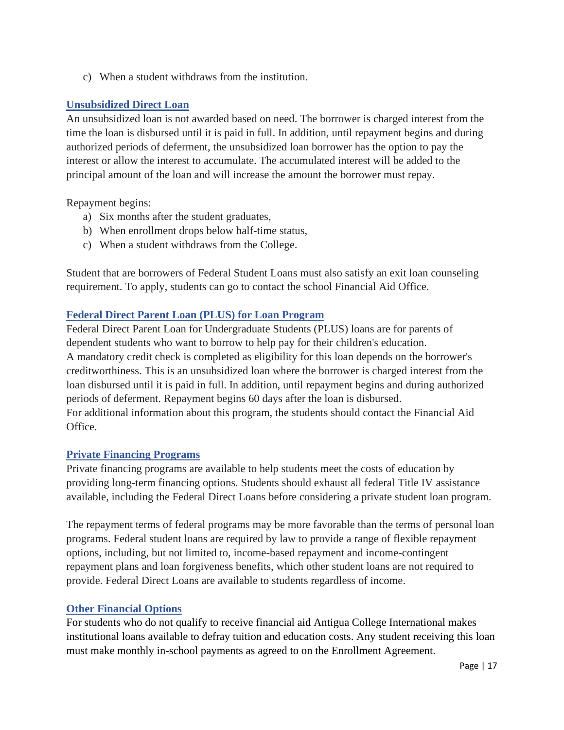c) When a student withdraws from the institution.

## Unsubsidized Direct Loan

An unsubsidized loan is not awarded based on need. The borrower is charged interest from the time the loan is disbursed until it is paid in full. In addition, until repayment begins and during authorized periods of deferment, the unsubsidized loan borrower has the option to pay the interest or allow the interest to accumulate. The accumulated interest will be added to the principal amount of the loan and will increase the amount the borrower must repay.

Repayment begins:

a) Six months after the student graduates,
b) When enrollment drops below half-time status,
c) When a student withdraws from the College.

Student that are borrowers of Federal Student Loans must also satisfy an exit loan counseling requirement. To apply, students can go to contact the school Financial Aid Office.

## Federal Direct Parent Loan (PLUS) for Loan Program

Federal Direct Parent Loan for Undergraduate Students (PLUS) loans are for parents of dependent students who want to borrow to help pay for their children's education.
A mandatory credit check is completed as eligibility for this loan depends on the borrower's creditworthiness. This is an unsubsidized loan where the borrower is charged interest from the loan disbursed until it is paid in full. In addition, until repayment begins and during authorized periods of deferment. Repayment begins 60 days after the loan is disbursed.
For additional information about this program, the students should contact the Financial Aid Office.

## Private Financing Programs

Private financing programs are available to help students meet the costs of education by providing long-term financing options. Students should exhaust all federal Title IV assistance available, including the Federal Direct Loans before considering a private student loan program.

The repayment terms of federal programs may be more favorable than the terms of personal loan programs. Federal student loans are required by law to provide a range of flexible repayment options, including, but not limited to, income-based repayment and income-contingent repayment plans and loan forgiveness benefits, which other student loans are not required to provide. Federal Direct Loans are available to students regardless of income.

## Other Financial Options

For students who do not qualify to receive financial aid Antigua College International makes institutional loans available to defray tuition and education costs. Any student receiving this loan must make monthly in-school payments as agreed to on the Enrollment Agreement.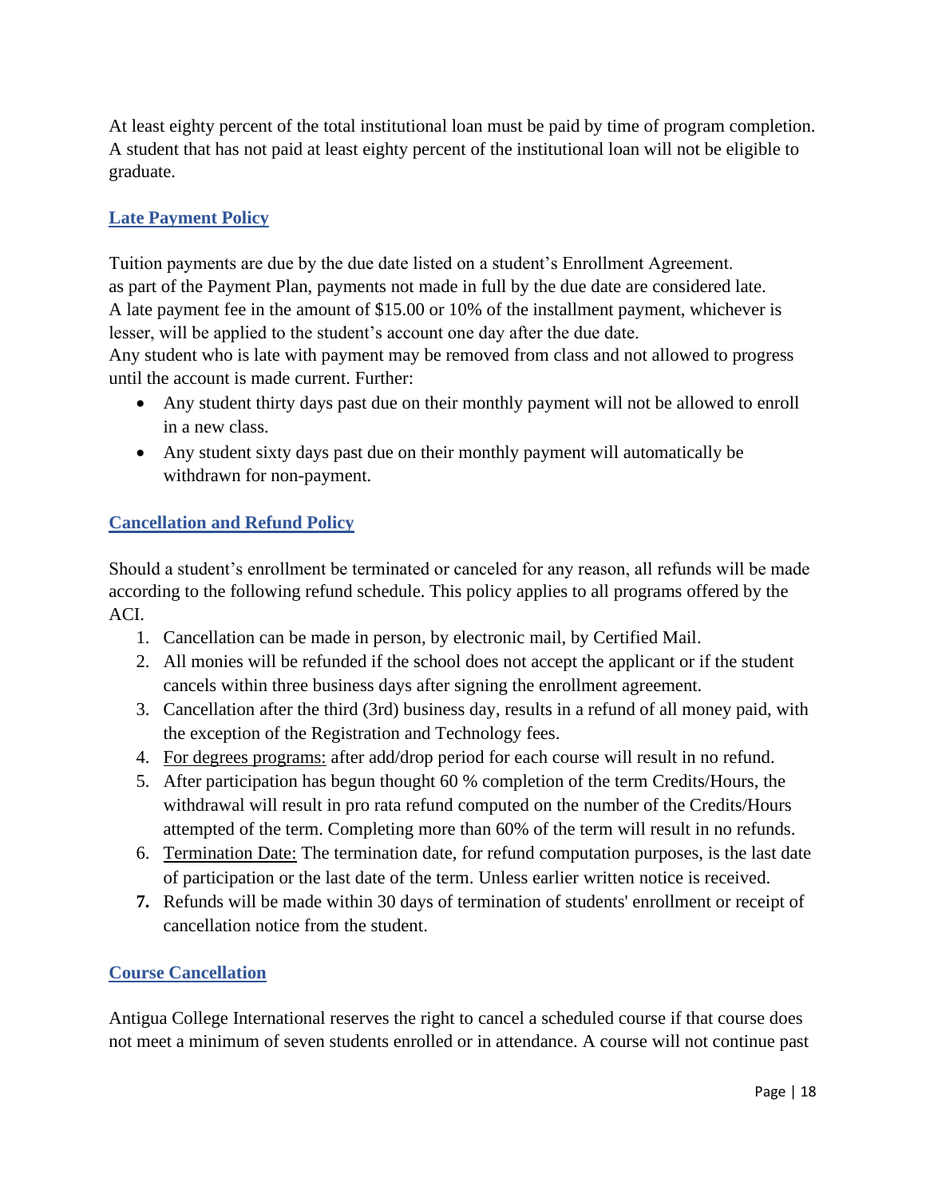At least eighty percent of the total institutional loan must be paid by time of program completion. A student that has not paid at least eighty percent of the institutional loan will not be eligible to graduate.

## Late Payment Policy

Tuition payments are due by the due date listed on a student's Enrollment Agreement. as part of the Payment Plan, payments not made in full by the due date are considered late. A late payment fee in the amount of $15.00 or 10% of the installment payment, whichever is lesser, will be applied to the student's account one day after the due date.
Any student who is late with payment may be removed from class and not allowed to progress until the account is made current. Further:

- Any student thirty days past due on their monthly payment will not be allowed to enroll in a new class.
- Any student sixty days past due on their monthly payment will automatically be withdrawn for non-payment.

## Cancellation and Refund Policy

Should a student's enrollment be terminated or canceled for any reason, all refunds will be made according to the following refund schedule. This policy applies to all programs offered by the ACI.

1. Cancellation can be made in person, by electronic mail, by Certified Mail.
2. All monies will be refunded if the school does not accept the applicant or if the student cancels within three business days after signing the enrollment agreement.
3. Cancellation after the third (3rd) business day, results in a refund of all money paid, with the exception of the Registration and Technology fees.
4. For degrees programs: after add/drop period for each course will result in no refund.
5. After participation has begun thought 60 % completion of the term Credits/Hours, the withdrawal will result in pro rata refund computed on the number of the Credits/Hours attempted of the term. Completing more than 60% of the term will result in no refunds.
6. Termination Date: The termination date, for refund computation purposes, is the last date of participation or the last date of the term. Unless earlier written notice is received.
7. Refunds will be made within 30 days of termination of students' enrollment or receipt of cancellation notice from the student.

## Course Cancellation

Antigua College International reserves the right to cancel a scheduled course if that course does not meet a minimum of seven students enrolled or in attendance. A course will not continue past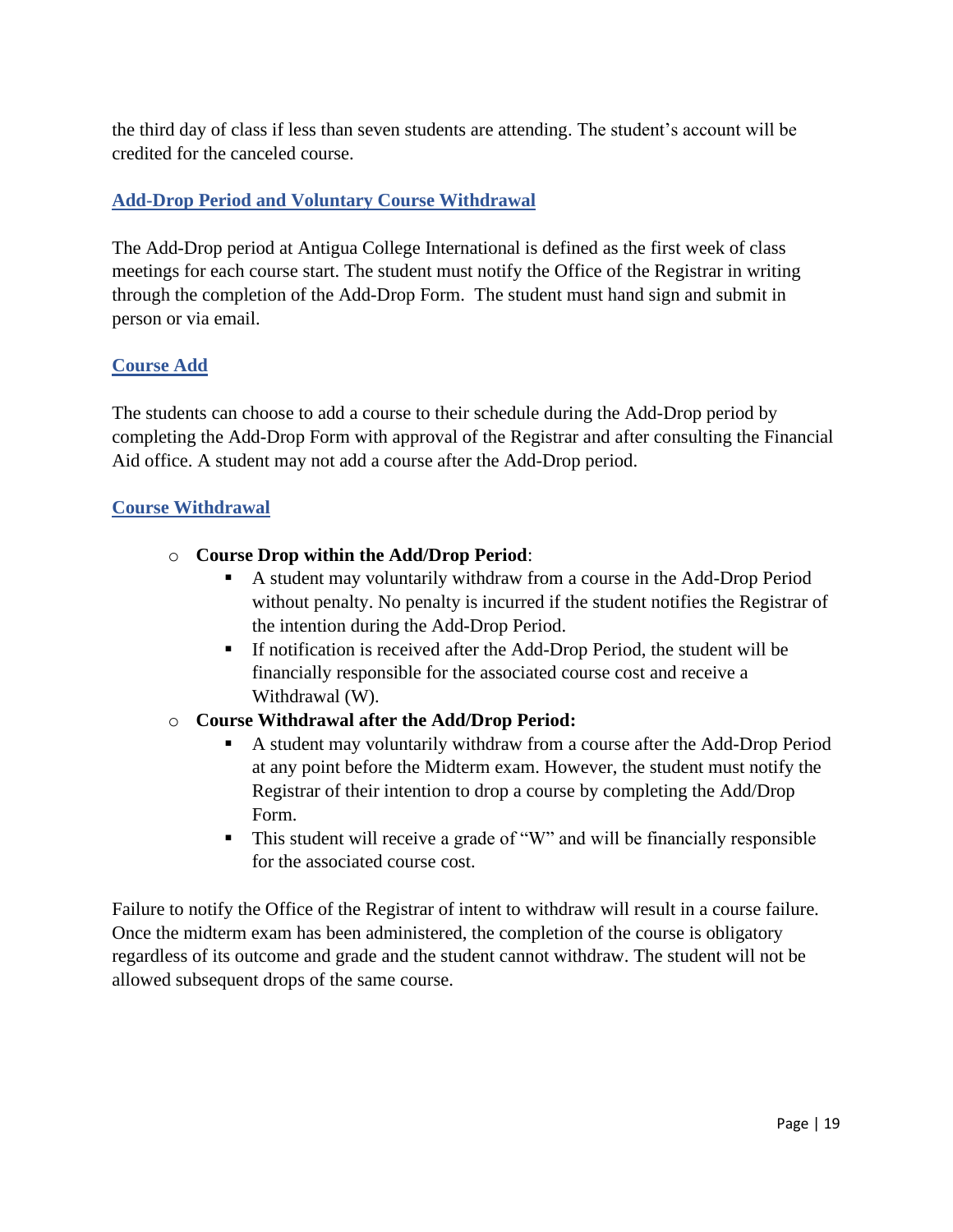the third day of class if less than seven students are attending. The student's account will be credited for the canceled course.

## Add-Drop Period and Voluntary Course Withdrawal

The Add-Drop period at Antigua College International is defined as the first week of class meetings for each course start. The student must notify the Office of the Registrar in writing through the completion of the Add-Drop Form. The student must hand sign and submit in person or via email.

## Course Add

The students can choose to add a course to their schedule during the Add-Drop period by completing the Add-Drop Form with approval of the Registrar and after consulting the Financial Aid office. A student may not add a course after the Add-Drop period.

## Course Withdrawal

- **Course Drop within the Add/Drop Period**:
  - A student may voluntarily withdraw from a course in the Add-Drop Period without penalty. No penalty is incurred if the student notifies the Registrar of the intention during the Add-Drop Period.
  - If notification is received after the Add-Drop Period, the student will be financially responsible for the associated course cost and receive a Withdrawal (W).
- **Course Withdrawal after the Add/Drop Period:**
  - A student may voluntarily withdraw from a course after the Add-Drop Period at any point before the Midterm exam. However, the student must notify the Registrar of their intention to drop a course by completing the Add/Drop Form.
  - This student will receive a grade of "W" and will be financially responsible for the associated course cost.

Failure to notify the Office of the Registrar of intent to withdraw will result in a course failure. Once the midterm exam has been administered, the completion of the course is obligatory regardless of its outcome and grade and the student cannot withdraw. The student will not be allowed subsequent drops of the same course.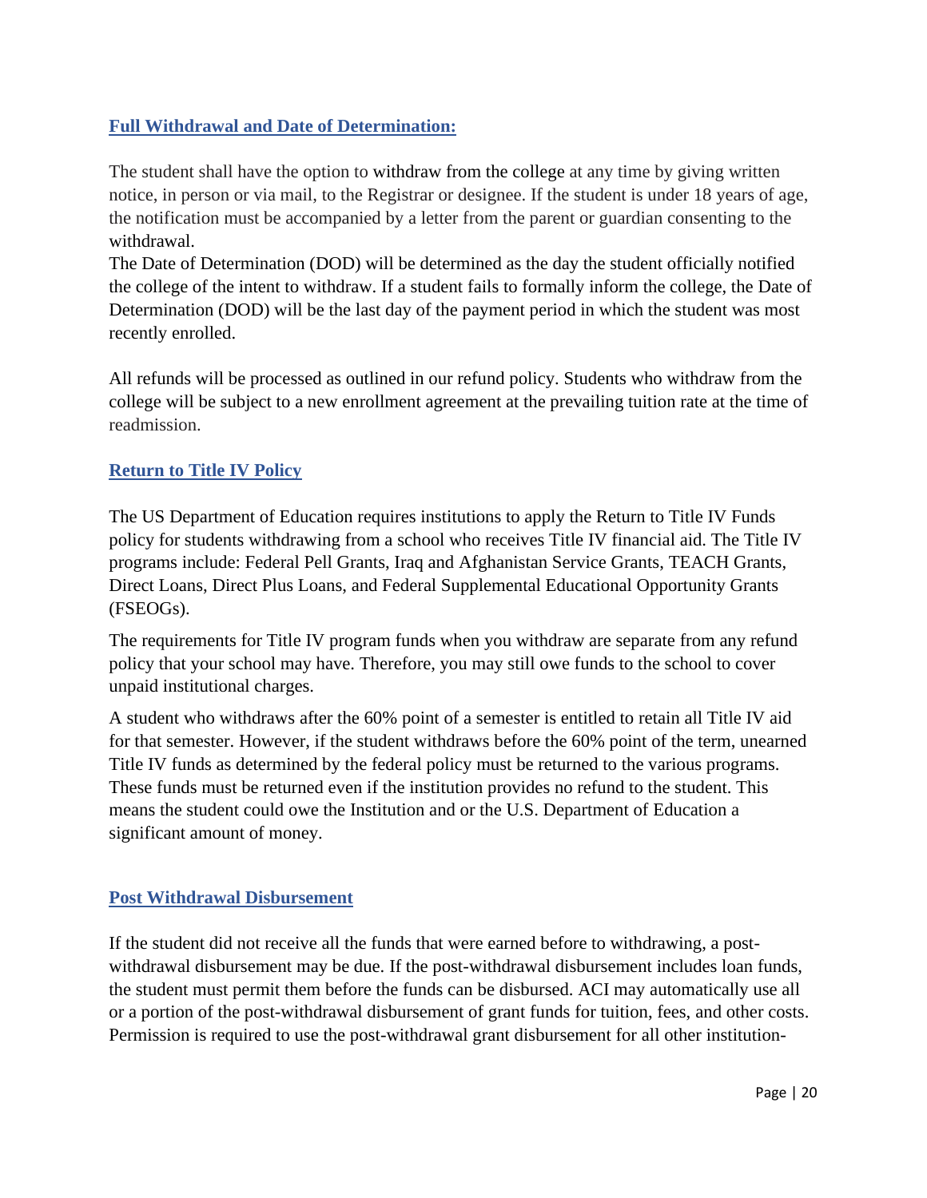## Full Withdrawal and Date of Determination:

The student shall have the option to withdraw from the college at any time by giving written notice, in person or via mail, to the Registrar or designee. If the student is under 18 years of age, the notification must be accompanied by a letter from the parent or guardian consenting to the withdrawal.

The Date of Determination (DOD) will be determined as the day the student officially notified the college of the intent to withdraw. If a student fails to formally inform the college, the Date of Determination (DOD) will be the last day of the payment period in which the student was most recently enrolled.

All refunds will be processed as outlined in our refund policy. Students who withdraw from the college will be subject to a new enrollment agreement at the prevailing tuition rate at the time of readmission.

## Return to Title IV Policy

The US Department of Education requires institutions to apply the Return to Title IV Funds policy for students withdrawing from a school who receives Title IV financial aid. The Title IV programs include: Federal Pell Grants, Iraq and Afghanistan Service Grants, TEACH Grants, Direct Loans, Direct Plus Loans, and Federal Supplemental Educational Opportunity Grants (FSEOGs).

The requirements for Title IV program funds when you withdraw are separate from any refund policy that your school may have. Therefore, you may still owe funds to the school to cover unpaid institutional charges.

A student who withdraws after the 60% point of a semester is entitled to retain all Title IV aid for that semester. However, if the student withdraws before the 60% point of the term, unearned Title IV funds as determined by the federal policy must be returned to the various programs. These funds must be returned even if the institution provides no refund to the student. This means the student could owe the Institution and or the U.S. Department of Education a significant amount of money.

## Post Withdrawal Disbursement

If the student did not receive all the funds that were earned before to withdrawing, a post-withdrawal disbursement may be due. If the post-withdrawal disbursement includes loan funds, the student must permit them before the funds can be disbursed. ACI may automatically use all or a portion of the post-withdrawal disbursement of grant funds for tuition, fees, and other costs. Permission is required to use the post-withdrawal grant disbursement for all other institution-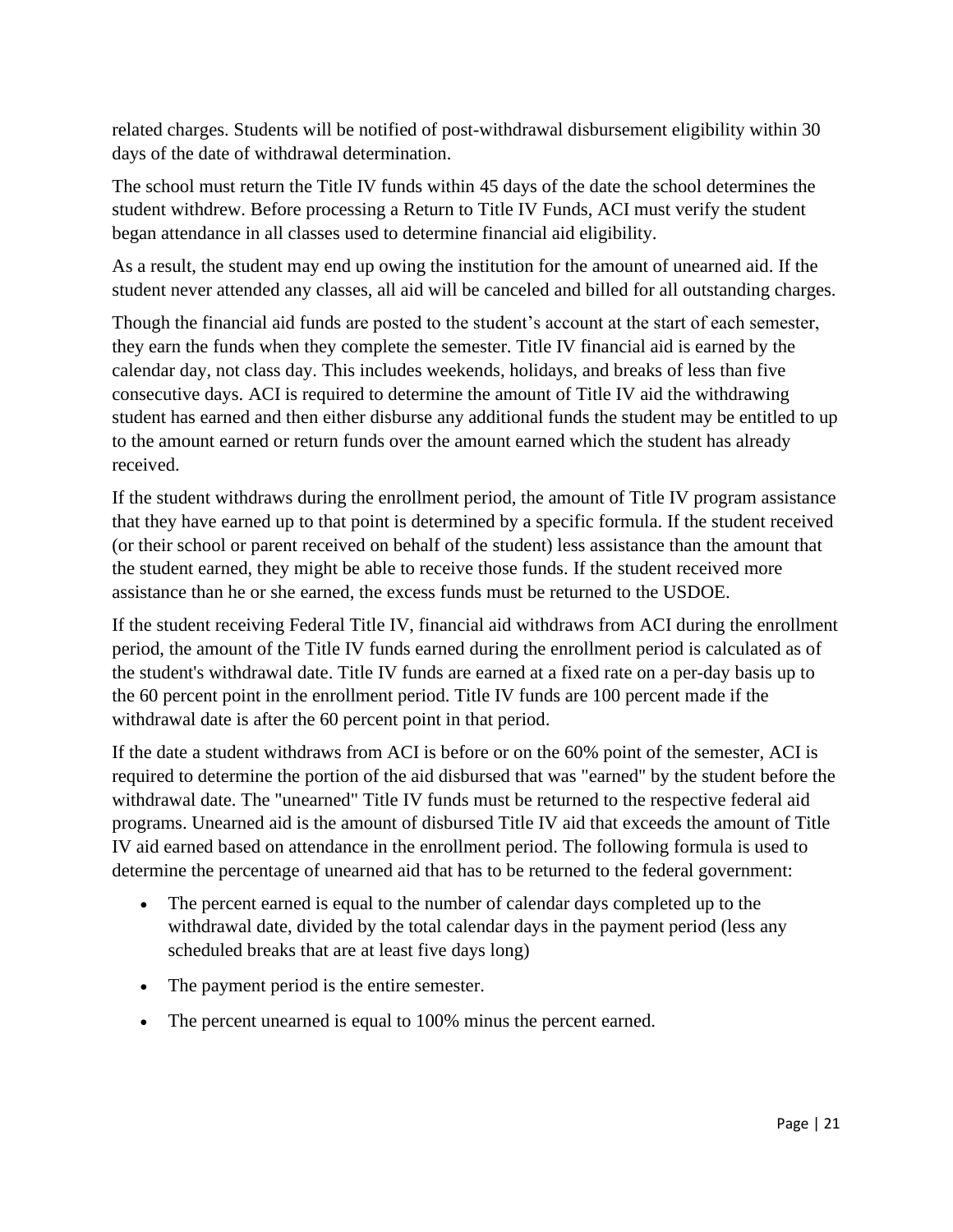related charges. Students will be notified of post-withdrawal disbursement eligibility within 30 days of the date of withdrawal determination.

The school must return the Title IV funds within 45 days of the date the school determines the student withdrew. Before processing a Return to Title IV Funds, ACI must verify the student began attendance in all classes used to determine financial aid eligibility.

As a result, the student may end up owing the institution for the amount of unearned aid. If the student never attended any classes, all aid will be canceled and billed for all outstanding charges.

Though the financial aid funds are posted to the student's account at the start of each semester, they earn the funds when they complete the semester. Title IV financial aid is earned by the calendar day, not class day. This includes weekends, holidays, and breaks of less than five consecutive days. ACI is required to determine the amount of Title IV aid the withdrawing student has earned and then either disburse any additional funds the student may be entitled to up to the amount earned or return funds over the amount earned which the student has already received.

If the student withdraws during the enrollment period, the amount of Title IV program assistance that they have earned up to that point is determined by a specific formula. If the student received (or their school or parent received on behalf of the student) less assistance than the amount that the student earned, they might be able to receive those funds. If the student received more assistance than he or she earned, the excess funds must be returned to the USDOE.

If the student receiving Federal Title IV, financial aid withdraws from ACI during the enrollment period, the amount of the Title IV funds earned during the enrollment period is calculated as of the student's withdrawal date. Title IV funds are earned at a fixed rate on a per-day basis up to the 60 percent point in the enrollment period. Title IV funds are 100 percent made if the withdrawal date is after the 60 percent point in that period.

If the date a student withdraws from ACI is before or on the 60% point of the semester, ACI is required to determine the portion of the aid disbursed that was "earned" by the student before the withdrawal date. The "unearned" Title IV funds must be returned to the respective federal aid programs. Unearned aid is the amount of disbursed Title IV aid that exceeds the amount of Title IV aid earned based on attendance in the enrollment period. The following formula is used to determine the percentage of unearned aid that has to be returned to the federal government:

- The percent earned is equal to the number of calendar days completed up to the withdrawal date, divided by the total calendar days in the payment period (less any scheduled breaks that are at least five days long)
- The payment period is the entire semester.
- The percent unearned is equal to 100% minus the percent earned.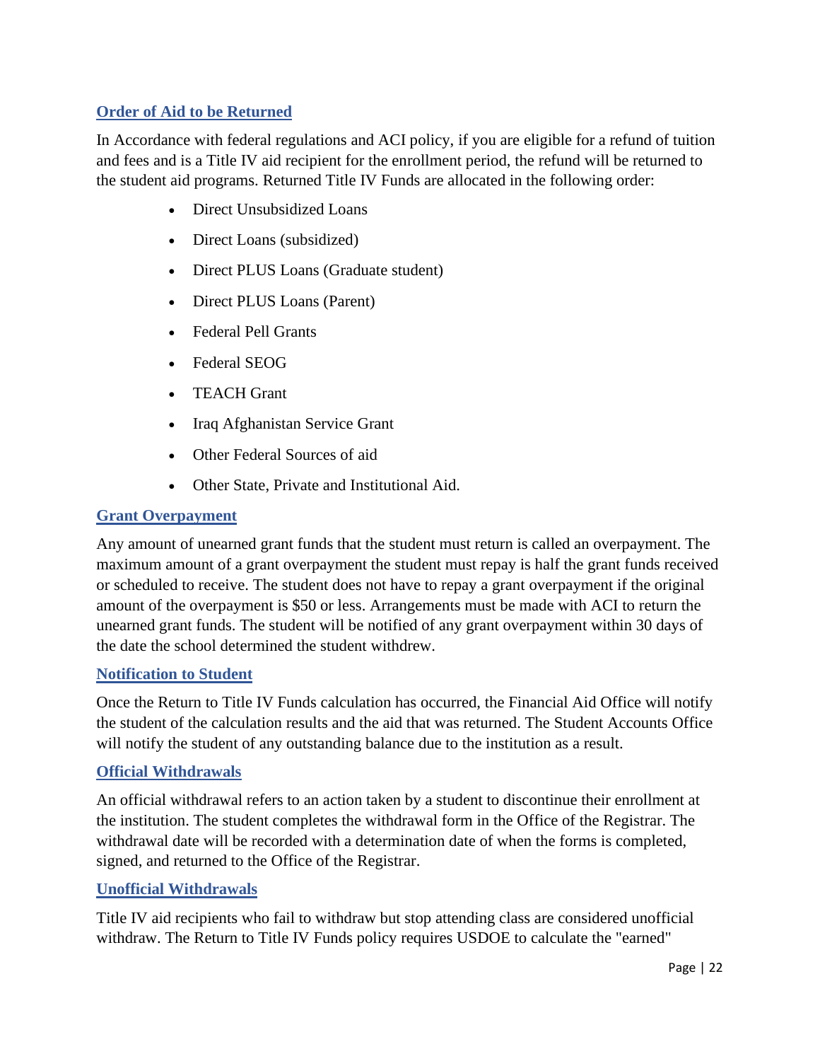### Order of Aid to be Returned

In Accordance with federal regulations and ACI policy, if you are eligible for a refund of tuition and fees and is a Title IV aid recipient for the enrollment period, the refund will be returned to the student aid programs. Returned Title IV Funds are allocated in the following order:

- Direct Unsubsidized Loans
- Direct Loans (subsidized)
- Direct PLUS Loans (Graduate student)
- Direct PLUS Loans (Parent)
- Federal Pell Grants
- Federal SEOG
- TEACH Grant
- Iraq Afghanistan Service Grant
- Other Federal Sources of aid
- Other State, Private and Institutional Aid.

### Grant Overpayment

Any amount of unearned grant funds that the student must return is called an overpayment. The maximum amount of a grant overpayment the student must repay is half the grant funds received or scheduled to receive. The student does not have to repay a grant overpayment if the original amount of the overpayment is $50 or less. Arrangements must be made with ACI to return the unearned grant funds. The student will be notified of any grant overpayment within 30 days of the date the school determined the student withdrew.

### Notification to Student

Once the Return to Title IV Funds calculation has occurred, the Financial Aid Office will notify the student of the calculation results and the aid that was returned. The Student Accounts Office will notify the student of any outstanding balance due to the institution as a result.

### Official Withdrawals

An official withdrawal refers to an action taken by a student to discontinue their enrollment at the institution. The student completes the withdrawal form in the Office of the Registrar. The withdrawal date will be recorded with a determination date of when the forms is completed, signed, and returned to the Office of the Registrar.

### Unofficial Withdrawals

Title IV aid recipients who fail to withdraw but stop attending class are considered unofficial withdraw. The Return to Title IV Funds policy requires USDOE to calculate the "earned"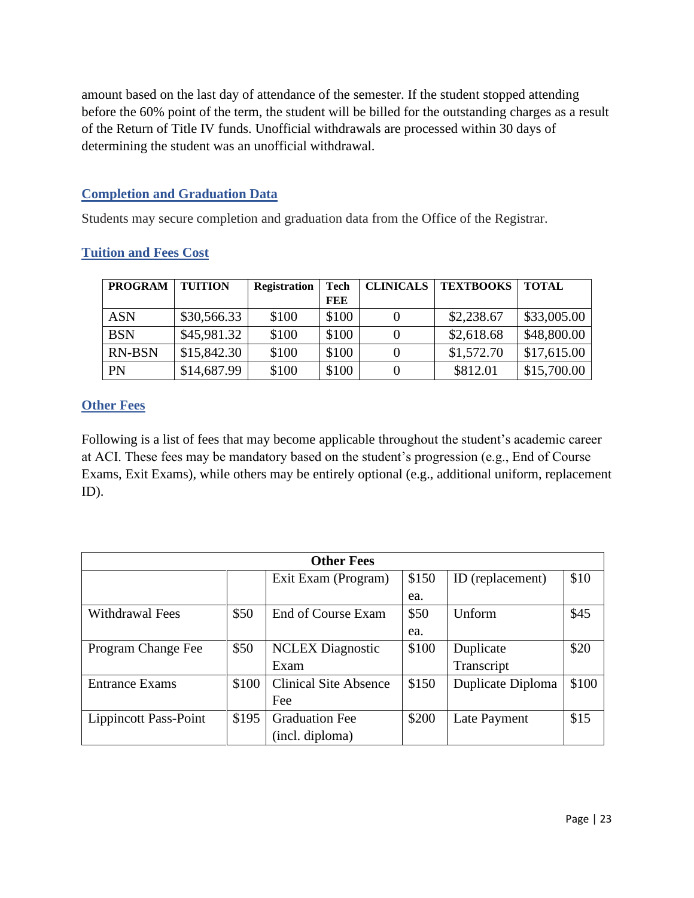amount based on the last day of attendance of the semester. If the student stopped attending before the 60% point of the term, the student will be billed for the outstanding charges as a result of the Return of Title IV funds. Unofficial withdrawals are processed within 30 days of determining the student was an unofficial withdrawal.

## Completion and Graduation Data

Students may secure completion and graduation data from the Office of the Registrar.

## Tuition and Fees Cost

| PROGRAM | TUITION | Registration | Tech FEE | CLINICALS | TEXTBOOKS | TOTAL |
|---|---|---|---|---|---|---|
| ASN | $30,566.33 | $100 | $100 | 0 | $2,238.67 | $33,005.00 |
| BSN | $45,981.32 | $100 | $100 | 0 | $2,618.68 | $48,800.00 |
| RN-BSN | $15,842.30 | $100 | $100 | 0 | $1,572.70 | $17,615.00 |
| PN | $14,687.99 | $100 | $100 | 0 | $812.01 | $15,700.00 |

## Other Fees

Following is a list of fees that may become applicable throughout the student's academic career at ACI. These fees may be mandatory based on the student's progression (e.g., End of Course Exams, Exit Exams), while others may be entirely optional (e.g., additional uniform, replacement ID).

| Other Fees | | | | | |
|---|---|---|---|---|---|
| | | Exit Exam (Program) | $150 ea. | ID (replacement) | $10 |
| Withdrawal Fees | $50 | End of Course Exam | $50 ea. | Unform | $45 |
| Program Change Fee | $50 | NCLEX Diagnostic Exam | $100 | Duplicate Transcript | $20 |
| Entrance Exams | $100 | Clinical Site Absence Fee | $150 | Duplicate Diploma | $100 |
| Lippincott Pass-Point | $195 | Graduation Fee (incl. diploma) | $200 | Late Payment | $15 |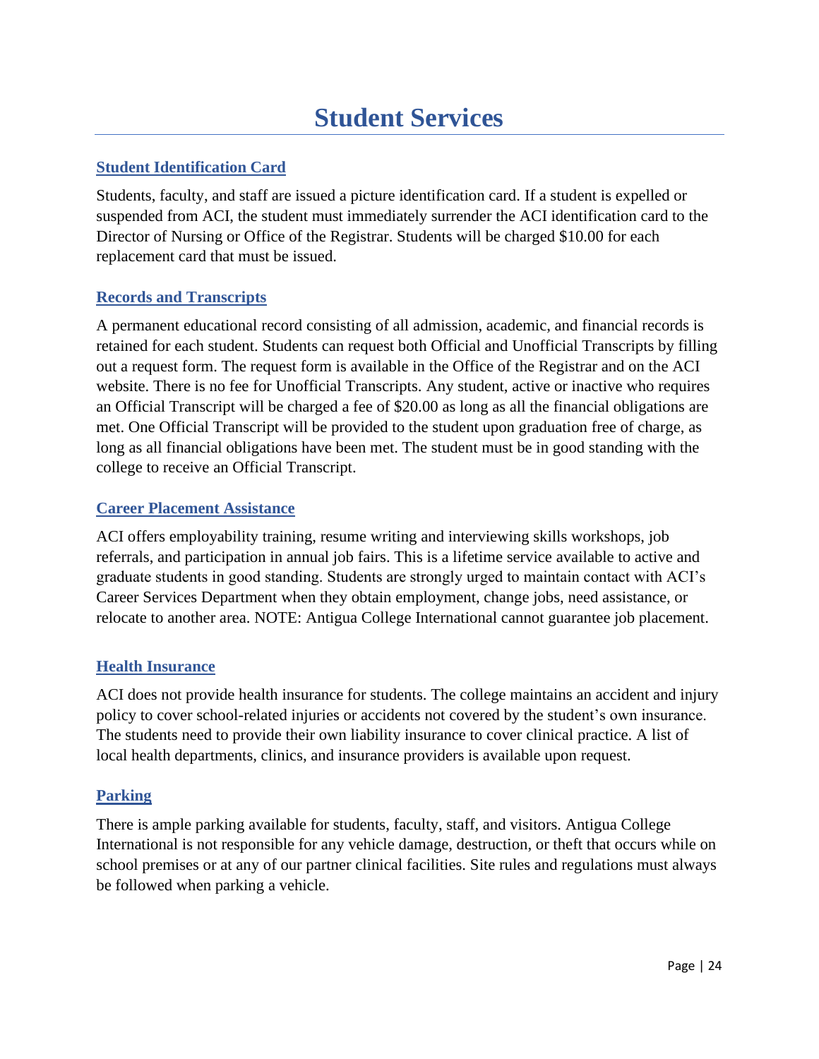# Student Services

## Student Identification Card

Students, faculty, and staff are issued a picture identification card. If a student is expelled or suspended from ACI, the student must immediately surrender the ACI identification card to the Director of Nursing or Office of the Registrar. Students will be charged $10.00 for each replacement card that must be issued.

## Records and Transcripts

A permanent educational record consisting of all admission, academic, and financial records is retained for each student. Students can request both Official and Unofficial Transcripts by filling out a request form. The request form is available in the Office of the Registrar and on the ACI website. There is no fee for Unofficial Transcripts. Any student, active or inactive who requires an Official Transcript will be charged a fee of $20.00 as long as all the financial obligations are met. One Official Transcript will be provided to the student upon graduation free of charge, as long as all financial obligations have been met. The student must be in good standing with the college to receive an Official Transcript.

## Career Placement Assistance

ACI offers employability training, resume writing and interviewing skills workshops, job referrals, and participation in annual job fairs. This is a lifetime service available to active and graduate students in good standing. Students are strongly urged to maintain contact with ACI's Career Services Department when they obtain employment, change jobs, need assistance, or relocate to another area. NOTE: Antigua College International cannot guarantee job placement.

## Health Insurance

ACI does not provide health insurance for students. The college maintains an accident and injury policy to cover school-related injuries or accidents not covered by the student's own insurance. The students need to provide their own liability insurance to cover clinical practice. A list of local health departments, clinics, and insurance providers is available upon request.

## Parking

There is ample parking available for students, faculty, staff, and visitors. Antigua College International is not responsible for any vehicle damage, destruction, or theft that occurs while on school premises or at any of our partner clinical facilities. Site rules and regulations must always be followed when parking a vehicle.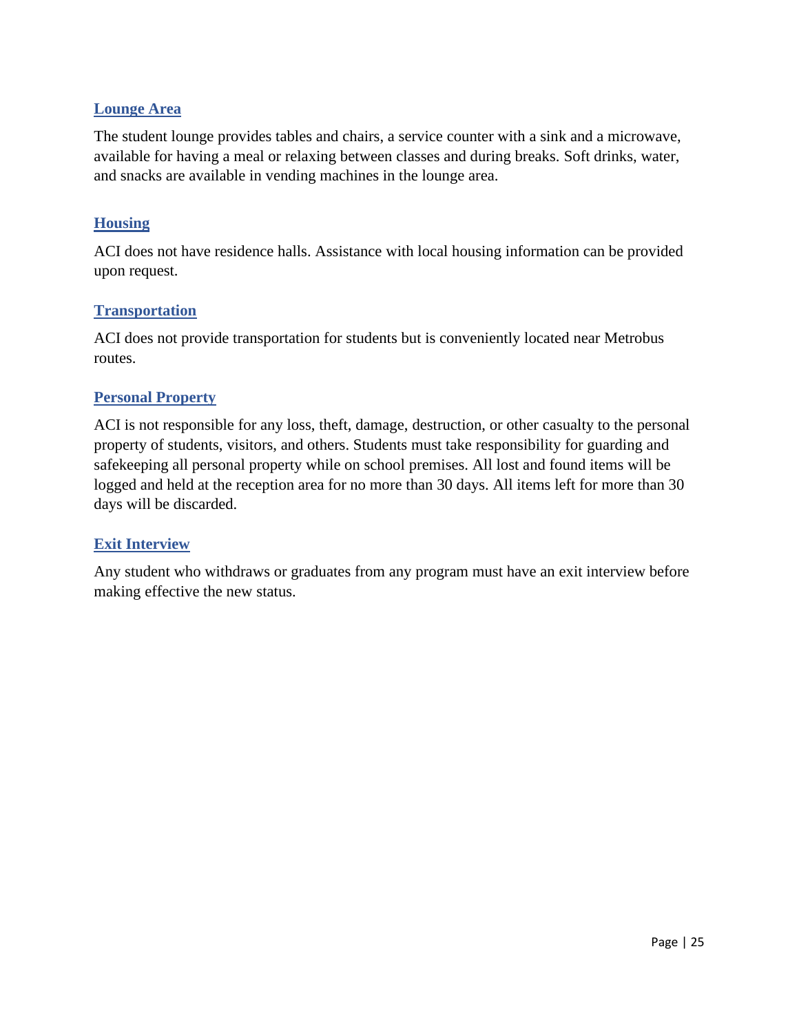## Lounge Area

The student lounge provides tables and chairs, a service counter with a sink and a microwave, available for having a meal or relaxing between classes and during breaks. Soft drinks, water, and snacks are available in vending machines in the lounge area.

## Housing

ACI does not have residence halls. Assistance with local housing information can be provided upon request.

## Transportation

ACI does not provide transportation for students but is conveniently located near Metrobus routes.

## Personal Property

ACI is not responsible for any loss, theft, damage, destruction, or other casualty to the personal property of students, visitors, and others. Students must take responsibility for guarding and safekeeping all personal property while on school premises. All lost and found items will be logged and held at the reception area for no more than 30 days. All items left for more than 30 days will be discarded.

## Exit Interview

Any student who withdraws or graduates from any program must have an exit interview before making effective the new status.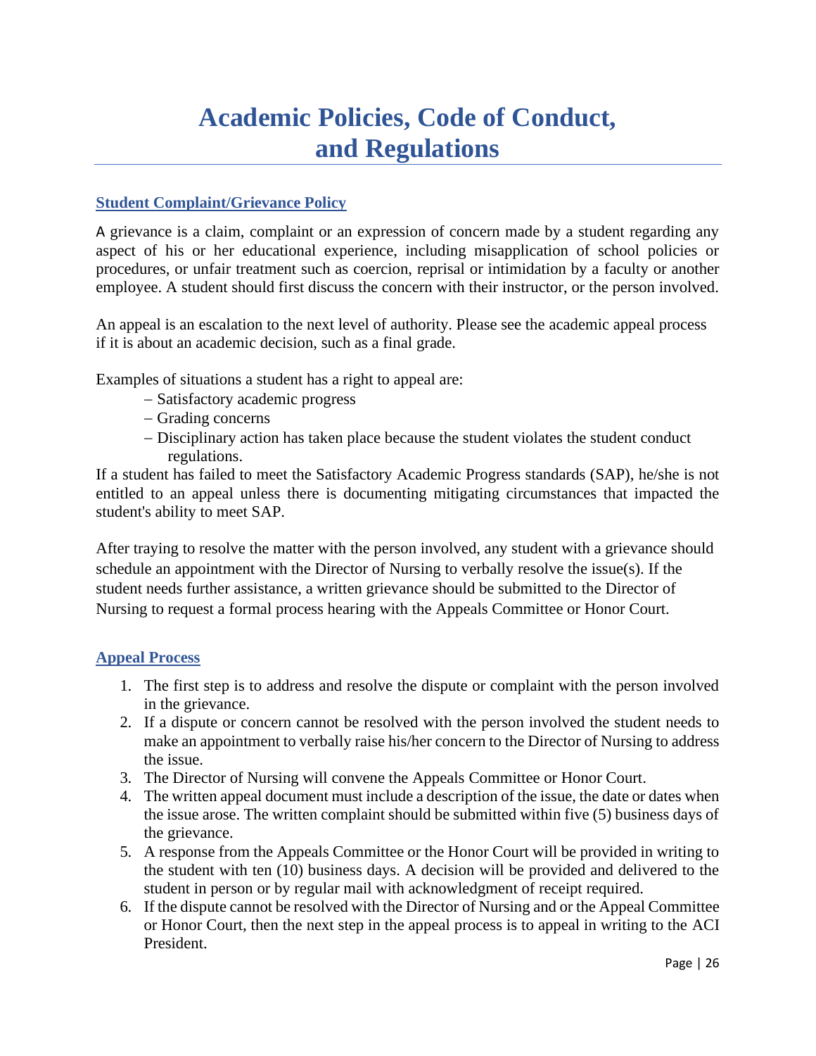# Academic Policies, Code of Conduct, and Regulations

## Student Complaint/Grievance Policy

A grievance is a claim, complaint or an expression of concern made by a student regarding any aspect of his or her educational experience, including misapplication of school policies or procedures, or unfair treatment such as coercion, reprisal or intimidation by a faculty or another employee. A student should first discuss the concern with their instructor, or the person involved.

An appeal is an escalation to the next level of authority. Please see the academic appeal process if it is about an academic decision, such as a final grade.

Examples of situations a student has a right to appeal are:

- Satisfactory academic progress
- Grading concerns
- Disciplinary action has taken place because the student violates the student conduct regulations.

If a student has failed to meet the Satisfactory Academic Progress standards (SAP), he/she is not entitled to an appeal unless there is documenting mitigating circumstances that impacted the student's ability to meet SAP.

After traying to resolve the matter with the person involved, any student with a grievance should schedule an appointment with the Director of Nursing to verbally resolve the issue(s). If the student needs further assistance, a written grievance should be submitted to the Director of Nursing to request a formal process hearing with the Appeals Committee or Honor Court.

## Appeal Process

1. The first step is to address and resolve the dispute or complaint with the person involved in the grievance.
2. If a dispute or concern cannot be resolved with the person involved the student needs to make an appointment to verbally raise his/her concern to the Director of Nursing to address the issue.
3. The Director of Nursing will convene the Appeals Committee or Honor Court.
4. The written appeal document must include a description of the issue, the date or dates when the issue arose. The written complaint should be submitted within five (5) business days of the grievance.
5. A response from the Appeals Committee or the Honor Court will be provided in writing to the student with ten (10) business days. A decision will be provided and delivered to the student in person or by regular mail with acknowledgment of receipt required.
6. If the dispute cannot be resolved with the Director of Nursing and or the Appeal Committee or Honor Court, then the next step in the appeal process is to appeal in writing to the ACI President.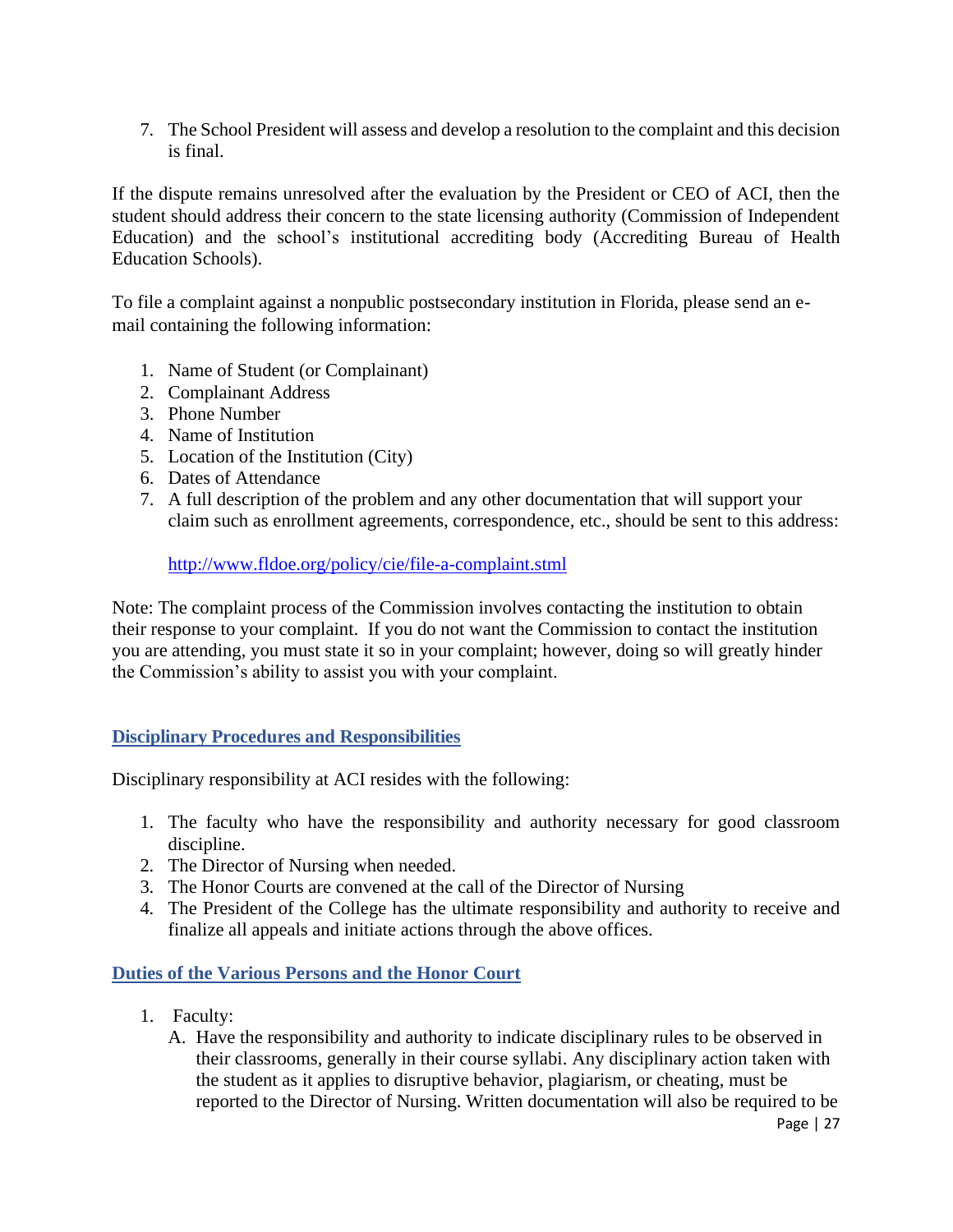7. The School President will assess and develop a resolution to the complaint and this decision is final.

If the dispute remains unresolved after the evaluation by the President or CEO of ACI, then the student should address their concern to the state licensing authority (Commission of Independent Education) and the school's institutional accrediting body (Accrediting Bureau of Health Education Schools).

To file a complaint against a nonpublic postsecondary institution in Florida, please send an e-mail containing the following information:

1. Name of Student (or Complainant)
2. Complainant Address
3. Phone Number
4. Name of Institution
5. Location of the Institution (City)
6. Dates of Attendance
7. A full description of the problem and any other documentation that will support your claim such as enrollment agreements, correspondence, etc., should be sent to this address:

   http://www.fldoe.org/policy/cie/file-a-complaint.stml

Note: The complaint process of the Commission involves contacting the institution to obtain their response to your complaint. If you do not want the Commission to contact the institution you are attending, you must state it so in your complaint; however, doing so will greatly hinder the Commission's ability to assist you with your complaint.

## Disciplinary Procedures and Responsibilities

Disciplinary responsibility at ACI resides with the following:

1. The faculty who have the responsibility and authority necessary for good classroom discipline.
2. The Director of Nursing when needed.
3. The Honor Courts are convened at the call of the Director of Nursing
4. The President of the College has the ultimate responsibility and authority to receive and finalize all appeals and initiate actions through the above offices.

## Duties of the Various Persons and the Honor Court

1. Faculty:
   A. Have the responsibility and authority to indicate disciplinary rules to be observed in their classrooms, generally in their course syllabi. Any disciplinary action taken with the student as it applies to disruptive behavior, plagiarism, or cheating, must be reported to the Director of Nursing. Written documentation will also be required to be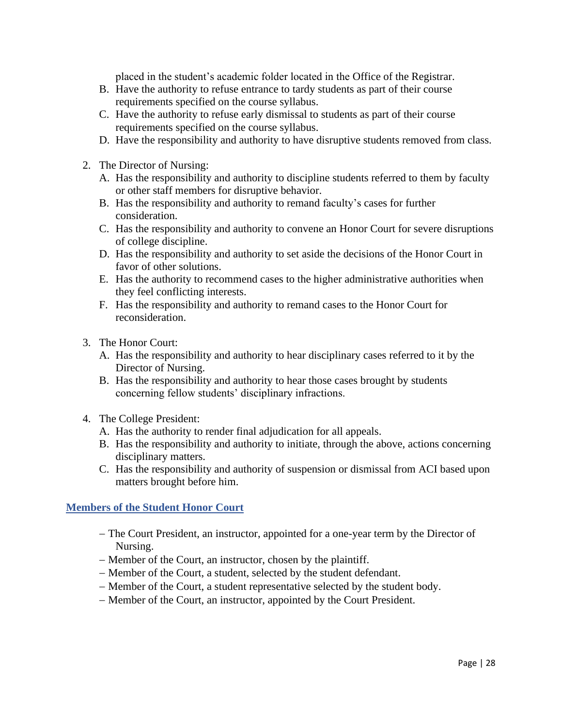placed in the student's academic folder located in the Office of the Registrar.

B. Have the authority to refuse entrance to tardy students as part of their course requirements specified on the course syllabus.

C. Have the authority to refuse early dismissal to students as part of their course requirements specified on the course syllabus.

D. Have the responsibility and authority to have disruptive students removed from class.

2. The Director of Nursing:
   A. Has the responsibility and authority to discipline students referred to them by faculty or other staff members for disruptive behavior.
   B. Has the responsibility and authority to remand faculty's cases for further consideration.
   C. Has the responsibility and authority to convene an Honor Court for severe disruptions of college discipline.
   D. Has the responsibility and authority to set aside the decisions of the Honor Court in favor of other solutions.
   E. Has the authority to recommend cases to the higher administrative authorities when they feel conflicting interests.
   F. Has the responsibility and authority to remand cases to the Honor Court for reconsideration.

3. The Honor Court:
   A. Has the responsibility and authority to hear disciplinary cases referred to it by the Director of Nursing.
   B. Has the responsibility and authority to hear those cases brought by students concerning fellow students' disciplinary infractions.

4. The College President:
   A. Has the authority to render final adjudication for all appeals.
   B. Has the responsibility and authority to initiate, through the above, actions concerning disciplinary matters.
   C. Has the responsibility and authority of suspension or dismissal from ACI based upon matters brought before him.

## Members of the Student Honor Court

- The Court President, an instructor, appointed for a one-year term by the Director of Nursing.
- Member of the Court, an instructor, chosen by the plaintiff.
- Member of the Court, a student, selected by the student defendant.
- Member of the Court, a student representative selected by the student body.
- Member of the Court, an instructor, appointed by the Court President.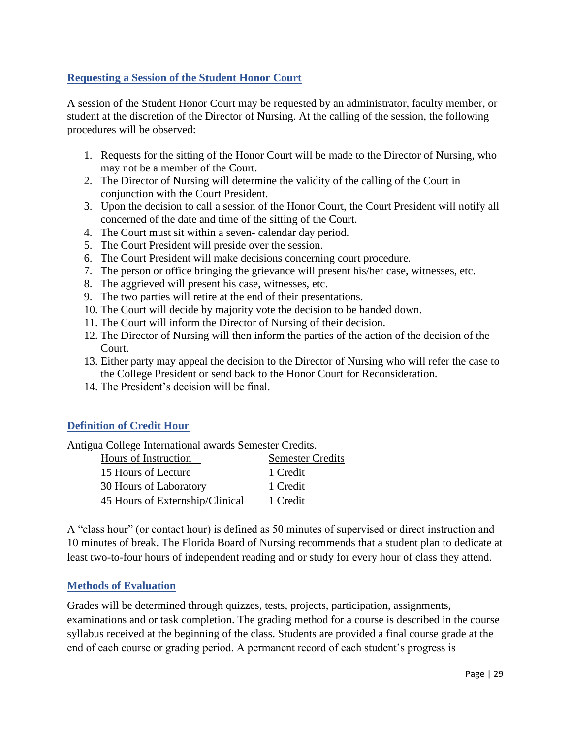## Requesting a Session of the Student Honor Court

A session of the Student Honor Court may be requested by an administrator, faculty member, or student at the discretion of the Director of Nursing. At the calling of the session, the following procedures will be observed:

1. Requests for the sitting of the Honor Court will be made to the Director of Nursing, who may not be a member of the Court.
2. The Director of Nursing will determine the validity of the calling of the Court in conjunction with the Court President.
3. Upon the decision to call a session of the Honor Court, the Court President will notify all concerned of the date and time of the sitting of the Court.
4. The Court must sit within a seven- calendar day period.
5. The Court President will preside over the session.
6. The Court President will make decisions concerning court procedure.
7. The person or office bringing the grievance will present his/her case, witnesses, etc.
8. The aggrieved will present his case, witnesses, etc.
9. The two parties will retire at the end of their presentations.
10. The Court will decide by majority vote the decision to be handed down.
11. The Court will inform the Director of Nursing of their decision.
12. The Director of Nursing will then inform the parties of the action of the decision of the Court.
13. Either party may appeal the decision to the Director of Nursing who will refer the case to the College President or send back to the Honor Court for Reconsideration.
14. The President's decision will be final.

## Definition of Credit Hour

Antigua College International awards Semester Credits.

| Hours of Instruction | Semester Credits |
|---|---|
| 15 Hours of Lecture | 1 Credit |
| 30 Hours of Laboratory | 1 Credit |
| 45 Hours of Externship/Clinical | 1 Credit |

A "class hour" (or contact hour) is defined as 50 minutes of supervised or direct instruction and 10 minutes of break. The Florida Board of Nursing recommends that a student plan to dedicate at least two-to-four hours of independent reading and or study for every hour of class they attend.

## Methods of Evaluation

Grades will be determined through quizzes, tests, projects, participation, assignments, examinations and or task completion. The grading method for a course is described in the course syllabus received at the beginning of the class. Students are provided a final course grade at the end of each course or grading period. A permanent record of each student's progress is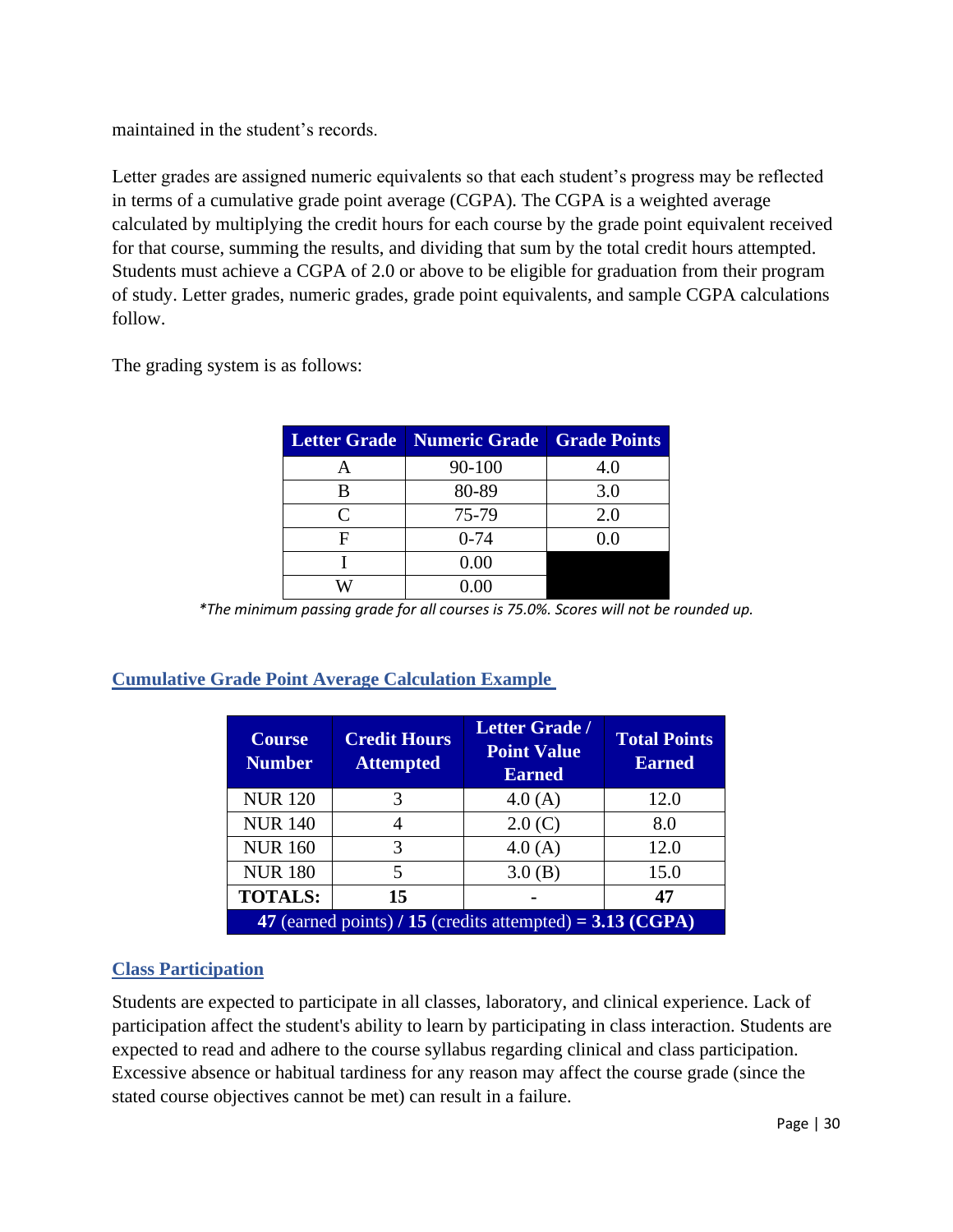maintained in the student's records.

Letter grades are assigned numeric equivalents so that each student's progress may be reflected in terms of a cumulative grade point average (CGPA). The CGPA is a weighted average calculated by multiplying the credit hours for each course by the grade point equivalent received for that course, summing the results, and dividing that sum by the total credit hours attempted. Students must achieve a CGPA of 2.0 or above to be eligible for graduation from their program of study. Letter grades, numeric grades, grade point equivalents, and sample CGPA calculations follow.

The grading system is as follows:

| Letter Grade | Numeric Grade | Grade Points |
|---|---|---|
| A | 90-100 | 4.0 |
| B | 80-89 | 3.0 |
| C | 75-79 | 2.0 |
| F | 0-74 | 0.0 |
| I | 0.00 | |
| W | 0.00 | |

*\*The minimum passing grade for all courses is 75.0%. Scores will not be rounded up.*

## Cumulative Grade Point Average Calculation Example

| Course Number | Credit Hours Attempted | Letter Grade / Point Value Earned | Total Points Earned |
|---|---|---|---|
| NUR 120 | 3 | 4.0 (A) | 12.0 |
| NUR 140 | 4 | 2.0 (C) | 8.0 |
| NUR 160 | 3 | 4.0 (A) | 12.0 |
| NUR 180 | 5 | 3.0 (B) | 15.0 |
| **TOTALS:** | **15** | - | **47** |
| **47** (earned points) **/ 15** (credits attempted) **= 3.13 (CGPA)** | | | |

## Class Participation

Students are expected to participate in all classes, laboratory, and clinical experience. Lack of participation affect the student's ability to learn by participating in class interaction. Students are expected to read and adhere to the course syllabus regarding clinical and class participation. Excessive absence or habitual tardiness for any reason may affect the course grade (since the stated course objectives cannot be met) can result in a failure.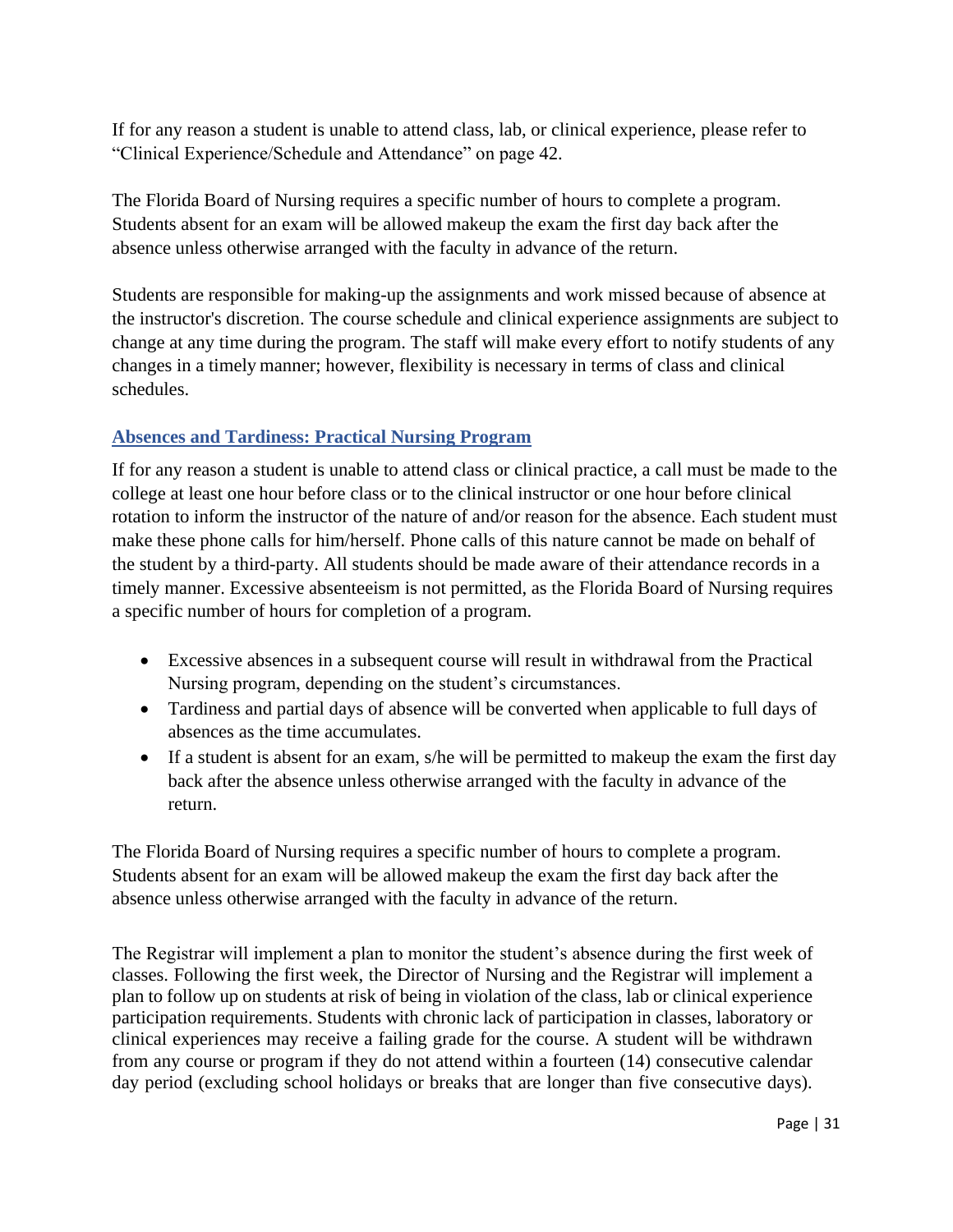If for any reason a student is unable to attend class, lab, or clinical experience, please refer to "Clinical Experience/Schedule and Attendance" on page 42.

The Florida Board of Nursing requires a specific number of hours to complete a program. Students absent for an exam will be allowed makeup the exam the first day back after the absence unless otherwise arranged with the faculty in advance of the return.

Students are responsible for making-up the assignments and work missed because of absence at the instructor's discretion. The course schedule and clinical experience assignments are subject to change at any time during the program. The staff will make every effort to notify students of any changes in a timely manner; however, flexibility is necessary in terms of class and clinical schedules.

## Absences and Tardiness: Practical Nursing Program

If for any reason a student is unable to attend class or clinical practice, a call must be made to the college at least one hour before class or to the clinical instructor or one hour before clinical rotation to inform the instructor of the nature of and/or reason for the absence. Each student must make these phone calls for him/herself. Phone calls of this nature cannot be made on behalf of the student by a third-party. All students should be made aware of their attendance records in a timely manner. Excessive absenteeism is not permitted, as the Florida Board of Nursing requires a specific number of hours for completion of a program.

- Excessive absences in a subsequent course will result in withdrawal from the Practical Nursing program, depending on the student's circumstances.
- Tardiness and partial days of absence will be converted when applicable to full days of absences as the time accumulates.
- If a student is absent for an exam, s/he will be permitted to makeup the exam the first day back after the absence unless otherwise arranged with the faculty in advance of the return.

The Florida Board of Nursing requires a specific number of hours to complete a program. Students absent for an exam will be allowed makeup the exam the first day back after the absence unless otherwise arranged with the faculty in advance of the return.

The Registrar will implement a plan to monitor the student's absence during the first week of classes. Following the first week, the Director of Nursing and the Registrar will implement a plan to follow up on students at risk of being in violation of the class, lab or clinical experience participation requirements. Students with chronic lack of participation in classes, laboratory or clinical experiences may receive a failing grade for the course. A student will be withdrawn from any course or program if they do not attend within a fourteen (14) consecutive calendar day period (excluding school holidays or breaks that are longer than five consecutive days).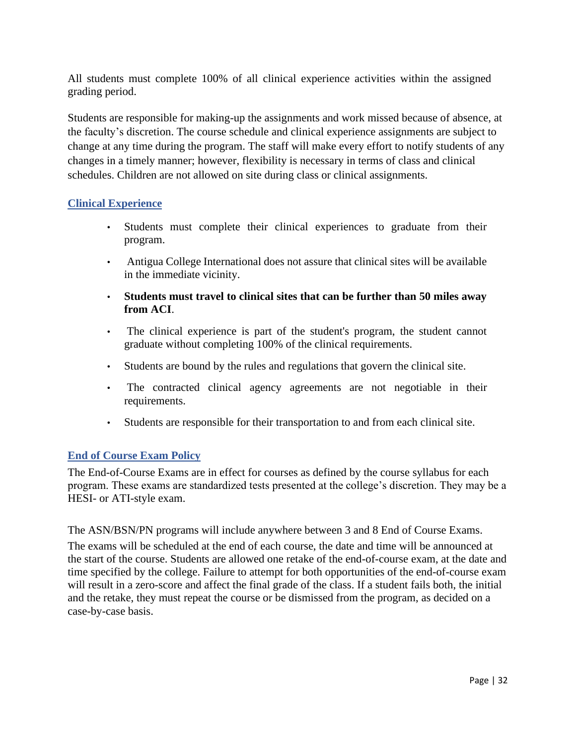All students must complete 100% of all clinical experience activities within the assigned grading period.

Students are responsible for making-up the assignments and work missed because of absence, at the faculty's discretion. The course schedule and clinical experience assignments are subject to change at any time during the program. The staff will make every effort to notify students of any changes in a timely manner; however, flexibility is necessary in terms of class and clinical schedules. Children are not allowed on site during class or clinical assignments.

## Clinical Experience

- Students must complete their clinical experiences to graduate from their program.
- Antigua College International does not assure that clinical sites will be available in the immediate vicinity.
- **Students must travel to clinical sites that can be further than 50 miles away from ACI**.
- The clinical experience is part of the student's program, the student cannot graduate without completing 100% of the clinical requirements.
- Students are bound by the rules and regulations that govern the clinical site.
- The contracted clinical agency agreements are not negotiable in their requirements.
- Students are responsible for their transportation to and from each clinical site.

## End of Course Exam Policy

The End-of-Course Exams are in effect for courses as defined by the course syllabus for each program. These exams are standardized tests presented at the college's discretion. They may be a HESI- or ATI-style exam.

The ASN/BSN/PN programs will include anywhere between 3 and 8 End of Course Exams.

The exams will be scheduled at the end of each course, the date and time will be announced at the start of the course. Students are allowed one retake of the end-of-course exam, at the date and time specified by the college. Failure to attempt for both opportunities of the end-of-course exam will result in a zero-score and affect the final grade of the class. If a student fails both, the initial and the retake, they must repeat the course or be dismissed from the program, as decided on a case-by-case basis.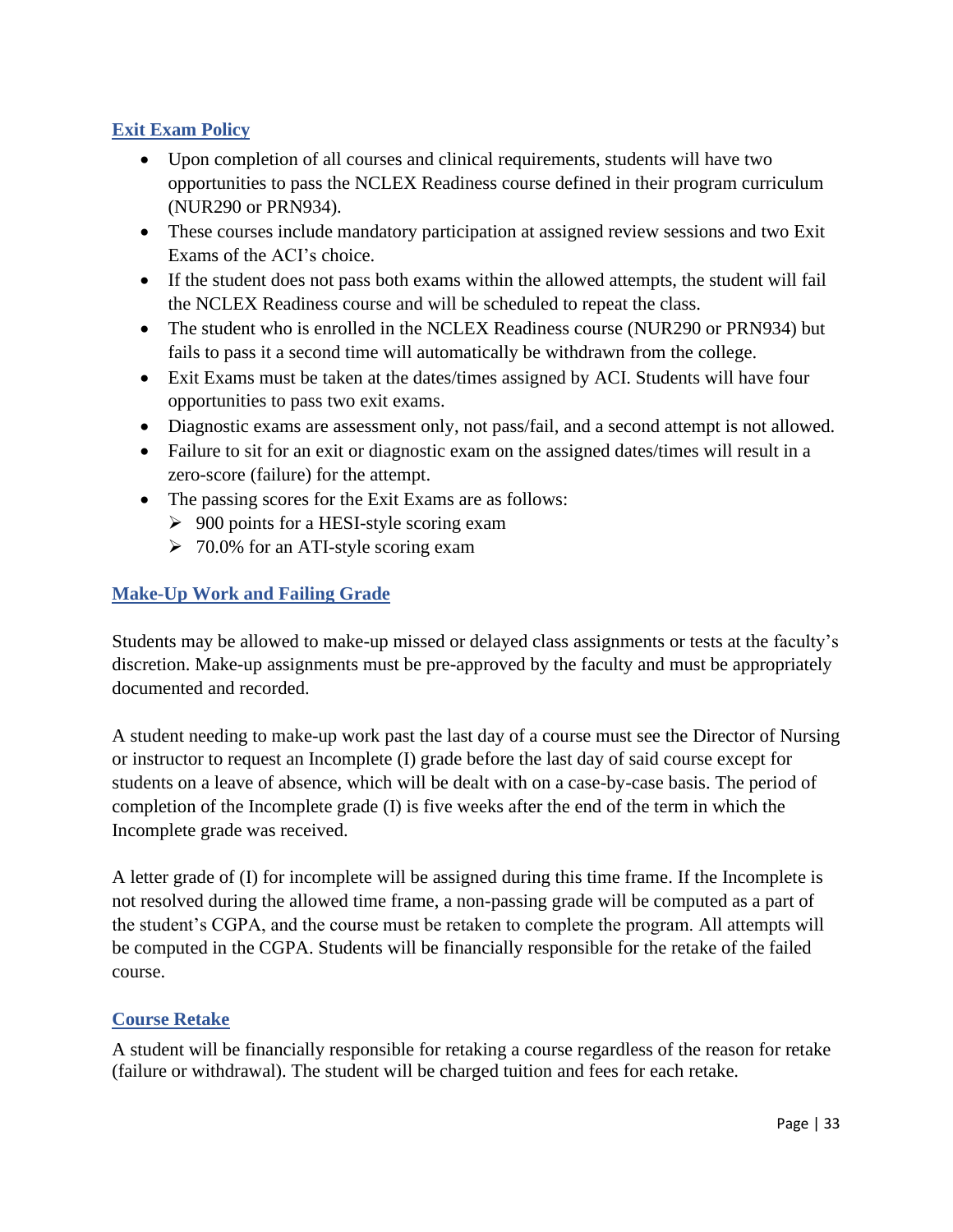## Exit Exam Policy

- Upon completion of all courses and clinical requirements, students will have two opportunities to pass the NCLEX Readiness course defined in their program curriculum (NUR290 or PRN934).
- These courses include mandatory participation at assigned review sessions and two Exit Exams of the ACI's choice.
- If the student does not pass both exams within the allowed attempts, the student will fail the NCLEX Readiness course and will be scheduled to repeat the class.
- The student who is enrolled in the NCLEX Readiness course (NUR290 or PRN934) but fails to pass it a second time will automatically be withdrawn from the college.
- Exit Exams must be taken at the dates/times assigned by ACI. Students will have four opportunities to pass two exit exams.
- Diagnostic exams are assessment only, not pass/fail, and a second attempt is not allowed.
- Failure to sit for an exit or diagnostic exam on the assigned dates/times will result in a zero-score (failure) for the attempt.
- The passing scores for the Exit Exams are as follows:
  - 900 points for a HESI-style scoring exam
  - 70.0% for an ATI-style scoring exam

## Make-Up Work and Failing Grade

Students may be allowed to make-up missed or delayed class assignments or tests at the faculty's discretion. Make-up assignments must be pre-approved by the faculty and must be appropriately documented and recorded.

A student needing to make-up work past the last day of a course must see the Director of Nursing or instructor to request an Incomplete (I) grade before the last day of said course except for students on a leave of absence, which will be dealt with on a case-by-case basis. The period of completion of the Incomplete grade (I) is five weeks after the end of the term in which the Incomplete grade was received.

A letter grade of (I) for incomplete will be assigned during this time frame. If the Incomplete is not resolved during the allowed time frame, a non-passing grade will be computed as a part of the student's CGPA, and the course must be retaken to complete the program. All attempts will be computed in the CGPA. Students will be financially responsible for the retake of the failed course.

## Course Retake

A student will be financially responsible for retaking a course regardless of the reason for retake (failure or withdrawal). The student will be charged tuition and fees for each retake.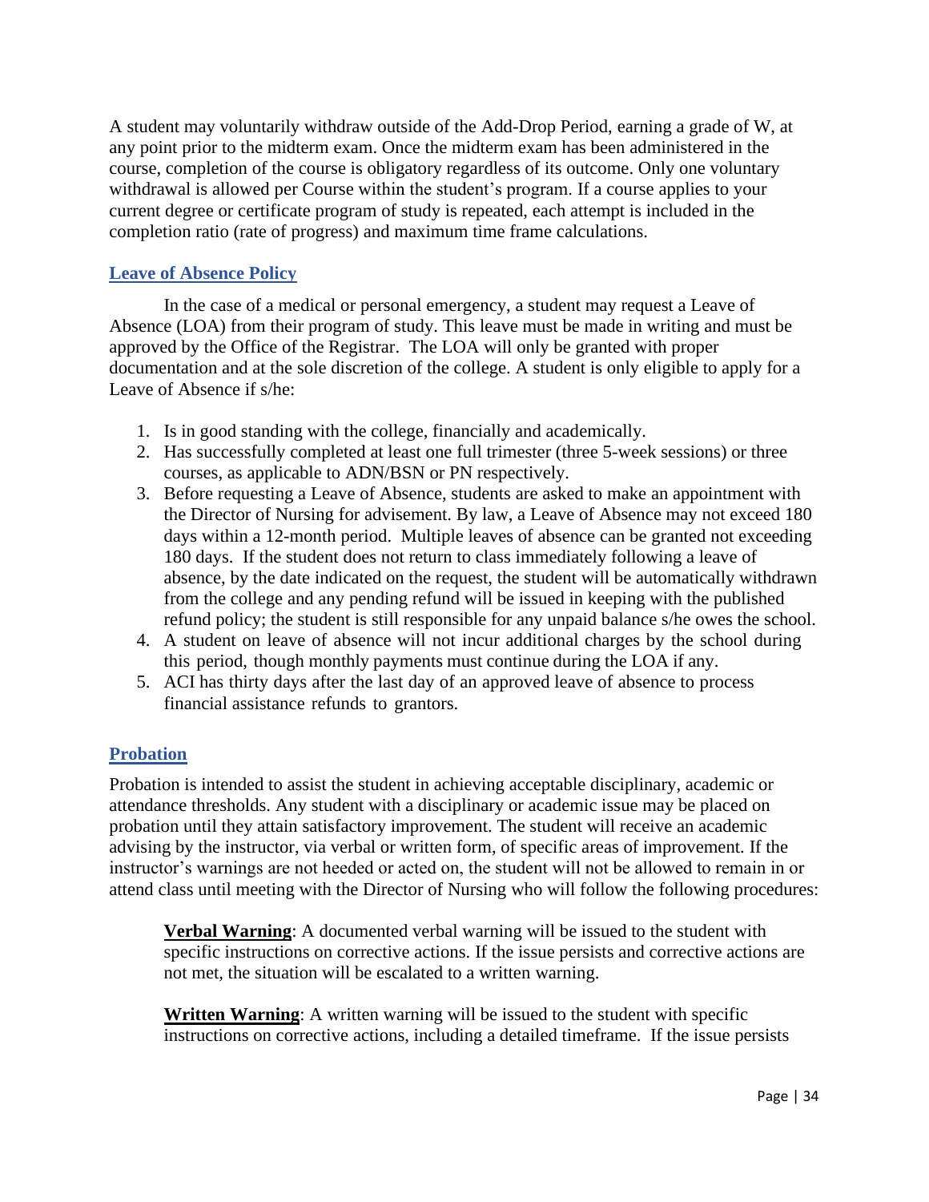A student may voluntarily withdraw outside of the Add-Drop Period, earning a grade of W, at any point prior to the midterm exam. Once the midterm exam has been administered in the course, completion of the course is obligatory regardless of its outcome. Only one voluntary withdrawal is allowed per Course within the student's program. If a course applies to your current degree or certificate program of study is repeated, each attempt is included in the completion ratio (rate of progress) and maximum time frame calculations.

## Leave of Absence Policy

In the case of a medical or personal emergency, a student may request a Leave of Absence (LOA) from their program of study. This leave must be made in writing and must be approved by the Office of the Registrar. The LOA will only be granted with proper documentation and at the sole discretion of the college. A student is only eligible to apply for a Leave of Absence if s/he:

1. Is in good standing with the college, financially and academically.
2. Has successfully completed at least one full trimester (three 5-week sessions) or three courses, as applicable to ADN/BSN or PN respectively.
3. Before requesting a Leave of Absence, students are asked to make an appointment with the Director of Nursing for advisement. By law, a Leave of Absence may not exceed 180 days within a 12-month period. Multiple leaves of absence can be granted not exceeding 180 days. If the student does not return to class immediately following a leave of absence, by the date indicated on the request, the student will be automatically withdrawn from the college and any pending refund will be issued in keeping with the published refund policy; the student is still responsible for any unpaid balance s/he owes the school.
4. A student on leave of absence will not incur additional charges by the school during this period, though monthly payments must continue during the LOA if any.
5. ACI has thirty days after the last day of an approved leave of absence to process financial assistance refunds to grantors.

## Probation

Probation is intended to assist the student in achieving acceptable disciplinary, academic or attendance thresholds. Any student with a disciplinary or academic issue may be placed on probation until they attain satisfactory improvement. The student will receive an academic advising by the instructor, via verbal or written form, of specific areas of improvement. If the instructor's warnings are not heeded or acted on, the student will not be allowed to remain in or attend class until meeting with the Director of Nursing who will follow the following procedures:

**Verbal Warning**: A documented verbal warning will be issued to the student with specific instructions on corrective actions. If the issue persists and corrective actions are not met, the situation will be escalated to a written warning.

**Written Warning**: A written warning will be issued to the student with specific instructions on corrective actions, including a detailed timeframe. If the issue persists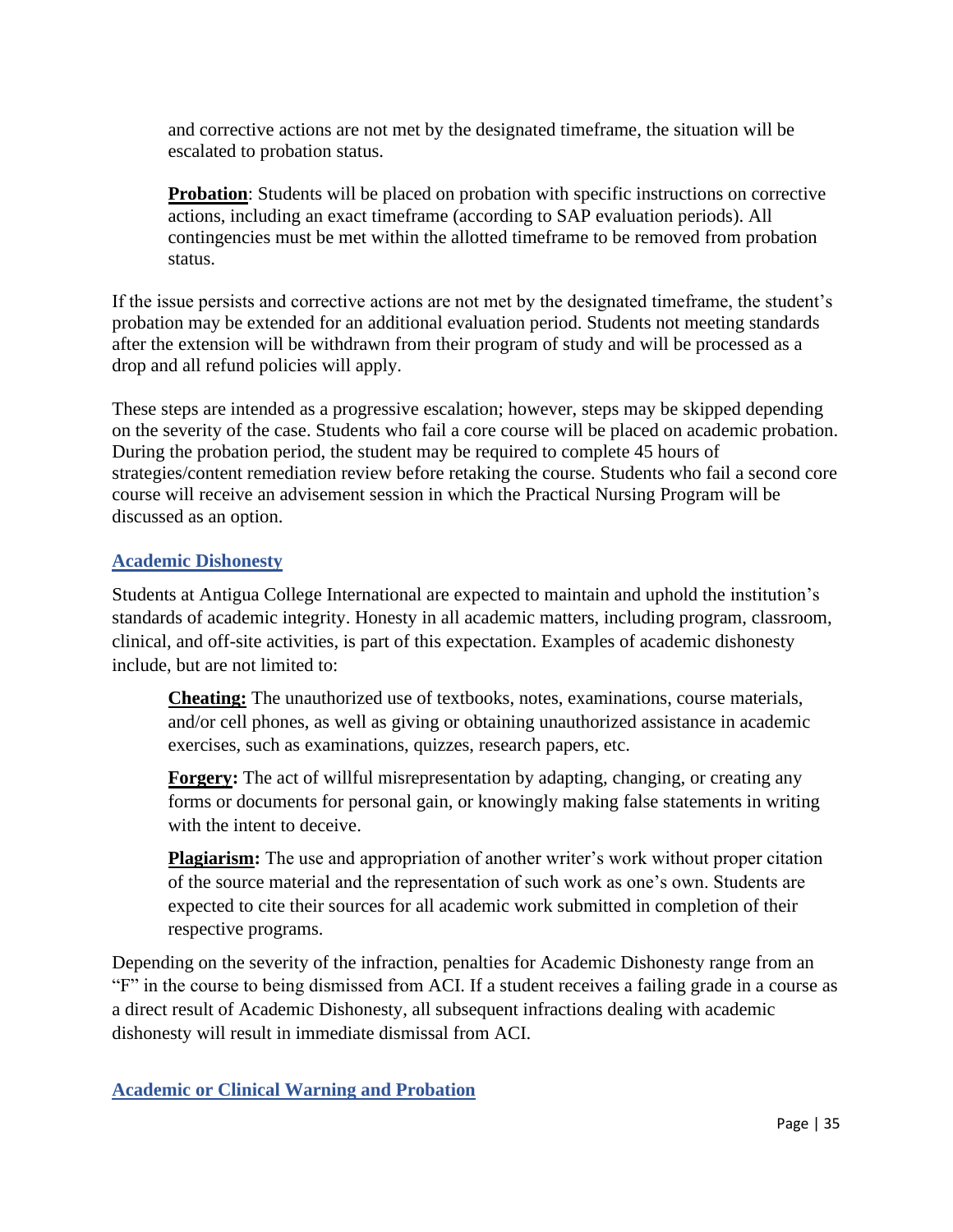and corrective actions are not met by the designated timeframe, the situation will be escalated to probation status.

**Probation**: Students will be placed on probation with specific instructions on corrective actions, including an exact timeframe (according to SAP evaluation periods). All contingencies must be met within the allotted timeframe to be removed from probation status.

If the issue persists and corrective actions are not met by the designated timeframe, the student's probation may be extended for an additional evaluation period. Students not meeting standards after the extension will be withdrawn from their program of study and will be processed as a drop and all refund policies will apply.

These steps are intended as a progressive escalation; however, steps may be skipped depending on the severity of the case. Students who fail a core course will be placed on academic probation. During the probation period, the student may be required to complete 45 hours of strategies/content remediation review before retaking the course. Students who fail a second core course will receive an advisement session in which the Practical Nursing Program will be discussed as an option.

## Academic Dishonesty

Students at Antigua College International are expected to maintain and uphold the institution's standards of academic integrity. Honesty in all academic matters, including program, classroom, clinical, and off-site activities, is part of this expectation. Examples of academic dishonesty include, but are not limited to:

**Cheating:** The unauthorized use of textbooks, notes, examinations, course materials, and/or cell phones, as well as giving or obtaining unauthorized assistance in academic exercises, such as examinations, quizzes, research papers, etc.

**Forgery:** The act of willful misrepresentation by adapting, changing, or creating any forms or documents for personal gain, or knowingly making false statements in writing with the intent to deceive.

**Plagiarism:** The use and appropriation of another writer's work without proper citation of the source material and the representation of such work as one's own. Students are expected to cite their sources for all academic work submitted in completion of their respective programs.

Depending on the severity of the infraction, penalties for Academic Dishonesty range from an "F" in the course to being dismissed from ACI. If a student receives a failing grade in a course as a direct result of Academic Dishonesty, all subsequent infractions dealing with academic dishonesty will result in immediate dismissal from ACI.

## Academic or Clinical Warning and Probation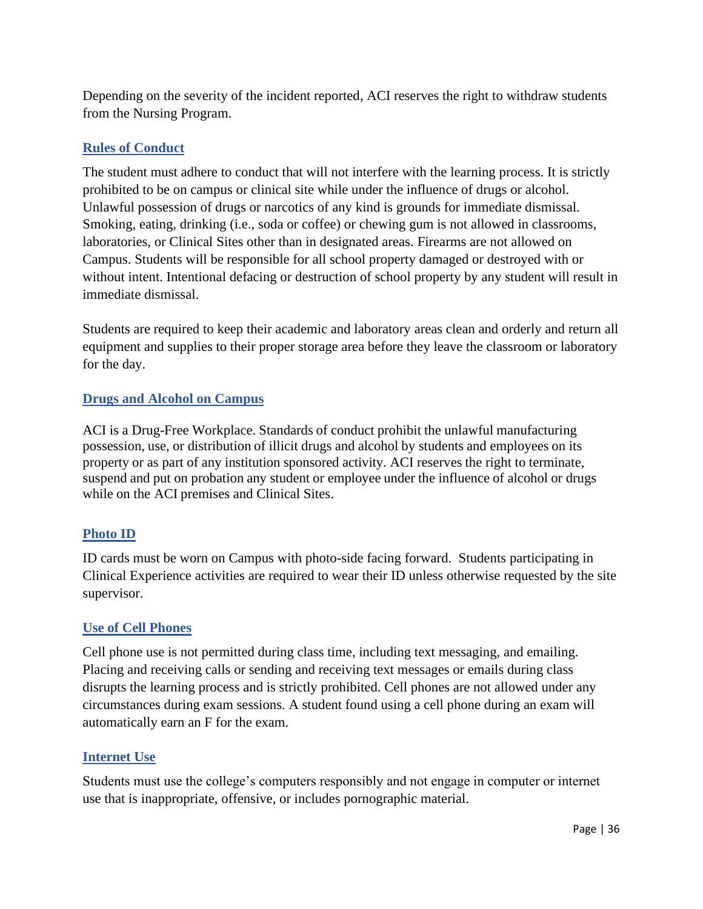Depending on the severity of the incident reported, ACI reserves the right to withdraw students from the Nursing Program.

## Rules of Conduct

The student must adhere to conduct that will not interfere with the learning process. It is strictly prohibited to be on campus or clinical site while under the influence of drugs or alcohol. Unlawful possession of drugs or narcotics of any kind is grounds for immediate dismissal. Smoking, eating, drinking (i.e., soda or coffee) or chewing gum is not allowed in classrooms, laboratories, or Clinical Sites other than in designated areas. Firearms are not allowed on Campus. Students will be responsible for all school property damaged or destroyed with or without intent. Intentional defacing or destruction of school property by any student will result in immediate dismissal.

Students are required to keep their academic and laboratory areas clean and orderly and return all equipment and supplies to their proper storage area before they leave the classroom or laboratory for the day.

## Drugs and Alcohol on Campus

ACI is a Drug-Free Workplace. Standards of conduct prohibit the unlawful manufacturing possession, use, or distribution of illicit drugs and alcohol by students and employees on its property or as part of any institution sponsored activity. ACI reserves the right to terminate, suspend and put on probation any student or employee under the influence of alcohol or drugs while on the ACI premises and Clinical Sites.

## Photo ID

ID cards must be worn on Campus with photo-side facing forward. Students participating in Clinical Experience activities are required to wear their ID unless otherwise requested by the site supervisor.

## Use of Cell Phones

Cell phone use is not permitted during class time, including text messaging, and emailing. Placing and receiving calls or sending and receiving text messages or emails during class disrupts the learning process and is strictly prohibited. Cell phones are not allowed under any circumstances during exam sessions. A student found using a cell phone during an exam will automatically earn an F for the exam.

## Internet Use

Students must use the college's computers responsibly and not engage in computer or internet use that is inappropriate, offensive, or includes pornographic material.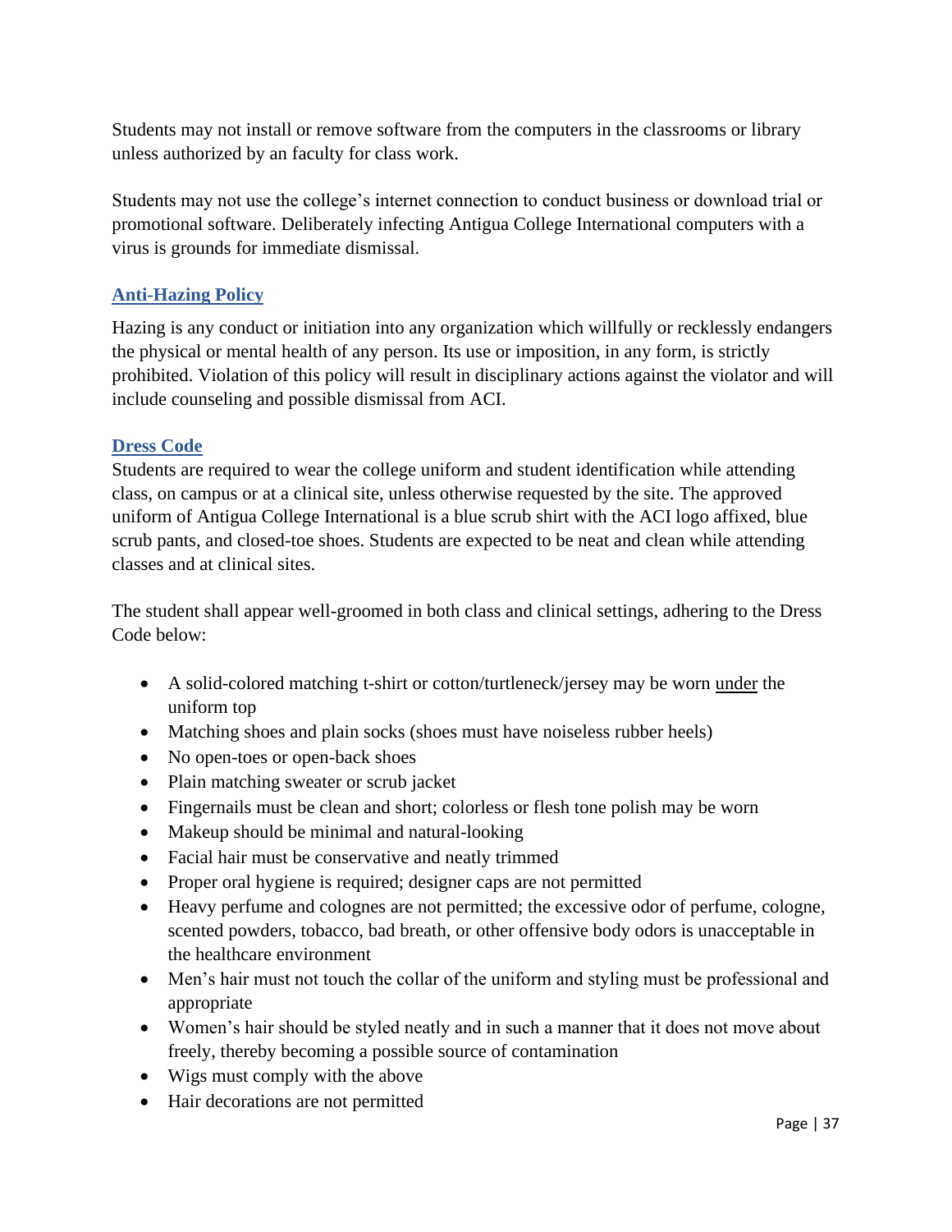Students may not install or remove software from the computers in the classrooms or library unless authorized by an faculty for class work.

Students may not use the college's internet connection to conduct business or download trial or promotional software. Deliberately infecting Antigua College International computers with a virus is grounds for immediate dismissal.

### Anti-Hazing Policy

Hazing is any conduct or initiation into any organization which willfully or recklessly endangers the physical or mental health of any person. Its use or imposition, in any form, is strictly prohibited. Violation of this policy will result in disciplinary actions against the violator and will include counseling and possible dismissal from ACI.

### Dress Code

Students are required to wear the college uniform and student identification while attending class, on campus or at a clinical site, unless otherwise requested by the site. The approved uniform of Antigua College International is a blue scrub shirt with the ACI logo affixed, blue scrub pants, and closed-toe shoes. Students are expected to be neat and clean while attending classes and at clinical sites.

The student shall appear well-groomed in both class and clinical settings, adhering to the Dress Code below:

- A solid-colored matching t-shirt or cotton/turtleneck/jersey may be worn <u>under</u> the uniform top
- Matching shoes and plain socks (shoes must have noiseless rubber heels)
- No open-toes or open-back shoes
- Plain matching sweater or scrub jacket
- Fingernails must be clean and short; colorless or flesh tone polish may be worn
- Makeup should be minimal and natural-looking
- Facial hair must be conservative and neatly trimmed
- Proper oral hygiene is required; designer caps are not permitted
- Heavy perfume and colognes are not permitted; the excessive odor of perfume, cologne, scented powders, tobacco, bad breath, or other offensive body odors is unacceptable in the healthcare environment
- Men's hair must not touch the collar of the uniform and styling must be professional and appropriate
- Women's hair should be styled neatly and in such a manner that it does not move about freely, thereby becoming a possible source of contamination
- Wigs must comply with the above
- Hair decorations are not permitted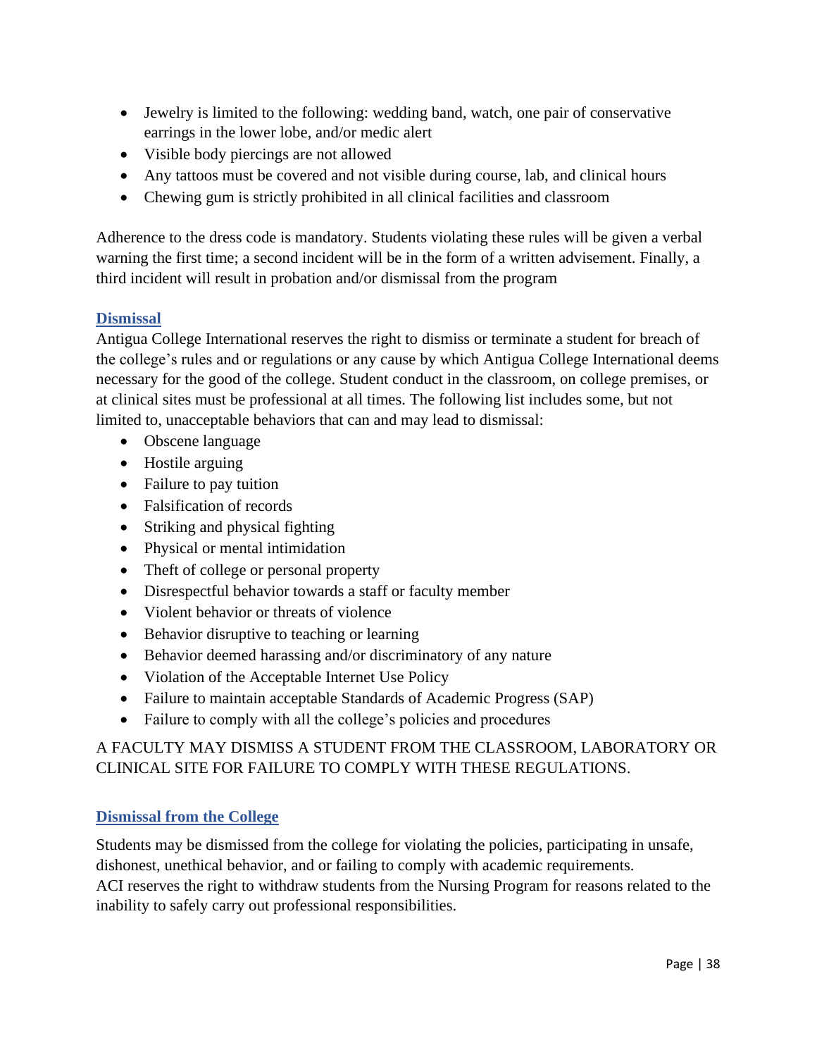- Jewelry is limited to the following: wedding band, watch, one pair of conservative earrings in the lower lobe, and/or medic alert
- Visible body piercings are not allowed
- Any tattoos must be covered and not visible during course, lab, and clinical hours
- Chewing gum is strictly prohibited in all clinical facilities and classroom

Adherence to the dress code is mandatory. Students violating these rules will be given a verbal warning the first time; a second incident will be in the form of a written advisement. Finally, a third incident will result in probation and/or dismissal from the program

## Dismissal

Antigua College International reserves the right to dismiss or terminate a student for breach of the college's rules and or regulations or any cause by which Antigua College International deems necessary for the good of the college. Student conduct in the classroom, on college premises, or at clinical sites must be professional at all times. The following list includes some, but not limited to, unacceptable behaviors that can and may lead to dismissal:

- Obscene language
- Hostile arguing
- Failure to pay tuition
- Falsification of records
- Striking and physical fighting
- Physical or mental intimidation
- Theft of college or personal property
- Disrespectful behavior towards a staff or faculty member
- Violent behavior or threats of violence
- Behavior disruptive to teaching or learning
- Behavior deemed harassing and/or discriminatory of any nature
- Violation of the Acceptable Internet Use Policy
- Failure to maintain acceptable Standards of Academic Progress (SAP)
- Failure to comply with all the college's policies and procedures

A FACULTY MAY DISMISS A STUDENT FROM THE CLASSROOM, LABORATORY OR CLINICAL SITE FOR FAILURE TO COMPLY WITH THESE REGULATIONS.

## Dismissal from the College

Students may be dismissed from the college for violating the policies, participating in unsafe, dishonest, unethical behavior, and or failing to comply with academic requirements.
ACI reserves the right to withdraw students from the Nursing Program for reasons related to the inability to safely carry out professional responsibilities.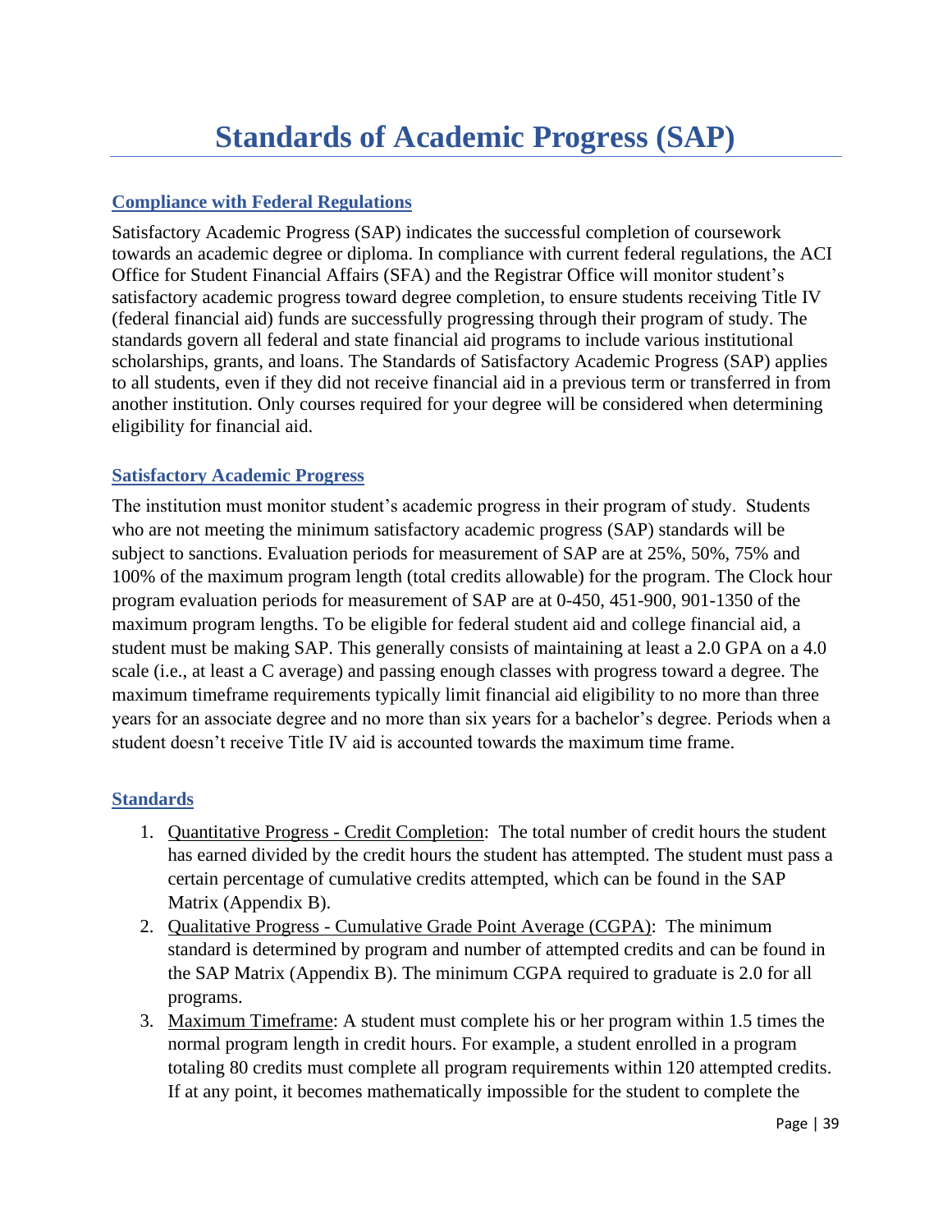# Standards of Academic Progress (SAP)

## Compliance with Federal Regulations

Satisfactory Academic Progress (SAP) indicates the successful completion of coursework towards an academic degree or diploma. In compliance with current federal regulations, the ACI Office for Student Financial Affairs (SFA) and the Registrar Office will monitor student's satisfactory academic progress toward degree completion, to ensure students receiving Title IV (federal financial aid) funds are successfully progressing through their program of study. The standards govern all federal and state financial aid programs to include various institutional scholarships, grants, and loans. The Standards of Satisfactory Academic Progress (SAP) applies to all students, even if they did not receive financial aid in a previous term or transferred in from another institution. Only courses required for your degree will be considered when determining eligibility for financial aid.

## Satisfactory Academic Progress

The institution must monitor student's academic progress in their program of study. Students who are not meeting the minimum satisfactory academic progress (SAP) standards will be subject to sanctions. Evaluation periods for measurement of SAP are at 25%, 50%, 75% and 100% of the maximum program length (total credits allowable) for the program. The Clock hour program evaluation periods for measurement of SAP are at 0-450, 451-900, 901-1350 of the maximum program lengths. To be eligible for federal student aid and college financial aid, a student must be making SAP. This generally consists of maintaining at least a 2.0 GPA on a 4.0 scale (i.e., at least a C average) and passing enough classes with progress toward a degree. The maximum timeframe requirements typically limit financial aid eligibility to no more than three years for an associate degree and no more than six years for a bachelor's degree. Periods when a student doesn't receive Title IV aid is accounted towards the maximum time frame.

## Standards

1. Quantitative Progress - Credit Completion: The total number of credit hours the student has earned divided by the credit hours the student has attempted. The student must pass a certain percentage of cumulative credits attempted, which can be found in the SAP Matrix (Appendix B).
2. Qualitative Progress - Cumulative Grade Point Average (CGPA): The minimum standard is determined by program and number of attempted credits and can be found in the SAP Matrix (Appendix B). The minimum CGPA required to graduate is 2.0 for all programs.
3. Maximum Timeframe: A student must complete his or her program within 1.5 times the normal program length in credit hours. For example, a student enrolled in a program totaling 80 credits must complete all program requirements within 120 attempted credits. If at any point, it becomes mathematically impossible for the student to complete the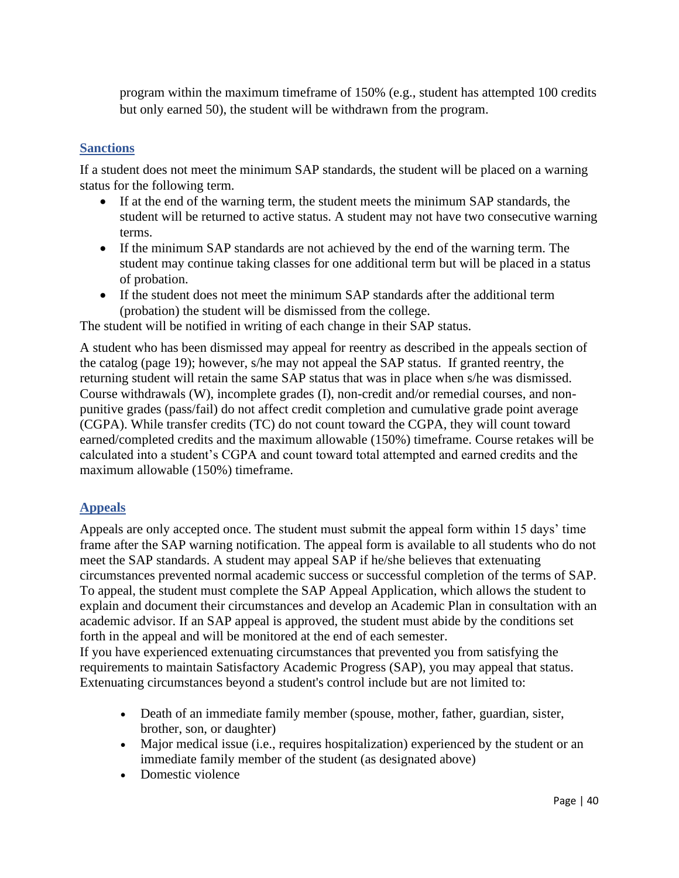program within the maximum timeframe of 150% (e.g., student has attempted 100 credits but only earned 50), the student will be withdrawn from the program.

### Sanctions

If a student does not meet the minimum SAP standards, the student will be placed on a warning status for the following term.

- If at the end of the warning term, the student meets the minimum SAP standards, the student will be returned to active status. A student may not have two consecutive warning terms.
- If the minimum SAP standards are not achieved by the end of the warning term. The student may continue taking classes for one additional term but will be placed in a status of probation.
- If the student does not meet the minimum SAP standards after the additional term (probation) the student will be dismissed from the college.

The student will be notified in writing of each change in their SAP status.

A student who has been dismissed may appeal for reentry as described in the appeals section of the catalog (page 19); however, s/he may not appeal the SAP status. If granted reentry, the returning student will retain the same SAP status that was in place when s/he was dismissed. Course withdrawals (W), incomplete grades (I), non-credit and/or remedial courses, and non-punitive grades (pass/fail) do not affect credit completion and cumulative grade point average (CGPA). While transfer credits (TC) do not count toward the CGPA, they will count toward earned/completed credits and the maximum allowable (150%) timeframe. Course retakes will be calculated into a student's CGPA and count toward total attempted and earned credits and the maximum allowable (150%) timeframe.

### Appeals

Appeals are only accepted once. The student must submit the appeal form within 15 days' time frame after the SAP warning notification. The appeal form is available to all students who do not meet the SAP standards. A student may appeal SAP if he/she believes that extenuating circumstances prevented normal academic success or successful completion of the terms of SAP. To appeal, the student must complete the SAP Appeal Application, which allows the student to explain and document their circumstances and develop an Academic Plan in consultation with an academic advisor. If an SAP appeal is approved, the student must abide by the conditions set forth in the appeal and will be monitored at the end of each semester.

If you have experienced extenuating circumstances that prevented you from satisfying the requirements to maintain Satisfactory Academic Progress (SAP), you may appeal that status. Extenuating circumstances beyond a student's control include but are not limited to:

- Death of an immediate family member (spouse, mother, father, guardian, sister, brother, son, or daughter)
- Major medical issue (i.e., requires hospitalization) experienced by the student or an immediate family member of the student (as designated above)
- Domestic violence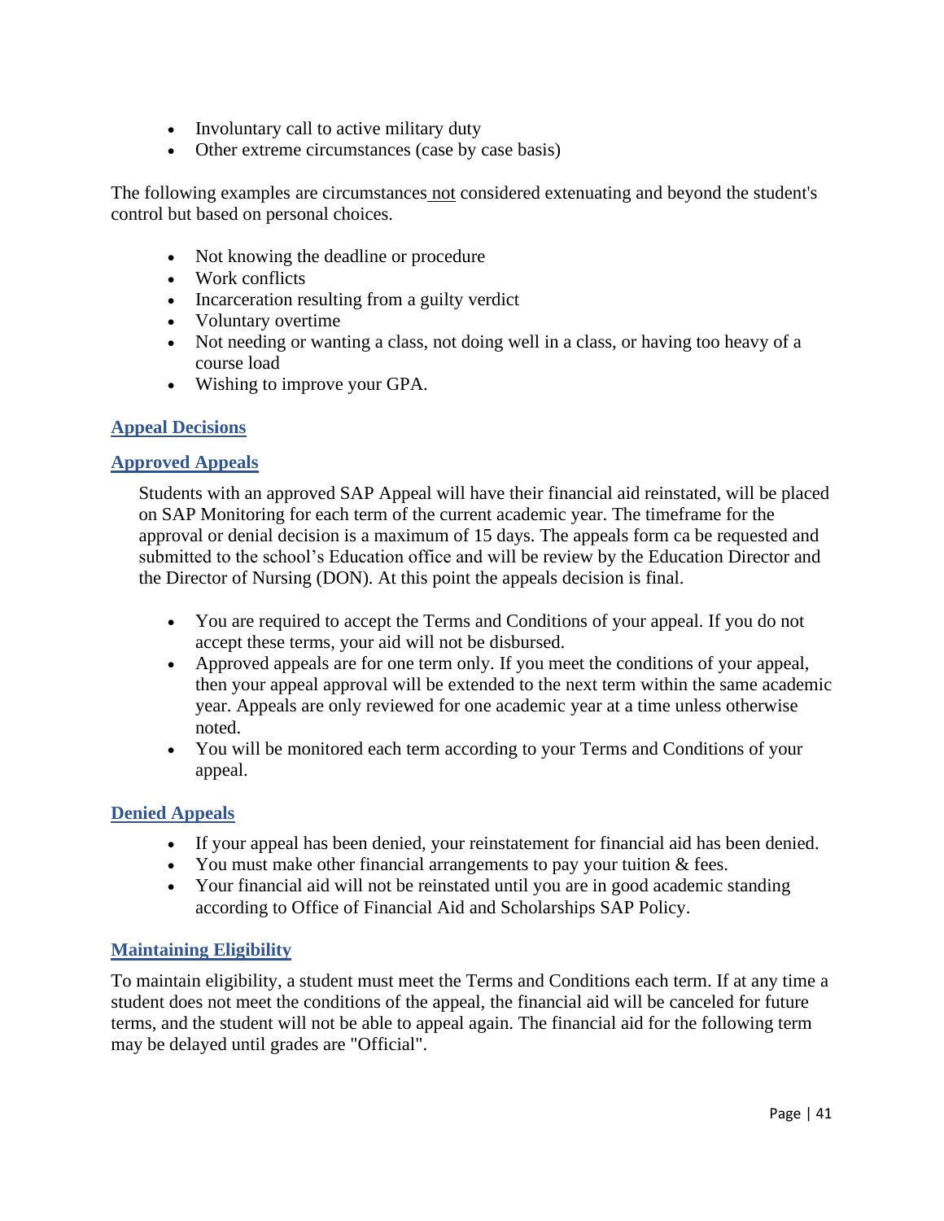- Involuntary call to active military duty
- Other extreme circumstances (case by case basis)

The following examples are circumstances not considered extenuating and beyond the student's control but based on personal choices.

- Not knowing the deadline or procedure
- Work conflicts
- Incarceration resulting from a guilty verdict
- Voluntary overtime
- Not needing or wanting a class, not doing well in a class, or having too heavy of a course load
- Wishing to improve your GPA.

## Appeal Decisions

### Approved Appeals

Students with an approved SAP Appeal will have their financial aid reinstated, will be placed on SAP Monitoring for each term of the current academic year. The timeframe for the approval or denial decision is a maximum of 15 days. The appeals form ca be requested and submitted to the school's Education office and will be review by the Education Director and the Director of Nursing (DON). At this point the appeals decision is final.

- You are required to accept the Terms and Conditions of your appeal. If you do not accept these terms, your aid will not be disbursed.
- Approved appeals are for one term only. If you meet the conditions of your appeal, then your appeal approval will be extended to the next term within the same academic year. Appeals are only reviewed for one academic year at a time unless otherwise noted.
- You will be monitored each term according to your Terms and Conditions of your appeal.

### Denied Appeals

- If your appeal has been denied, your reinstatement for financial aid has been denied.
- You must make other financial arrangements to pay your tuition & fees.
- Your financial aid will not be reinstated until you are in good academic standing according to Office of Financial Aid and Scholarships SAP Policy.

## Maintaining Eligibility

To maintain eligibility, a student must meet the Terms and Conditions each term. If at any time a student does not meet the conditions of the appeal, the financial aid will be canceled for future terms, and the student will not be able to appeal again. The financial aid for the following term may be delayed until grades are "Official".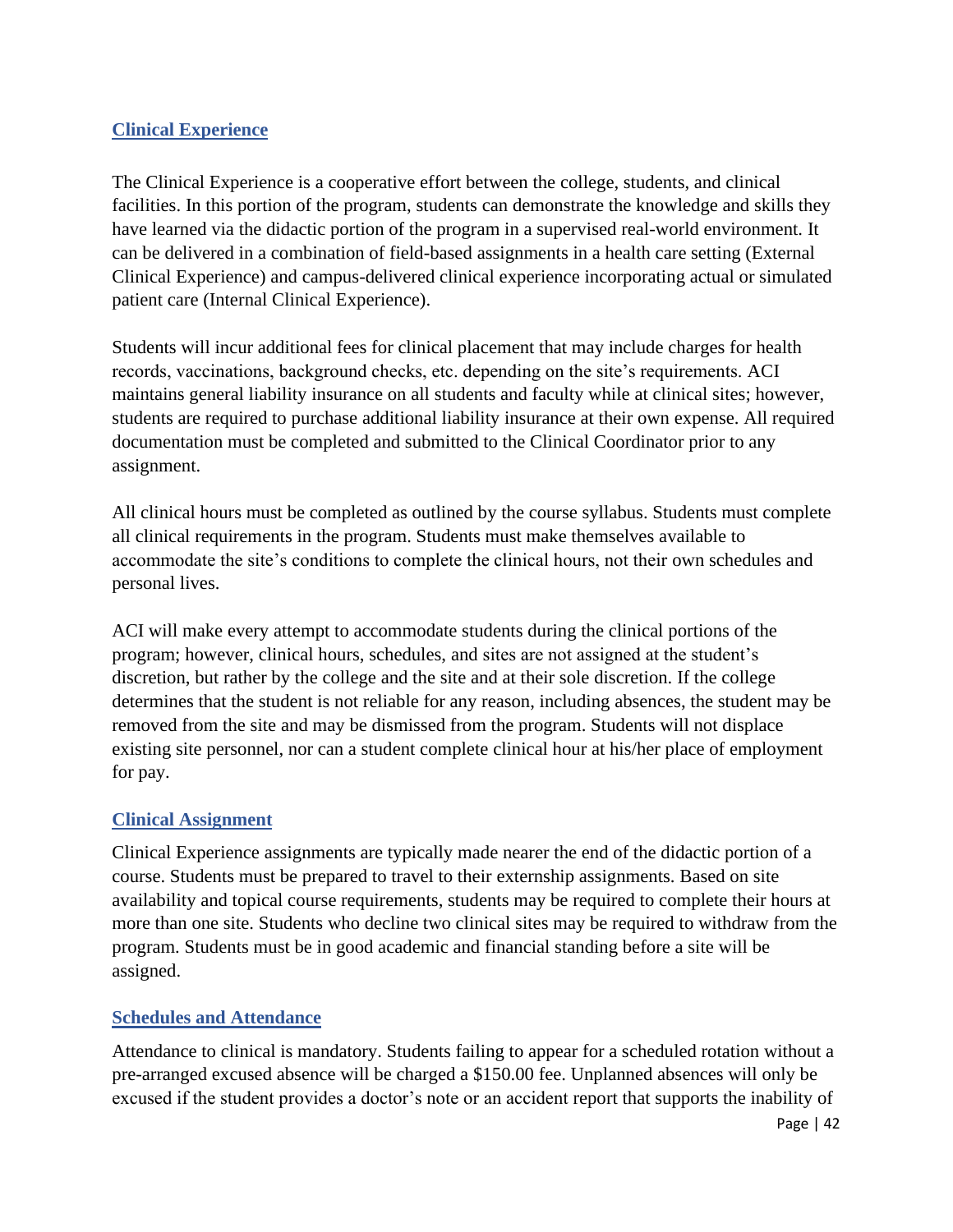## Clinical Experience

The Clinical Experience is a cooperative effort between the college, students, and clinical facilities. In this portion of the program, students can demonstrate the knowledge and skills they have learned via the didactic portion of the program in a supervised real-world environment. It can be delivered in a combination of field-based assignments in a health care setting (External Clinical Experience) and campus-delivered clinical experience incorporating actual or simulated patient care (Internal Clinical Experience).

Students will incur additional fees for clinical placement that may include charges for health records, vaccinations, background checks, etc. depending on the site's requirements. ACI maintains general liability insurance on all students and faculty while at clinical sites; however, students are required to purchase additional liability insurance at their own expense. All required documentation must be completed and submitted to the Clinical Coordinator prior to any assignment.

All clinical hours must be completed as outlined by the course syllabus. Students must complete all clinical requirements in the program. Students must make themselves available to accommodate the site's conditions to complete the clinical hours, not their own schedules and personal lives.

ACI will make every attempt to accommodate students during the clinical portions of the program; however, clinical hours, schedules, and sites are not assigned at the student's discretion, but rather by the college and the site and at their sole discretion. If the college determines that the student is not reliable for any reason, including absences, the student may be removed from the site and may be dismissed from the program. Students will not displace existing site personnel, nor can a student complete clinical hour at his/her place of employment for pay.

## Clinical Assignment

Clinical Experience assignments are typically made nearer the end of the didactic portion of a course. Students must be prepared to travel to their externship assignments. Based on site availability and topical course requirements, students may be required to complete their hours at more than one site. Students who decline two clinical sites may be required to withdraw from the program. Students must be in good academic and financial standing before a site will be assigned.

## Schedules and Attendance

Attendance to clinical is mandatory. Students failing to appear for a scheduled rotation without a pre-arranged excused absence will be charged a $150.00 fee. Unplanned absences will only be excused if the student provides a doctor's note or an accident report that supports the inability of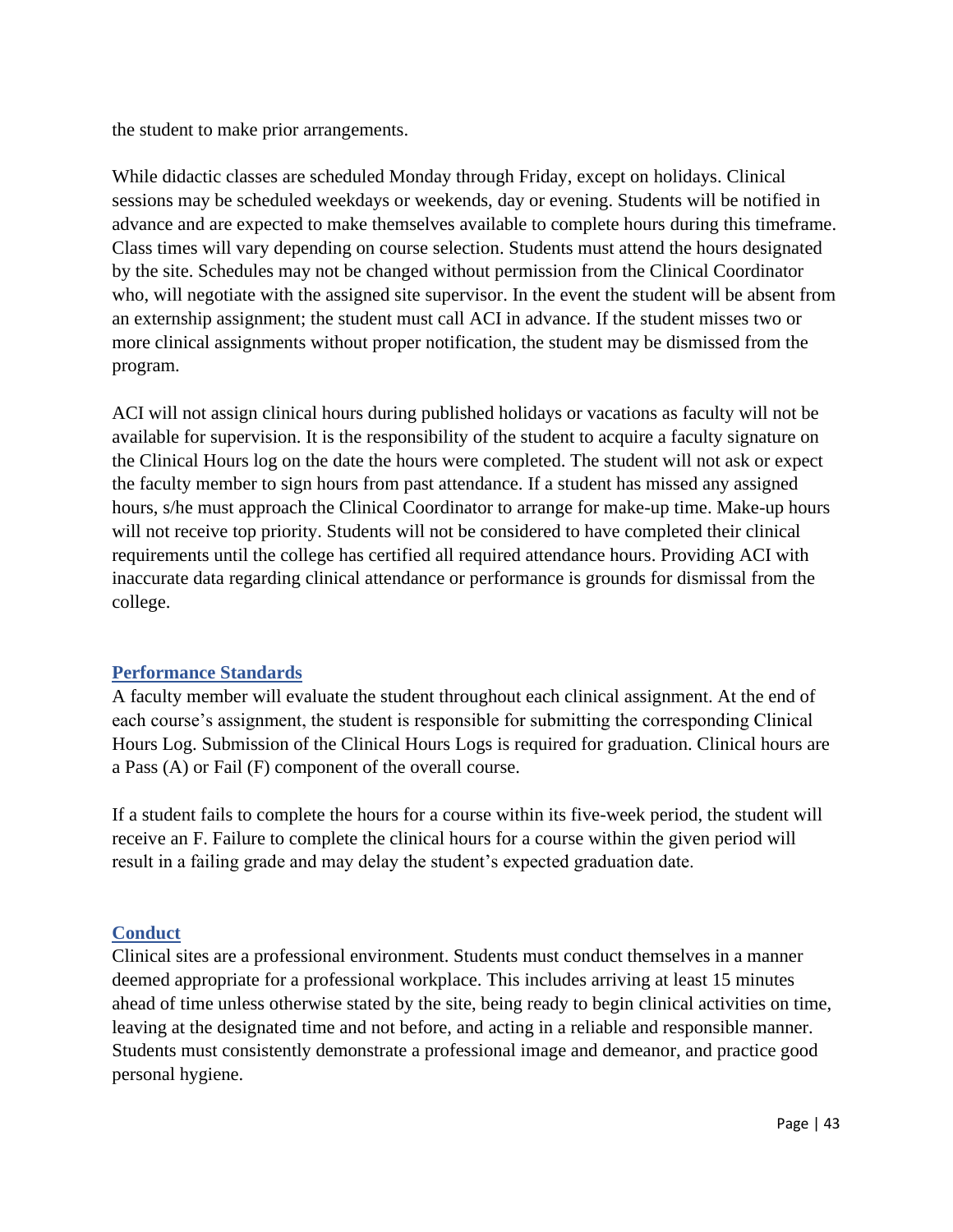the student to make prior arrangements.

While didactic classes are scheduled Monday through Friday, except on holidays. Clinical sessions may be scheduled weekdays or weekends, day or evening. Students will be notified in advance and are expected to make themselves available to complete hours during this timeframe. Class times will vary depending on course selection. Students must attend the hours designated by the site. Schedules may not be changed without permission from the Clinical Coordinator who, will negotiate with the assigned site supervisor. In the event the student will be absent from an externship assignment; the student must call ACI in advance. If the student misses two or more clinical assignments without proper notification, the student may be dismissed from the program.

ACI will not assign clinical hours during published holidays or vacations as faculty will not be available for supervision. It is the responsibility of the student to acquire a faculty signature on the Clinical Hours log on the date the hours were completed. The student will not ask or expect the faculty member to sign hours from past attendance. If a student has missed any assigned hours, s/he must approach the Clinical Coordinator to arrange for make-up time. Make-up hours will not receive top priority. Students will not be considered to have completed their clinical requirements until the college has certified all required attendance hours. Providing ACI with inaccurate data regarding clinical attendance or performance is grounds for dismissal from the college.

## Performance Standards

A faculty member will evaluate the student throughout each clinical assignment. At the end of each course's assignment, the student is responsible for submitting the corresponding Clinical Hours Log. Submission of the Clinical Hours Logs is required for graduation. Clinical hours are a Pass (A) or Fail (F) component of the overall course.

If a student fails to complete the hours for a course within its five-week period, the student will receive an F. Failure to complete the clinical hours for a course within the given period will result in a failing grade and may delay the student's expected graduation date.

## Conduct

Clinical sites are a professional environment. Students must conduct themselves in a manner deemed appropriate for a professional workplace. This includes arriving at least 15 minutes ahead of time unless otherwise stated by the site, being ready to begin clinical activities on time, leaving at the designated time and not before, and acting in a reliable and responsible manner. Students must consistently demonstrate a professional image and demeanor, and practice good personal hygiene.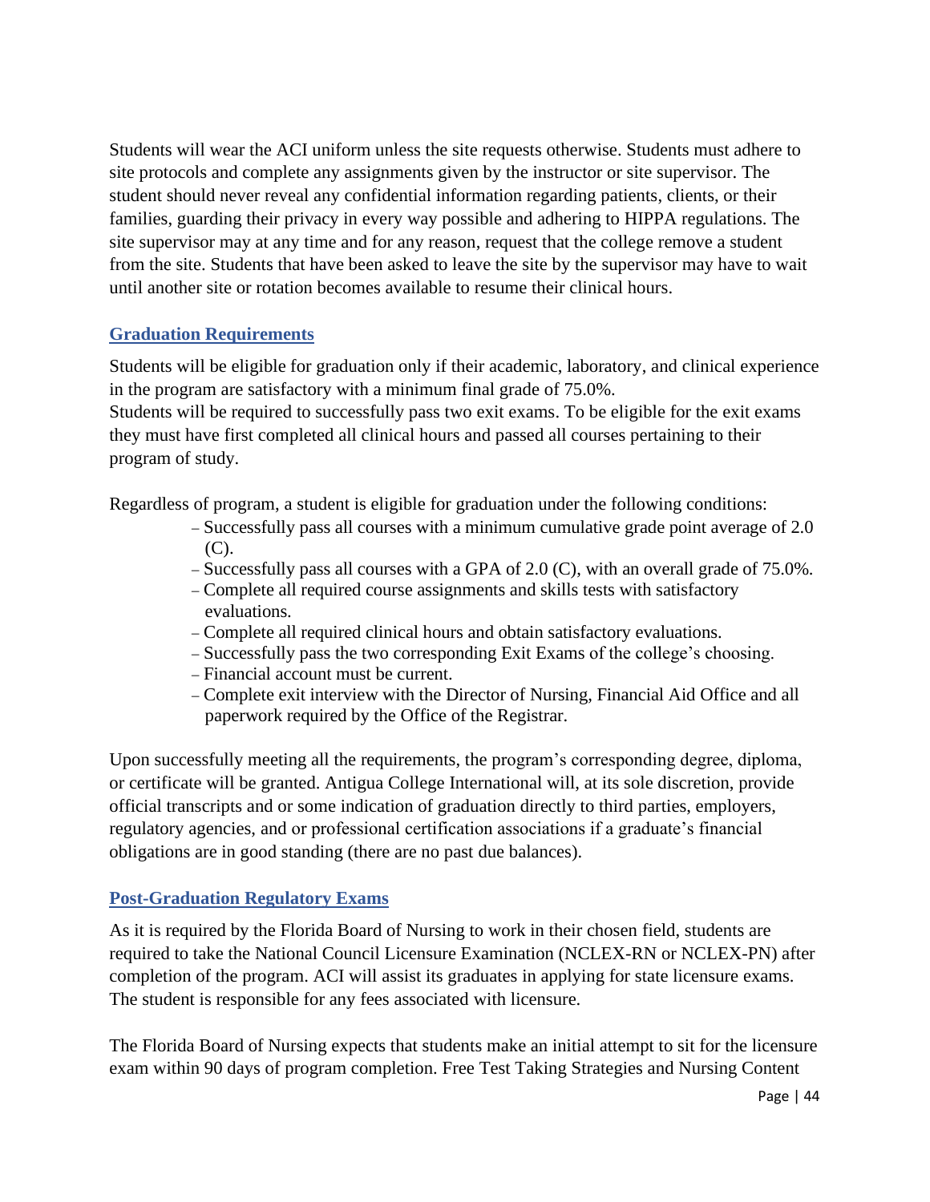Students will wear the ACI uniform unless the site requests otherwise. Students must adhere to site protocols and complete any assignments given by the instructor or site supervisor. The student should never reveal any confidential information regarding patients, clients, or their families, guarding their privacy in every way possible and adhering to HIPPA regulations. The site supervisor may at any time and for any reason, request that the college remove a student from the site. Students that have been asked to leave the site by the supervisor may have to wait until another site or rotation becomes available to resume their clinical hours.

## Graduation Requirements

Students will be eligible for graduation only if their academic, laboratory, and clinical experience in the program are satisfactory with a minimum final grade of 75.0%.
Students will be required to successfully pass two exit exams. To be eligible for the exit exams they must have first completed all clinical hours and passed all courses pertaining to their program of study.

Regardless of program, a student is eligible for graduation under the following conditions:

- Successfully pass all courses with a minimum cumulative grade point average of 2.0 (C).
- Successfully pass all courses with a GPA of 2.0 (C), with an overall grade of 75.0%.
- Complete all required course assignments and skills tests with satisfactory evaluations.
- Complete all required clinical hours and obtain satisfactory evaluations.
- Successfully pass the two corresponding Exit Exams of the college's choosing.
- Financial account must be current.
- Complete exit interview with the Director of Nursing, Financial Aid Office and all paperwork required by the Office of the Registrar.

Upon successfully meeting all the requirements, the program's corresponding degree, diploma, or certificate will be granted. Antigua College International will, at its sole discretion, provide official transcripts and or some indication of graduation directly to third parties, employers, regulatory agencies, and or professional certification associations if a graduate's financial obligations are in good standing (there are no past due balances).

## Post-Graduation Regulatory Exams

As it is required by the Florida Board of Nursing to work in their chosen field, students are required to take the National Council Licensure Examination (NCLEX-RN or NCLEX-PN) after completion of the program. ACI will assist its graduates in applying for state licensure exams. The student is responsible for any fees associated with licensure.

The Florida Board of Nursing expects that students make an initial attempt to sit for the licensure exam within 90 days of program completion. Free Test Taking Strategies and Nursing Content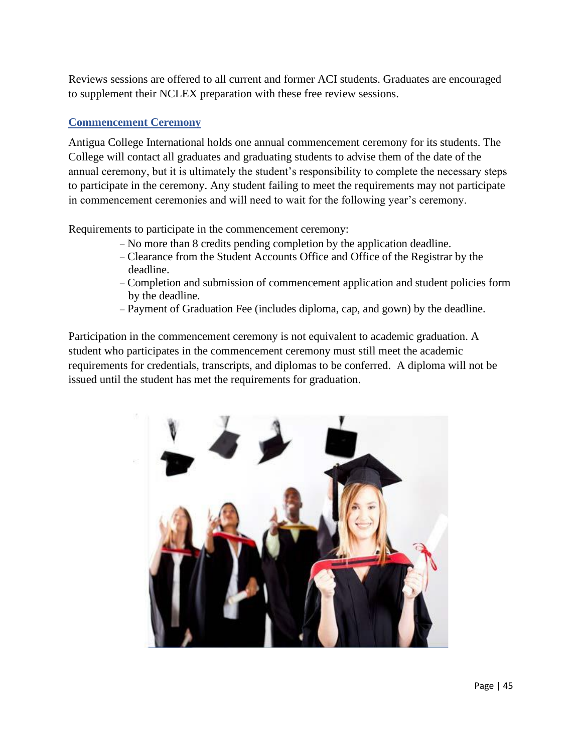Reviews sessions are offered to all current and former ACI students. Graduates are encouraged to supplement their NCLEX preparation with these free review sessions.

## Commencement Ceremony

Antigua College International holds one annual commencement ceremony for its students. The College will contact all graduates and graduating students to advise them of the date of the annual ceremony, but it is ultimately the student's responsibility to complete the necessary steps to participate in the ceremony. Any student failing to meet the requirements may not participate in commencement ceremonies and will need to wait for the following year's ceremony.

Requirements to participate in the commencement ceremony:

- No more than 8 credits pending completion by the application deadline.
- Clearance from the Student Accounts Office and Office of the Registrar by the deadline.
- Completion and submission of commencement application and student policies form by the deadline.
- Payment of Graduation Fee (includes diploma, cap, and gown) by the deadline.

Participation in the commencement ceremony is not equivalent to academic graduation. A student who participates in the commencement ceremony must still meet the academic requirements for credentials, transcripts, and diplomas to be conferred. A diploma will not be issued until the student has met the requirements for graduation.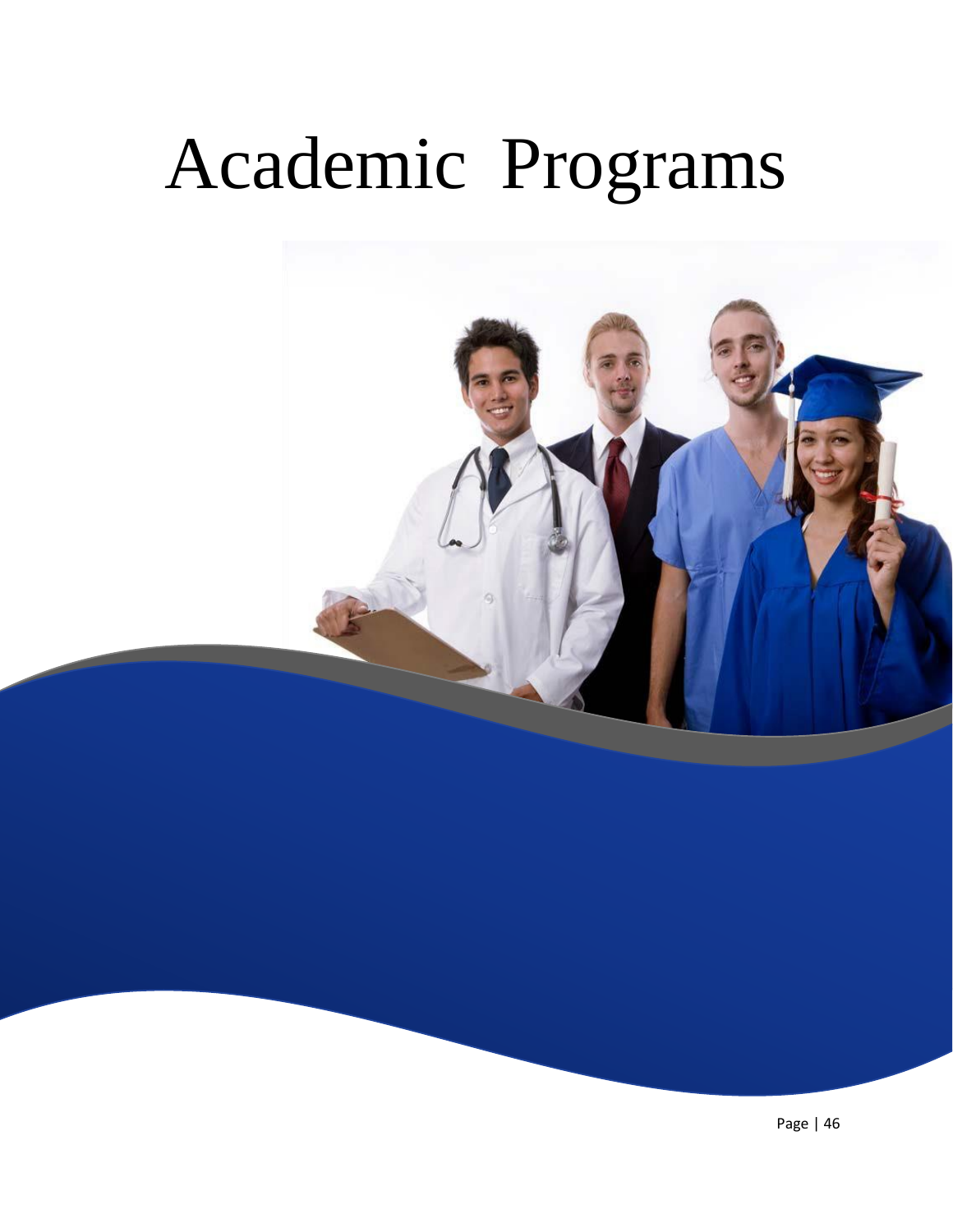# Academic Programs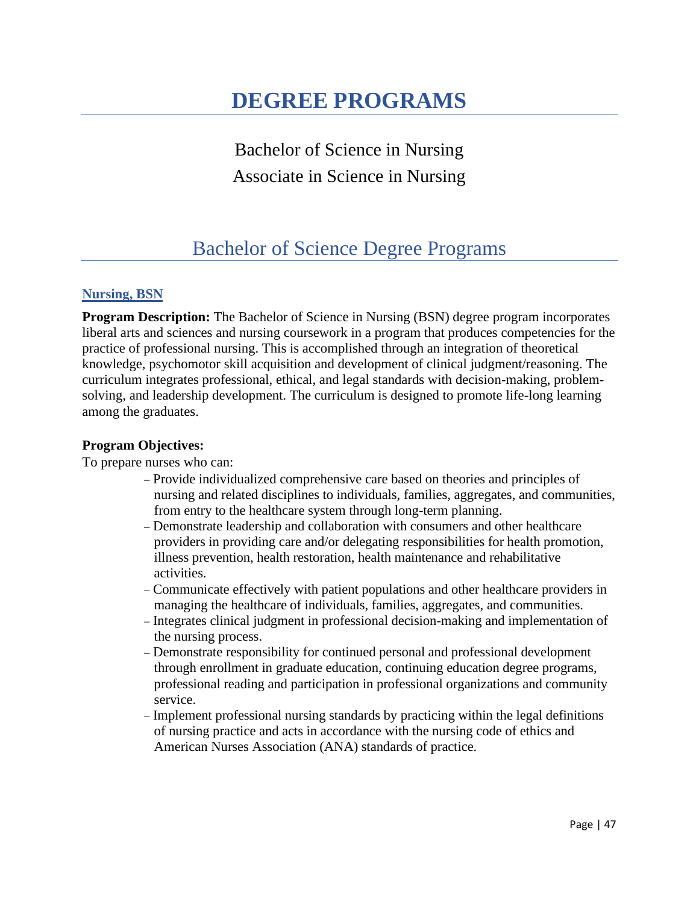# DEGREE PROGRAMS

Bachelor of Science in Nursing
Associate in Science in Nursing

## Bachelor of Science Degree Programs

### Nursing, BSN

**Program Description:** The Bachelor of Science in Nursing (BSN) degree program incorporates liberal arts and sciences and nursing coursework in a program that produces competencies for the practice of professional nursing. This is accomplished through an integration of theoretical knowledge, psychomotor skill acquisition and development of clinical judgment/reasoning. The curriculum integrates professional, ethical, and legal standards with decision-making, problem-solving, and leadership development. The curriculum is designed to promote life-long learning among the graduates.

**Program Objectives:**

To prepare nurses who can:

- Provide individualized comprehensive care based on theories and principles of nursing and related disciplines to individuals, families, aggregates, and communities, from entry to the healthcare system through long-term planning.
- Demonstrate leadership and collaboration with consumers and other healthcare providers in providing care and/or delegating responsibilities for health promotion, illness prevention, health restoration, health maintenance and rehabilitative activities.
- Communicate effectively with patient populations and other healthcare providers in managing the healthcare of individuals, families, aggregates, and communities.
- Integrates clinical judgment in professional decision-making and implementation of the nursing process.
- Demonstrate responsibility for continued personal and professional development through enrollment in graduate education, continuing education degree programs, professional reading and participation in professional organizations and community service.
- Implement professional nursing standards by practicing within the legal definitions of nursing practice and acts in accordance with the nursing code of ethics and American Nurses Association (ANA) standards of practice.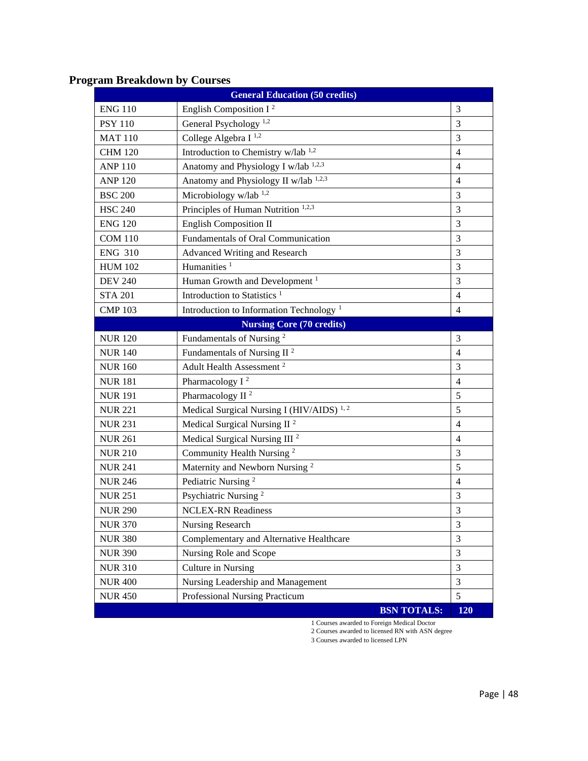## Program Breakdown by Courses

| General Education (50 credits) | | |
|---|---|---|
| ENG 110 | English Composition I [2] | 3 |
| PSY 110 | General Psychology [1,2] | 3 |
| MAT 110 | College Algebra I [1,2] | 3 |
| CHM 120 | Introduction to Chemistry w/lab [1,2] | 4 |
| ANP 110 | Anatomy and Physiology I w/lab [1,2,3] | 4 |
| ANP 120 | Anatomy and Physiology II w/lab [1,2,3] | 4 |
| BSC 200 | Microbiology w/lab [1,2] | 3 |
| HSC 240 | Principles of Human Nutrition [1,2,3] | 3 |
| ENG 120 | English Composition II | 3 |
| COM 110 | Fundamentals of Oral Communication | 3 |
| ENG 310 | Advanced Writing and Research | 3 |
| HUM 102 | Humanities [1] | 3 |
| DEV 240 | Human Growth and Development [1] | 3 |
| STA 201 | Introduction to Statistics [1] | 4 |
| CMP 103 | Introduction to Information Technology [1] | 4 |
| **Nursing Core (70 credits)** | | |
| NUR 120 | Fundamentals of Nursing [2] | 3 |
| NUR 140 | Fundamentals of Nursing II [2] | 4 |
| NUR 160 | Adult Health Assessment [2] | 3 |
| NUR 181 | Pharmacology I [2] | 4 |
| NUR 191 | Pharmacology II [2] | 5 |
| NUR 221 | Medical Surgical Nursing I (HIV/AIDS) [1,2] | 5 |
| NUR 231 | Medical Surgical Nursing II [2] | 4 |
| NUR 261 | Medical Surgical Nursing III [2] | 4 |
| NUR 210 | Community Health Nursing [2] | 3 |
| NUR 241 | Maternity and Newborn Nursing [2] | 5 |
| NUR 246 | Pediatric Nursing [2] | 4 |
| NUR 251 | Psychiatric Nursing [2] | 3 |
| NUR 290 | NCLEX-RN Readiness | 3 |
| NUR 370 | Nursing Research | 3 |
| NUR 380 | Complementary and Alternative Healthcare | 3 |
| NUR 390 | Nursing Role and Scope | 3 |
| NUR 310 | Culture in Nursing | 3 |
| NUR 400 | Nursing Leadership and Management | 3 |
| NUR 450 | Professional Nursing Practicum | 5 |
| | **BSN TOTALS:** | **120** |

1 Courses awarded to Foreign Medical Doctor
2 Courses awarded to licensed RN with ASN degree
3 Courses awarded to licensed LPN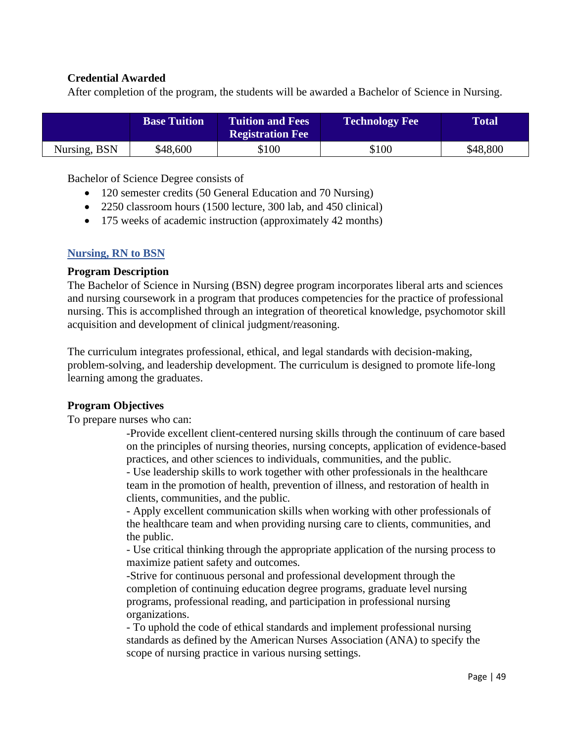**Credential Awarded**

After completion of the program, the students will be awarded a Bachelor of Science in Nursing.

| | Base Tuition | Tuition and Fees Registration Fee | Technology Fee | Total |
|---|---|---|---|---|
| Nursing, BSN | $48,600 | $100 | $100 | $48,800 |

Bachelor of Science Degree consists of

- 120 semester credits (50 General Education and 70 Nursing)
- 2250 classroom hours (1500 lecture, 300 lab, and 450 clinical)
- 175 weeks of academic instruction (approximately 42 months)

## Nursing, RN to BSN

**Program Description**

The Bachelor of Science in Nursing (BSN) degree program incorporates liberal arts and sciences and nursing coursework in a program that produces competencies for the practice of professional nursing. This is accomplished through an integration of theoretical knowledge, psychomotor skill acquisition and development of clinical judgment/reasoning.

The curriculum integrates professional, ethical, and legal standards with decision-making, problem-solving, and leadership development. The curriculum is designed to promote life-long learning among the graduates.

**Program Objectives**

To prepare nurses who can:

-Provide excellent client-centered nursing skills through the continuum of care based on the principles of nursing theories, nursing concepts, application of evidence-based practices, and other sciences to individuals, communities, and the public.
- Use leadership skills to work together with other professionals in the healthcare team in the promotion of health, prevention of illness, and restoration of health in clients, communities, and the public.
- Apply excellent communication skills when working with other professionals of the healthcare team and when providing nursing care to clients, communities, and the public.
- Use critical thinking through the appropriate application of the nursing process to maximize patient safety and outcomes.
-Strive for continuous personal and professional development through the completion of continuing education degree programs, graduate level nursing programs, professional reading, and participation in professional nursing organizations.
- To uphold the code of ethical standards and implement professional nursing standards as defined by the American Nurses Association (ANA) to specify the scope of nursing practice in various nursing settings.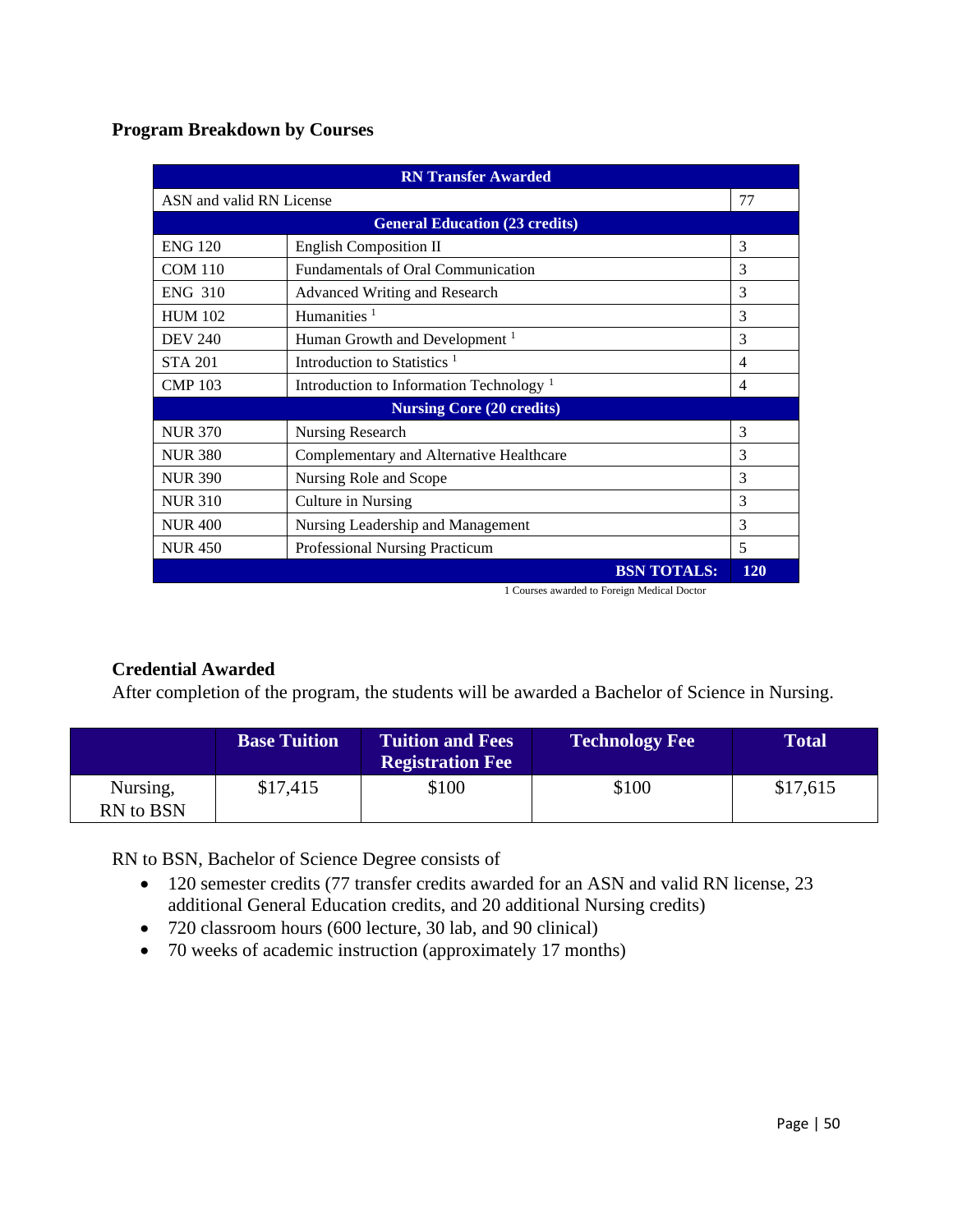## Program Breakdown by Courses

| RN Transfer Awarded | | |
|---|---|---|
| ASN and valid RN License | | 77 |
| **General Education (23 credits)** | | |
| ENG 120 | English Composition II | 3 |
| COM 110 | Fundamentals of Oral Communication | 3 |
| ENG 310 | Advanced Writing and Research | 3 |
| HUM 102 | Humanities [1] | 3 |
| DEV 240 | Human Growth and Development [1] | 3 |
| STA 201 | Introduction to Statistics [1] | 4 |
| CMP 103 | Introduction to Information Technology [1] | 4 |
| **Nursing Core (20 credits)** | | |
| NUR 370 | Nursing Research | 3 |
| NUR 380 | Complementary and Alternative Healthcare | 3 |
| NUR 390 | Nursing Role and Scope | 3 |
| NUR 310 | Culture in Nursing | 3 |
| NUR 400 | Nursing Leadership and Management | 3 |
| NUR 450 | Professional Nursing Practicum | 5 |
| | **BSN TOTALS:** | **120** |

1 Courses awarded to Foreign Medical Doctor

### Credential Awarded

After completion of the program, the students will be awarded a Bachelor of Science in Nursing.

| | Base Tuition | Tuition and Fees Registration Fee | Technology Fee | Total |
|---|---|---|---|---|
| Nursing, RN to BSN | $17,415 | $100 | $100 | $17,615 |

RN to BSN, Bachelor of Science Degree consists of

- 120 semester credits (77 transfer credits awarded for an ASN and valid RN license, 23 additional General Education credits, and 20 additional Nursing credits)
- 720 classroom hours (600 lecture, 30 lab, and 90 clinical)
- 70 weeks of academic instruction (approximately 17 months)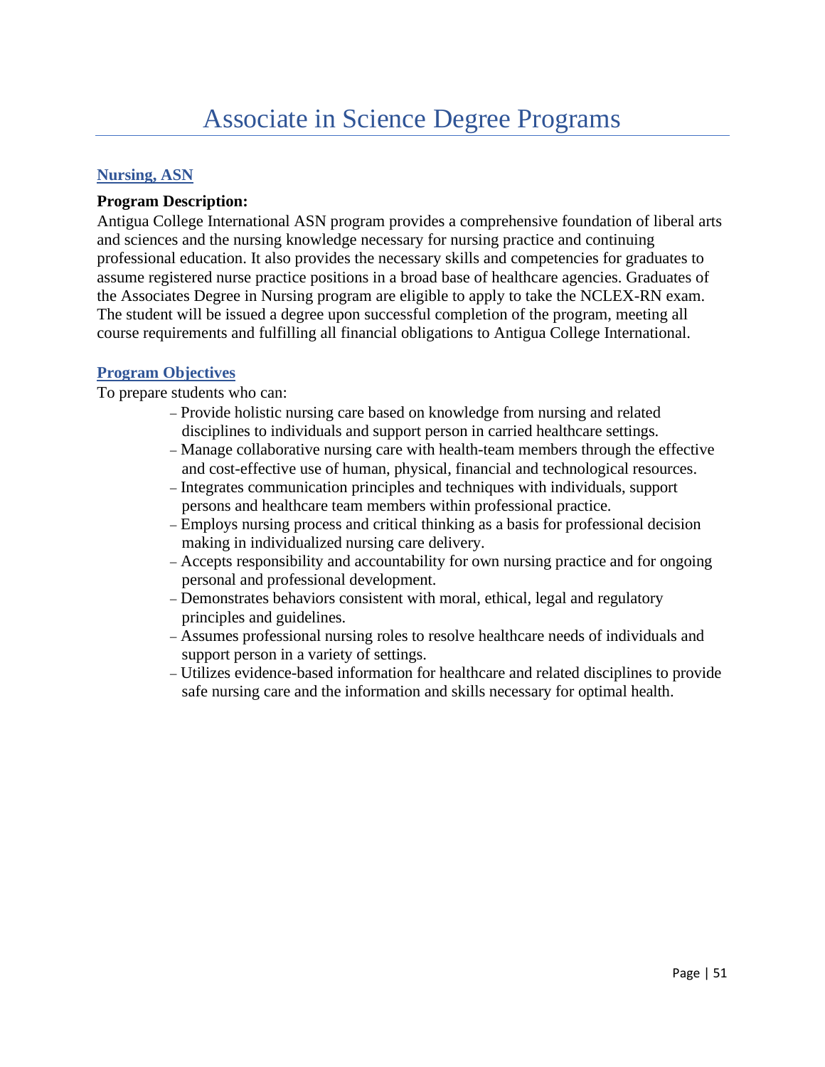# Associate in Science Degree Programs

## Nursing, ASN

**Program Description:**

Antigua College International ASN program provides a comprehensive foundation of liberal arts and sciences and the nursing knowledge necessary for nursing practice and continuing professional education. It also provides the necessary skills and competencies for graduates to assume registered nurse practice positions in a broad base of healthcare agencies. Graduates of the Associates Degree in Nursing program are eligible to apply to take the NCLEX-RN exam. The student will be issued a degree upon successful completion of the program, meeting all course requirements and fulfilling all financial obligations to Antigua College International.

## Program Objectives

To prepare students who can:

- Provide holistic nursing care based on knowledge from nursing and related disciplines to individuals and support person in carried healthcare settings.
- Manage collaborative nursing care with health-team members through the effective and cost-effective use of human, physical, financial and technological resources.
- Integrates communication principles and techniques with individuals, support persons and healthcare team members within professional practice.
- Employs nursing process and critical thinking as a basis for professional decision making in individualized nursing care delivery.
- Accepts responsibility and accountability for own nursing practice and for ongoing personal and professional development.
- Demonstrates behaviors consistent with moral, ethical, legal and regulatory principles and guidelines.
- Assumes professional nursing roles to resolve healthcare needs of individuals and support person in a variety of settings.
- Utilizes evidence-based information for healthcare and related disciplines to provide safe nursing care and the information and skills necessary for optimal health.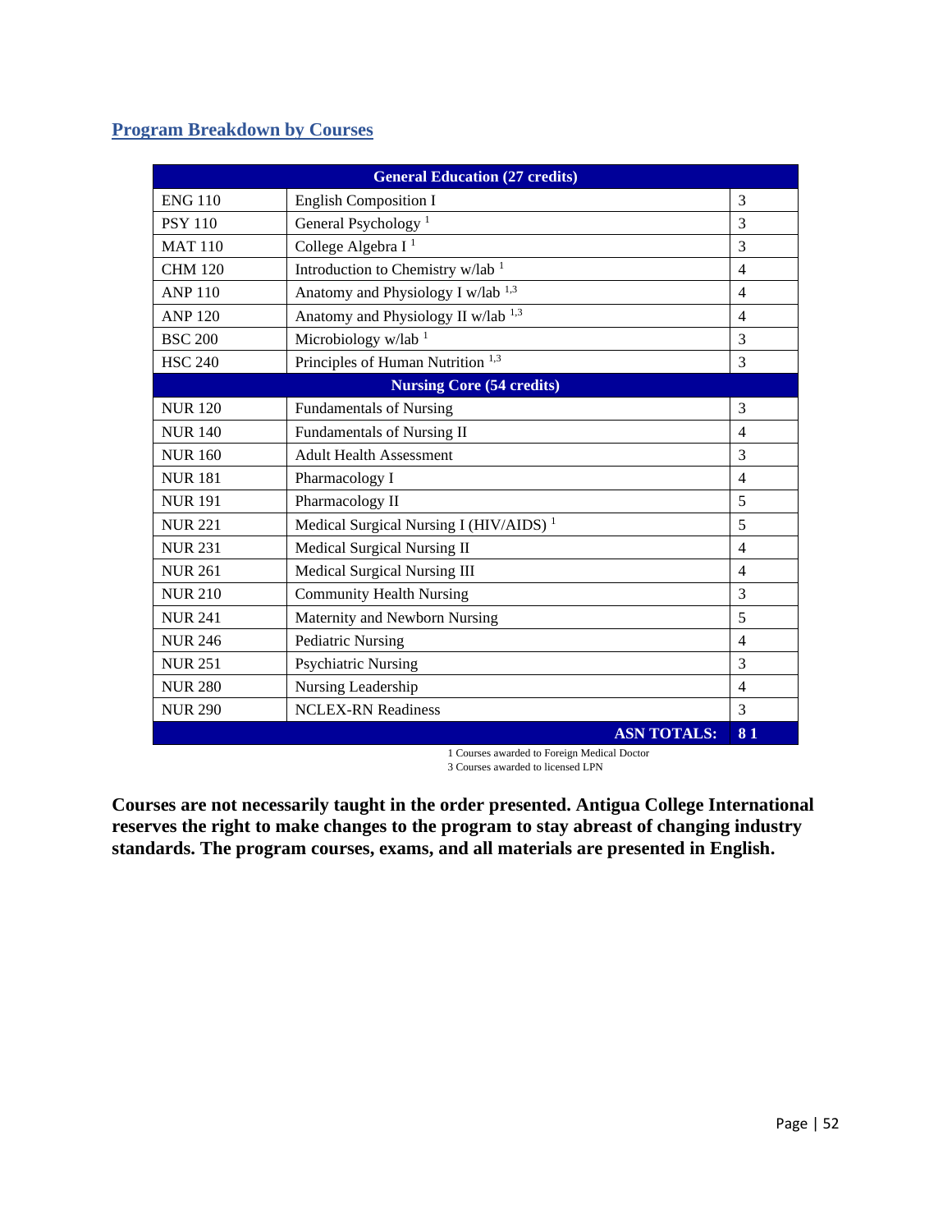## Program Breakdown by Courses

| General Education (27 credits) | | |
|---|---|---|
| ENG 110 | English Composition I | 3 |
| PSY 110 | General Psychology [1] | 3 |
| MAT 110 | College Algebra I [1] | 3 |
| CHM 120 | Introduction to Chemistry w/lab [1] | 4 |
| ANP 110 | Anatomy and Physiology I w/lab [1,3] | 4 |
| ANP 120 | Anatomy and Physiology II w/lab [1,3] | 4 |
| BSC 200 | Microbiology w/lab [1] | 3 |
| HSC 240 | Principles of Human Nutrition [1,3] | 3 |
| **Nursing Core (54 credits)** | | |
| NUR 120 | Fundamentals of Nursing | 3 |
| NUR 140 | Fundamentals of Nursing II | 4 |
| NUR 160 | Adult Health Assessment | 3 |
| NUR 181 | Pharmacology I | 4 |
| NUR 191 | Pharmacology II | 5 |
| NUR 221 | Medical Surgical Nursing I (HIV/AIDS) [1] | 5 |
| NUR 231 | Medical Surgical Nursing II | 4 |
| NUR 261 | Medical Surgical Nursing III | 4 |
| NUR 210 | Community Health Nursing | 3 |
| NUR 241 | Maternity and Newborn Nursing | 5 |
| NUR 246 | Pediatric Nursing | 4 |
| NUR 251 | Psychiatric Nursing | 3 |
| NUR 280 | Nursing Leadership | 4 |
| NUR 290 | NCLEX-RN Readiness | 3 |
| | **ASN TOTALS:** | **81** |

1 Courses awarded to Foreign Medical Doctor
3 Courses awarded to licensed LPN

**Courses are not necessarily taught in the order presented. Antigua College International reserves the right to make changes to the program to stay abreast of changing industry standards. The program courses, exams, and all materials are presented in English.**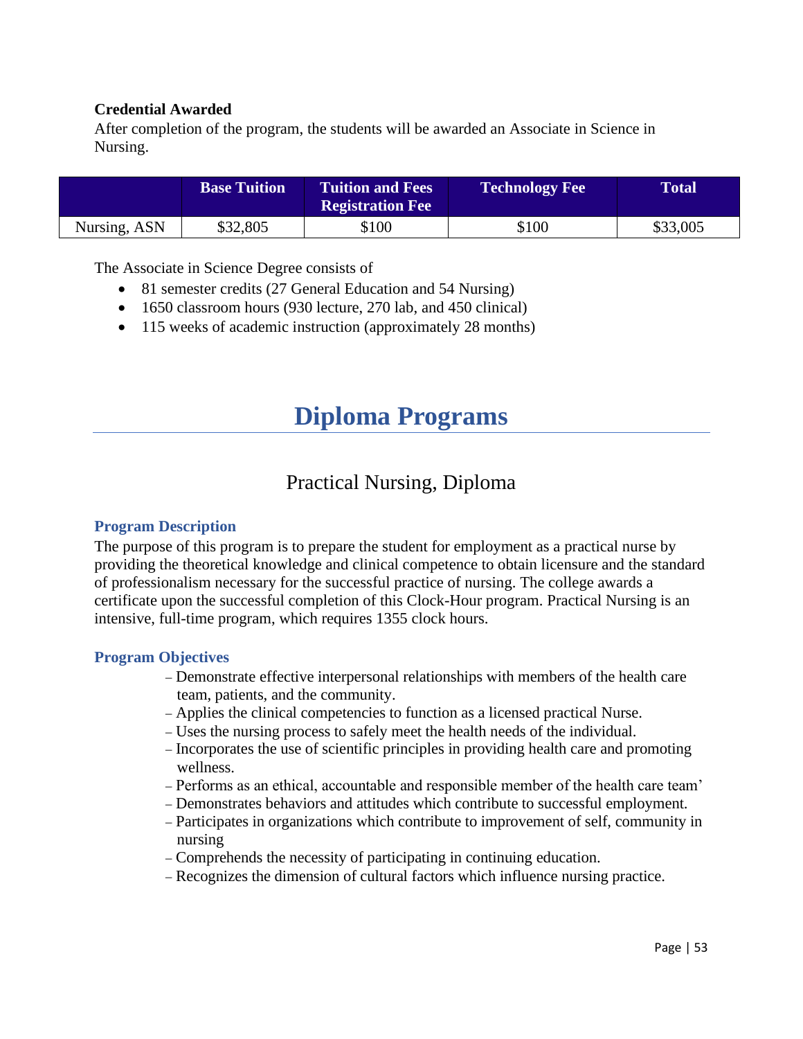**Credential Awarded**

After completion of the program, the students will be awarded an Associate in Science in Nursing.

| | Base Tuition | Tuition and Fees Registration Fee | Technology Fee | Total |
|---|---|---|---|---|
| Nursing, ASN | $32,805 | $100 | $100 | $33,005 |

The Associate in Science Degree consists of

- 81 semester credits (27 General Education and 54 Nursing)
- 1650 classroom hours (930 lecture, 270 lab, and 450 clinical)
- 115 weeks of academic instruction (approximately 28 months)

# Diploma Programs

## Practical Nursing, Diploma

### Program Description

The purpose of this program is to prepare the student for employment as a practical nurse by providing the theoretical knowledge and clinical competence to obtain licensure and the standard of professionalism necessary for the successful practice of nursing. The college awards a certificate upon the successful completion of this Clock-Hour program. Practical Nursing is an intensive, full-time program, which requires 1355 clock hours.

### Program Objectives

- Demonstrate effective interpersonal relationships with members of the health care team, patients, and the community.
- Applies the clinical competencies to function as a licensed practical Nurse.
- Uses the nursing process to safely meet the health needs of the individual.
- Incorporates the use of scientific principles in providing health care and promoting wellness.
- Performs as an ethical, accountable and responsible member of the health care team'
- Demonstrates behaviors and attitudes which contribute to successful employment.
- Participates in organizations which contribute to improvement of self, community in nursing
- Comprehends the necessity of participating in continuing education.
- Recognizes the dimension of cultural factors which influence nursing practice.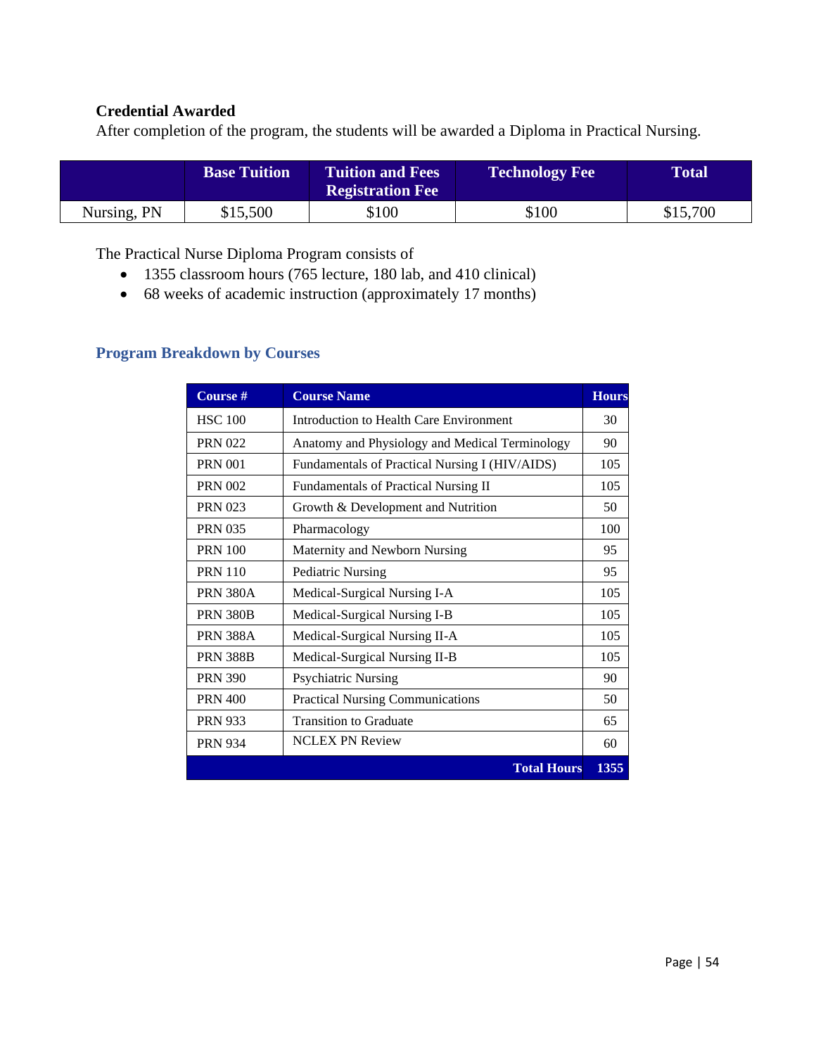**Credential Awarded**

After completion of the program, the students will be awarded a Diploma in Practical Nursing.

| | Base Tuition | Tuition and Fees Registration Fee | Technology Fee | Total |
|---|---|---|---|---|
| Nursing, PN | $15,500 | $100 | $100 | $15,700 |

The Practical Nurse Diploma Program consists of

- 1355 classroom hours (765 lecture, 180 lab, and 410 clinical)
- 68 weeks of academic instruction (approximately 17 months)

## Program Breakdown by Courses

| Course # | Course Name | Hours |
|---|---|---|
| HSC 100 | Introduction to Health Care Environment | 30 |
| PRN 022 | Anatomy and Physiology and Medical Terminology | 90 |
| PRN 001 | Fundamentals of Practical Nursing I (HIV/AIDS) | 105 |
| PRN 002 | Fundamentals of Practical Nursing II | 105 |
| PRN 023 | Growth & Development and Nutrition | 50 |
| PRN 035 | Pharmacology | 100 |
| PRN 100 | Maternity and Newborn Nursing | 95 |
| PRN 110 | Pediatric Nursing | 95 |
| PRN 380A | Medical-Surgical Nursing I-A | 105 |
| PRN 380B | Medical-Surgical Nursing I-B | 105 |
| PRN 388A | Medical-Surgical Nursing II-A | 105 |
| PRN 388B | Medical-Surgical Nursing II-B | 105 |
| PRN 390 | Psychiatric Nursing | 90 |
| PRN 400 | Practical Nursing Communications | 50 |
| PRN 933 | Transition to Graduate | 65 |
| PRN 934 | NCLEX PN Review | 60 |
| | **Total Hours** | **1355** |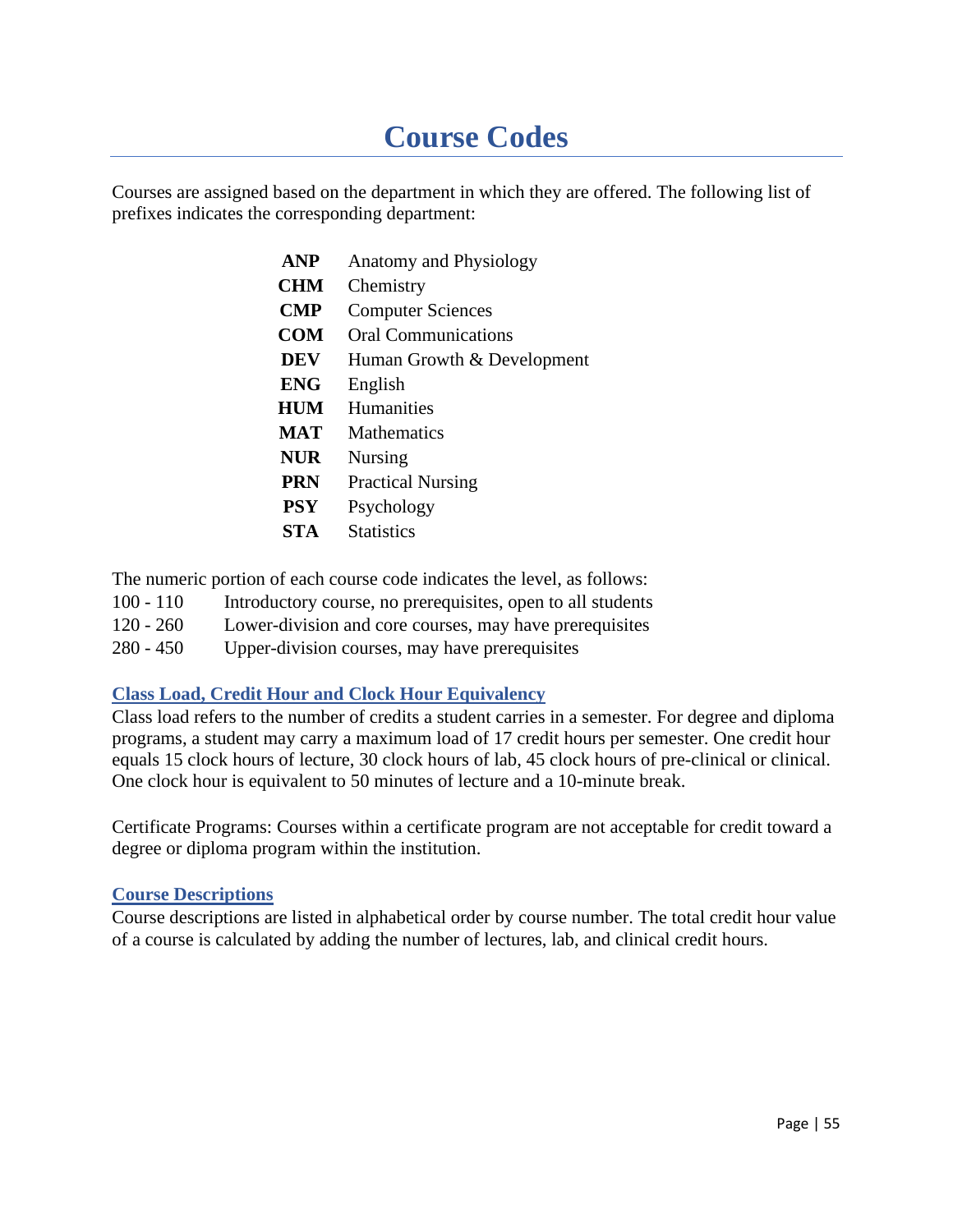# Course Codes

Courses are assigned based on the department in which they are offered. The following list of prefixes indicates the corresponding department:

| | |
|---|---|
| **ANP** | Anatomy and Physiology |
| **CHM** | Chemistry |
| **CMP** | Computer Sciences |
| **COM** | Oral Communications |
| **DEV** | Human Growth & Development |
| **ENG** | English |
| **HUM** | Humanities |
| **MAT** | Mathematics |
| **NUR** | Nursing |
| **PRN** | Practical Nursing |
| **PSY** | Psychology |
| **STA** | Statistics |

The numeric portion of each course code indicates the level, as follows:

| | |
|---|---|
| 100 - 110 | Introductory course, no prerequisites, open to all students |
| 120 - 260 | Lower-division and core courses, may have prerequisites |
| 280 - 450 | Upper-division courses, may have prerequisites |

## Class Load, Credit Hour and Clock Hour Equivalency

Class load refers to the number of credits a student carries in a semester. For degree and diploma programs, a student may carry a maximum load of 17 credit hours per semester. One credit hour equals 15 clock hours of lecture, 30 clock hours of lab, 45 clock hours of pre-clinical or clinical. One clock hour is equivalent to 50 minutes of lecture and a 10-minute break.

Certificate Programs: Courses within a certificate program are not acceptable for credit toward a degree or diploma program within the institution.

## Course Descriptions

Course descriptions are listed in alphabetical order by course number. The total credit hour value of a course is calculated by adding the number of lectures, lab, and clinical credit hours.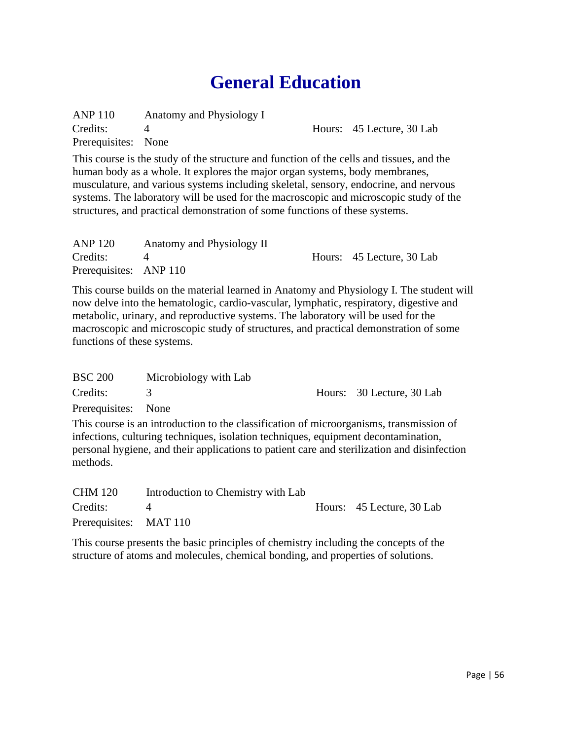# General Education

ANP 110 Anatomy and Physiology I
Credits: 4 Hours: 45 Lecture, 30 Lab
Prerequisites: None

This course is the study of the structure and function of the cells and tissues, and the human body as a whole. It explores the major organ systems, body membranes, musculature, and various systems including skeletal, sensory, endocrine, and nervous systems. The laboratory will be used for the macroscopic and microscopic study of the structures, and practical demonstration of some functions of these systems.

ANP 120 Anatomy and Physiology II
Credits: 4 Hours: 45 Lecture, 30 Lab
Prerequisites: ANP 110

This course builds on the material learned in Anatomy and Physiology I. The student will now delve into the hematologic, cardio-vascular, lymphatic, respiratory, digestive and metabolic, urinary, and reproductive systems. The laboratory will be used for the macroscopic and microscopic study of structures, and practical demonstration of some functions of these systems.

BSC 200 Microbiology with Lab
Credits: 3 Hours: 30 Lecture, 30 Lab
Prerequisites: None

This course is an introduction to the classification of microorganisms, transmission of infections, culturing techniques, isolation techniques, equipment decontamination, personal hygiene, and their applications to patient care and sterilization and disinfection methods.

CHM 120 Introduction to Chemistry with Lab
Credits: 4 Hours: 45 Lecture, 30 Lab
Prerequisites: MAT 110

This course presents the basic principles of chemistry including the concepts of the structure of atoms and molecules, chemical bonding, and properties of solutions.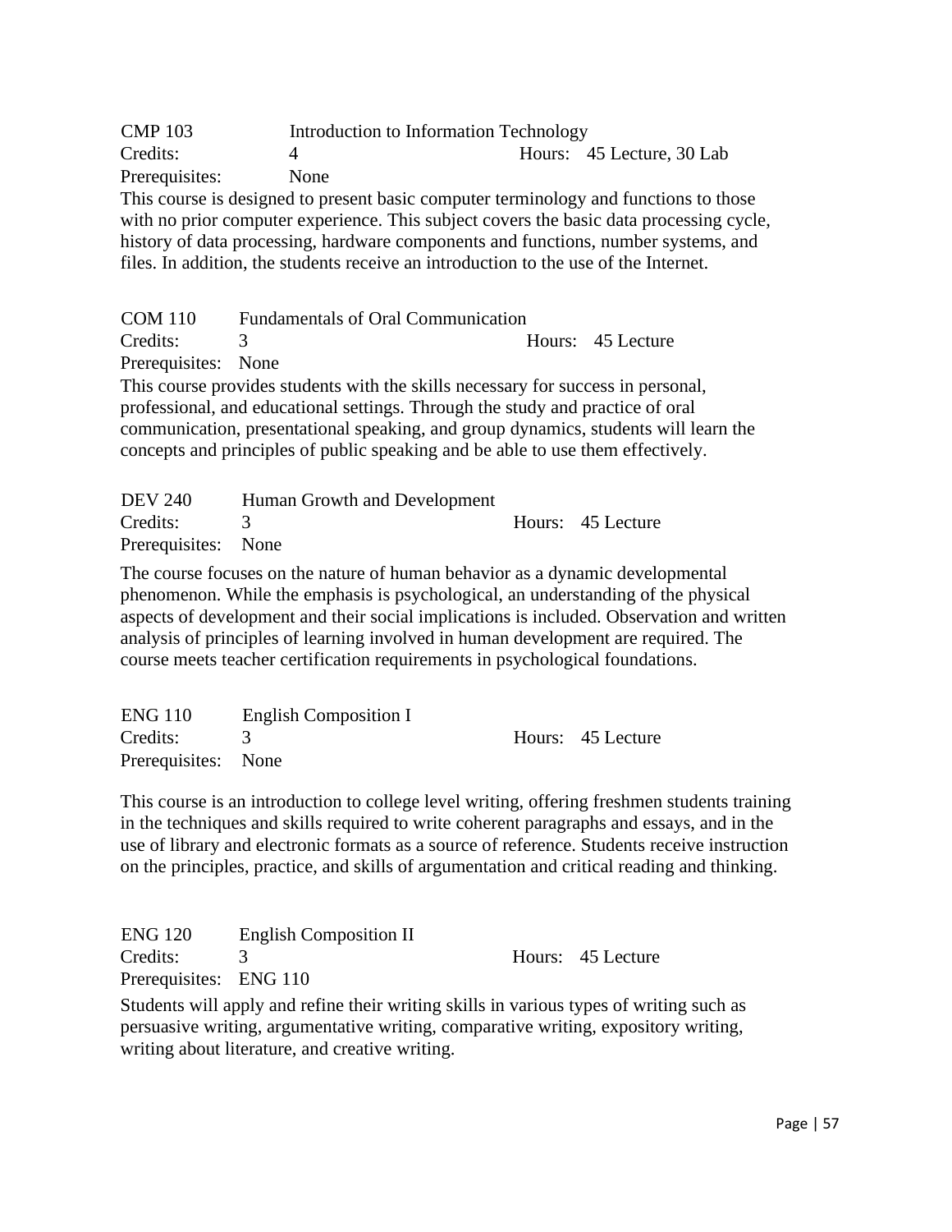CMP 103 Introduction to Information Technology
Credits: 4 Hours: 45 Lecture, 30 Lab
Prerequisites: None

This course is designed to present basic computer terminology and functions to those with no prior computer experience. This subject covers the basic data processing cycle, history of data processing, hardware components and functions, number systems, and files. In addition, the students receive an introduction to the use of the Internet.

COM 110 Fundamentals of Oral Communication
Credits: 3 Hours: 45 Lecture
Prerequisites: None

This course provides students with the skills necessary for success in personal, professional, and educational settings. Through the study and practice of oral communication, presentational speaking, and group dynamics, students will learn the concepts and principles of public speaking and be able to use them effectively.

DEV 240 Human Growth and Development
Credits: 3 Hours: 45 Lecture
Prerequisites: None

The course focuses on the nature of human behavior as a dynamic developmental phenomenon. While the emphasis is psychological, an understanding of the physical aspects of development and their social implications is included. Observation and written analysis of principles of learning involved in human development are required. The course meets teacher certification requirements in psychological foundations.

ENG 110 English Composition I
Credits: 3 Hours: 45 Lecture
Prerequisites: None

This course is an introduction to college level writing, offering freshmen students training in the techniques and skills required to write coherent paragraphs and essays, and in the use of library and electronic formats as a source of reference. Students receive instruction on the principles, practice, and skills of argumentation and critical reading and thinking.

ENG 120 English Composition II
Credits: 3 Hours: 45 Lecture
Prerequisites: ENG 110

Students will apply and refine their writing skills in various types of writing such as persuasive writing, argumentative writing, comparative writing, expository writing, writing about literature, and creative writing.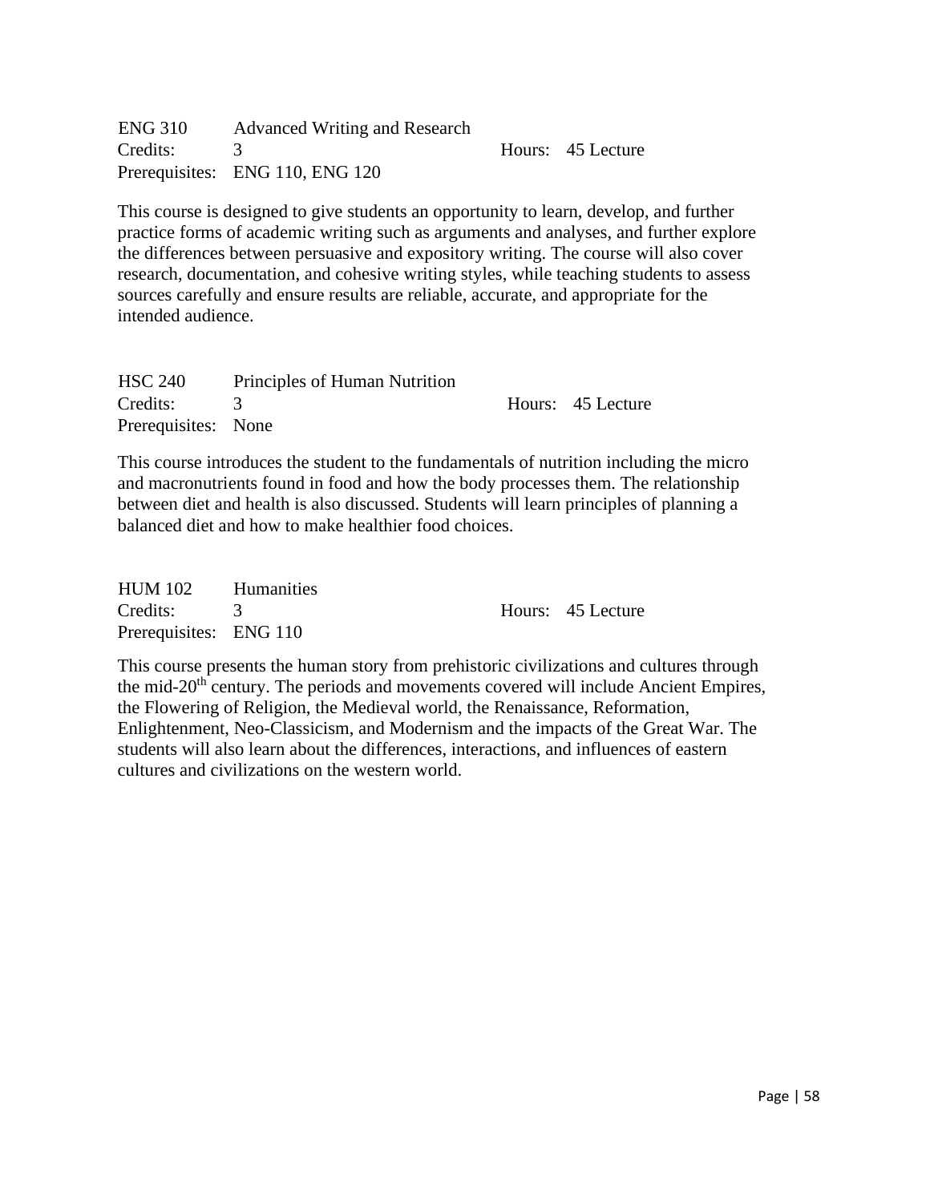ENG 310 Advanced Writing and Research
Credits: 3 Hours: 45 Lecture
Prerequisites: ENG 110, ENG 120

This course is designed to give students an opportunity to learn, develop, and further practice forms of academic writing such as arguments and analyses, and further explore the differences between persuasive and expository writing. The course will also cover research, documentation, and cohesive writing styles, while teaching students to assess sources carefully and ensure results are reliable, accurate, and appropriate for the intended audience.

HSC 240 Principles of Human Nutrition
Credits: 3 Hours: 45 Lecture
Prerequisites: None

This course introduces the student to the fundamentals of nutrition including the micro and macronutrients found in food and how the body processes them. The relationship between diet and health is also discussed. Students will learn principles of planning a balanced diet and how to make healthier food choices.

HUM 102 Humanities
Credits: 3 Hours: 45 Lecture
Prerequisites: ENG 110

This course presents the human story from prehistoric civilizations and cultures through the mid-20th century. The periods and movements covered will include Ancient Empires, the Flowering of Religion, the Medieval world, the Renaissance, Reformation, Enlightenment, Neo-Classicism, and Modernism and the impacts of the Great War. The students will also learn about the differences, interactions, and influences of eastern cultures and civilizations on the western world.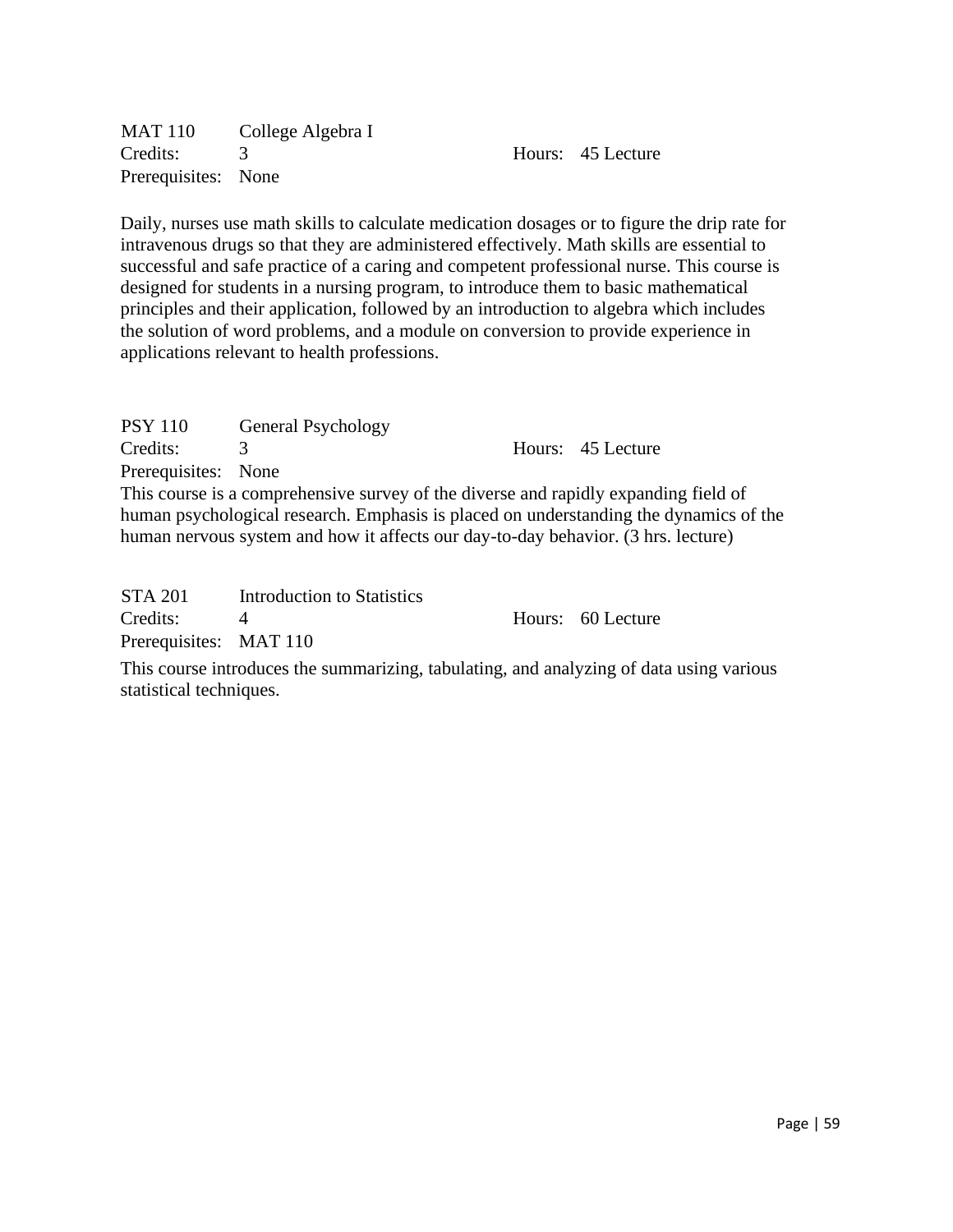MAT 110 College Algebra I
Credits: 3 Hours: 45 Lecture
Prerequisites: None

Daily, nurses use math skills to calculate medication dosages or to figure the drip rate for intravenous drugs so that they are administered effectively. Math skills are essential to successful and safe practice of a caring and competent professional nurse. This course is designed for students in a nursing program, to introduce them to basic mathematical principles and their application, followed by an introduction to algebra which includes the solution of word problems, and a module on conversion to provide experience in applications relevant to health professions.

PSY 110 General Psychology
Credits: 3 Hours: 45 Lecture
Prerequisites: None
This course is a comprehensive survey of the diverse and rapidly expanding field of human psychological research. Emphasis is placed on understanding the dynamics of the human nervous system and how it affects our day-to-day behavior. (3 hrs. lecture)

STA 201 Introduction to Statistics
Credits: 4 Hours: 60 Lecture
Prerequisites: MAT 110

This course introduces the summarizing, tabulating, and analyzing of data using various statistical techniques.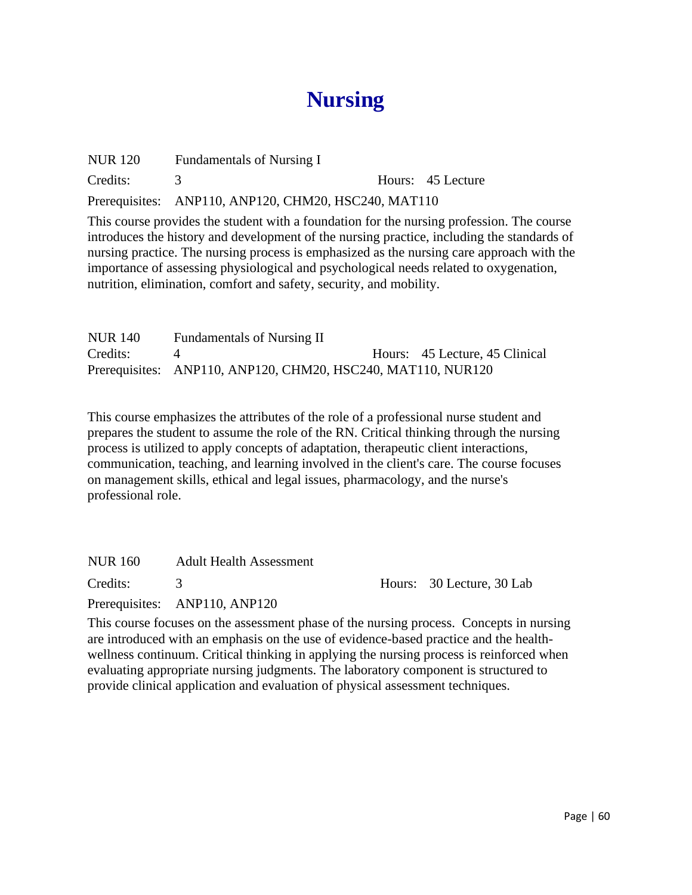# Nursing

NUR 120 Fundamentals of Nursing I

Credits: 3 Hours: 45 Lecture

Prerequisites: ANP110, ANP120, CHM20, HSC240, MAT110

This course provides the student with a foundation for the nursing profession. The course introduces the history and development of the nursing practice, including the standards of nursing practice. The nursing process is emphasized as the nursing care approach with the importance of assessing physiological and psychological needs related to oxygenation, nutrition, elimination, comfort and safety, security, and mobility.

NUR 140 Fundamentals of Nursing II

Credits: 4 Hours: 45 Lecture, 45 Clinical

Prerequisites: ANP110, ANP120, CHM20, HSC240, MAT110, NUR120

This course emphasizes the attributes of the role of a professional nurse student and prepares the student to assume the role of the RN. Critical thinking through the nursing process is utilized to apply concepts of adaptation, therapeutic client interactions, communication, teaching, and learning involved in the client's care. The course focuses on management skills, ethical and legal issues, pharmacology, and the nurse's professional role.

NUR 160 Adult Health Assessment

Credits: 3 Hours: 30 Lecture, 30 Lab

Prerequisites: ANP110, ANP120

This course focuses on the assessment phase of the nursing process. Concepts in nursing are introduced with an emphasis on the use of evidence-based practice and the health-wellness continuum. Critical thinking in applying the nursing process is reinforced when evaluating appropriate nursing judgments. The laboratory component is structured to provide clinical application and evaluation of physical assessment techniques.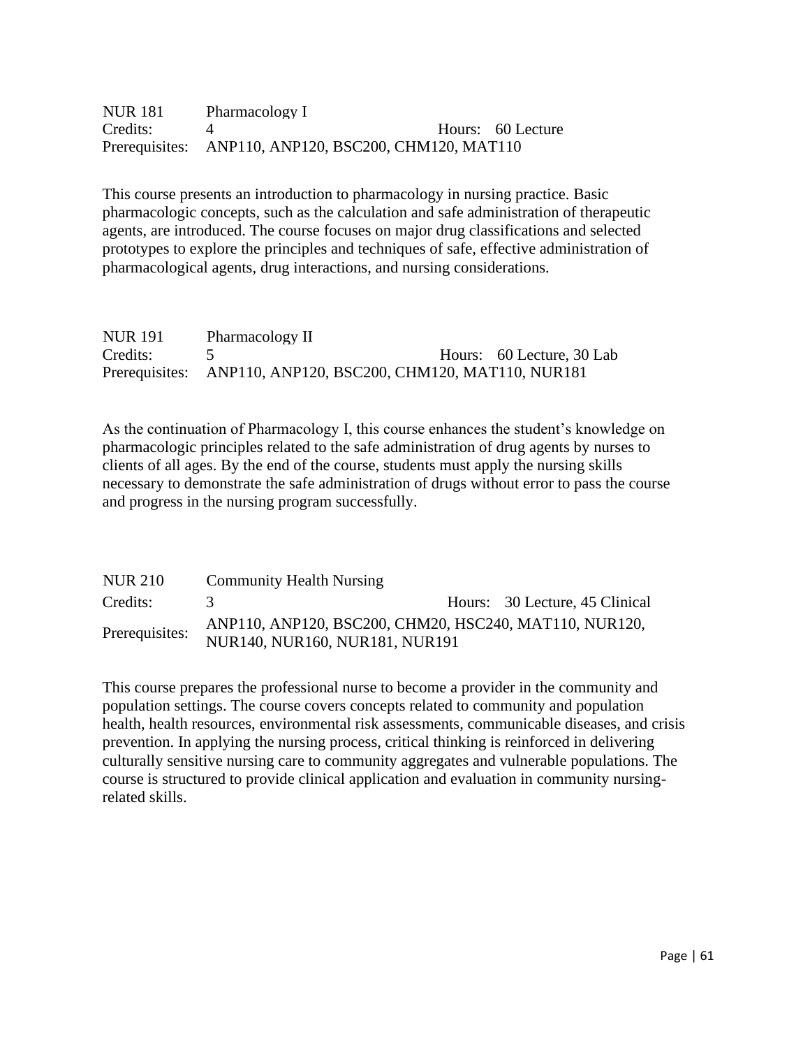NUR 181 Pharmacology I
Credits: 4 Hours: 60 Lecture
Prerequisites: ANP110, ANP120, BSC200, CHM120, MAT110

This course presents an introduction to pharmacology in nursing practice. Basic pharmacologic concepts, such as the calculation and safe administration of therapeutic agents, are introduced. The course focuses on major drug classifications and selected prototypes to explore the principles and techniques of safe, effective administration of pharmacological agents, drug interactions, and nursing considerations.

NUR 191 Pharmacology II
Credits: 5 Hours: 60 Lecture, 30 Lab
Prerequisites: ANP110, ANP120, BSC200, CHM120, MAT110, NUR181

As the continuation of Pharmacology I, this course enhances the student's knowledge on pharmacologic principles related to the safe administration of drug agents by nurses to clients of all ages. By the end of the course, students must apply the nursing skills necessary to demonstrate the safe administration of drugs without error to pass the course and progress in the nursing program successfully.

NUR 210 Community Health Nursing
Credits: 3 Hours: 30 Lecture, 45 Clinical
Prerequisites: ANP110, ANP120, BSC200, CHM20, HSC240, MAT110, NUR120, NUR140, NUR160, NUR181, NUR191

This course prepares the professional nurse to become a provider in the community and population settings. The course covers concepts related to community and population health, health resources, environmental risk assessments, communicable diseases, and crisis prevention. In applying the nursing process, critical thinking is reinforced in delivering culturally sensitive nursing care to community aggregates and vulnerable populations. The course is structured to provide clinical application and evaluation in community nursing-related skills.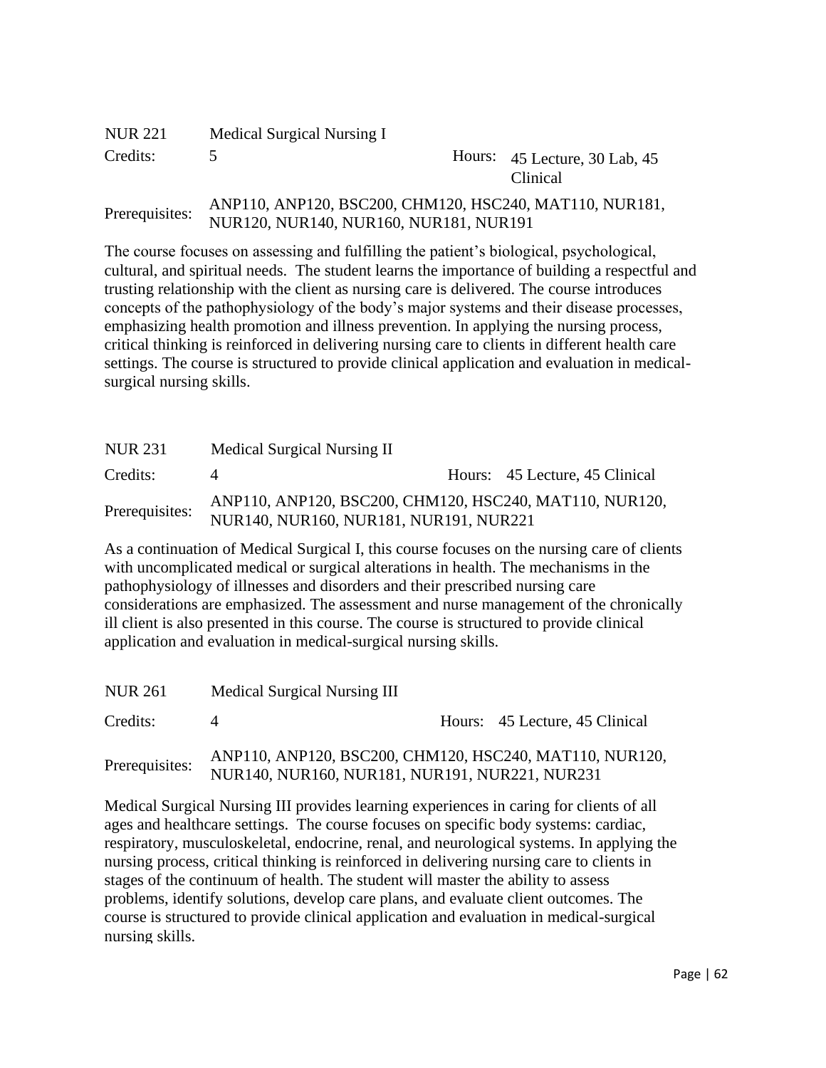### NUR 221 Medical Surgical Nursing I

Credits: 5 | Hours: 45 Lecture, 30 Lab, 45 Clinical

Prerequisites: ANP110, ANP120, BSC200, CHM120, HSC240, MAT110, NUR181, NUR120, NUR140, NUR160, NUR181, NUR191

The course focuses on assessing and fulfilling the patient's biological, psychological, cultural, and spiritual needs. The student learns the importance of building a respectful and trusting relationship with the client as nursing care is delivered. The course introduces concepts of the pathophysiology of the body's major systems and their disease processes, emphasizing health promotion and illness prevention. In applying the nursing process, critical thinking is reinforced in delivering nursing care to clients in different health care settings. The course is structured to provide clinical application and evaluation in medical-surgical nursing skills.

### NUR 231 Medical Surgical Nursing II

Credits: 4 | Hours: 45 Lecture, 45 Clinical

Prerequisites: ANP110, ANP120, BSC200, CHM120, HSC240, MAT110, NUR120, NUR140, NUR160, NUR181, NUR191, NUR221

As a continuation of Medical Surgical I, this course focuses on the nursing care of clients with uncomplicated medical or surgical alterations in health. The mechanisms in the pathophysiology of illnesses and disorders and their prescribed nursing care considerations are emphasized. The assessment and nurse management of the chronically ill client is also presented in this course. The course is structured to provide clinical application and evaluation in medical-surgical nursing skills.

### NUR 261 Medical Surgical Nursing III

Credits: 4 | Hours: 45 Lecture, 45 Clinical

Prerequisites: ANP110, ANP120, BSC200, CHM120, HSC240, MAT110, NUR120, NUR140, NUR160, NUR181, NUR191, NUR221, NUR231

Medical Surgical Nursing III provides learning experiences in caring for clients of all ages and healthcare settings. The course focuses on specific body systems: cardiac, respiratory, musculoskeletal, endocrine, renal, and neurological systems. In applying the nursing process, critical thinking is reinforced in delivering nursing care to clients in stages of the continuum of health. The student will master the ability to assess problems, identify solutions, develop care plans, and evaluate client outcomes. The course is structured to provide clinical application and evaluation in medical-surgical nursing skills.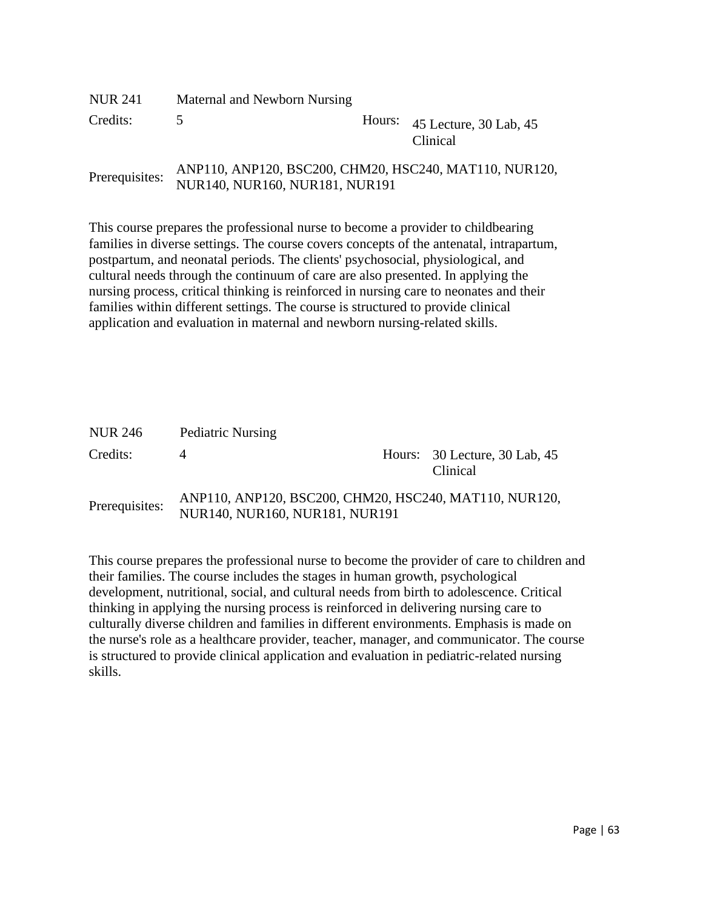NUR 241 Maternal and Newborn Nursing

Credits: 5 Hours: 45 Lecture, 30 Lab, 45 Clinical

Prerequisites: ANP110, ANP120, BSC200, CHM20, HSC240, MAT110, NUR120, NUR140, NUR160, NUR181, NUR191

This course prepares the professional nurse to become a provider to childbearing families in diverse settings. The course covers concepts of the antenatal, intrapartum, postpartum, and neonatal periods. The clients' psychosocial, physiological, and cultural needs through the continuum of care are also presented. In applying the nursing process, critical thinking is reinforced in nursing care to neonates and their families within different settings. The course is structured to provide clinical application and evaluation in maternal and newborn nursing-related skills.

NUR 246 Pediatric Nursing

Credits: 4 Hours: 30 Lecture, 30 Lab, 45 Clinical

Prerequisites: ANP110, ANP120, BSC200, CHM20, HSC240, MAT110, NUR120, NUR140, NUR160, NUR181, NUR191

This course prepares the professional nurse to become the provider of care to children and their families. The course includes the stages in human growth, psychological development, nutritional, social, and cultural needs from birth to adolescence. Critical thinking in applying the nursing process is reinforced in delivering nursing care to culturally diverse children and families in different environments. Emphasis is made on the nurse's role as a healthcare provider, teacher, manager, and communicator. The course is structured to provide clinical application and evaluation in pediatric-related nursing skills.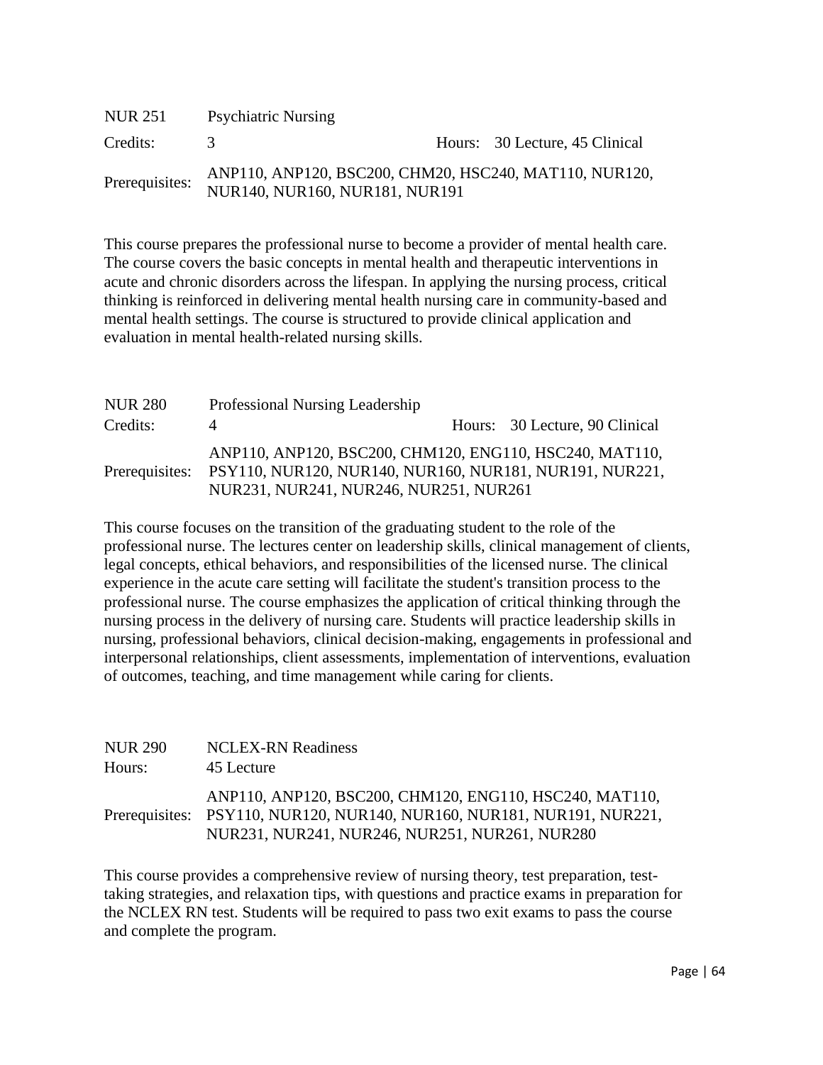| | | | |
|---|---|---|---|
| NUR 251 | Psychiatric Nursing | | |
| Credits: | 3 | Hours: | 30 Lecture, 45 Clinical |
| Prerequisites: | ANP110, ANP120, BSC200, CHM20, HSC240, MAT110, NUR120, NUR140, NUR160, NUR181, NUR191 | | |

This course prepares the professional nurse to become a provider of mental health care. The course covers the basic concepts in mental health and therapeutic interventions in acute and chronic disorders across the lifespan. In applying the nursing process, critical thinking is reinforced in delivering mental health nursing care in community-based and mental health settings. The course is structured to provide clinical application and evaluation in mental health-related nursing skills.

| | | | |
|---|---|---|---|
| NUR 280 | Professional Nursing Leadership | | |
| Credits: | 4 | Hours: | 30 Lecture, 90 Clinical |
| Prerequisites: | ANP110, ANP120, BSC200, CHM120, ENG110, HSC240, MAT110, PSY110, NUR120, NUR140, NUR160, NUR181, NUR191, NUR221, NUR231, NUR241, NUR246, NUR251, NUR261 | | |

This course focuses on the transition of the graduating student to the role of the professional nurse. The lectures center on leadership skills, clinical management of clients, legal concepts, ethical behaviors, and responsibilities of the licensed nurse. The clinical experience in the acute care setting will facilitate the student's transition process to the professional nurse. The course emphasizes the application of critical thinking through the nursing process in the delivery of nursing care. Students will practice leadership skills in nursing, professional behaviors, clinical decision-making, engagements in professional and interpersonal relationships, client assessments, implementation of interventions, evaluation of outcomes, teaching, and time management while caring for clients.

| | |
|---|---|
| NUR 290 | NCLEX-RN Readiness |
| Hours: | 45 Lecture |
| Prerequisites: | ANP110, ANP120, BSC200, CHM120, ENG110, HSC240, MAT110, PSY110, NUR120, NUR140, NUR160, NUR181, NUR191, NUR221, NUR231, NUR241, NUR246, NUR251, NUR261, NUR280 |

This course provides a comprehensive review of nursing theory, test preparation, test-taking strategies, and relaxation tips, with questions and practice exams in preparation for the NCLEX RN test. Students will be required to pass two exit exams to pass the course and complete the program.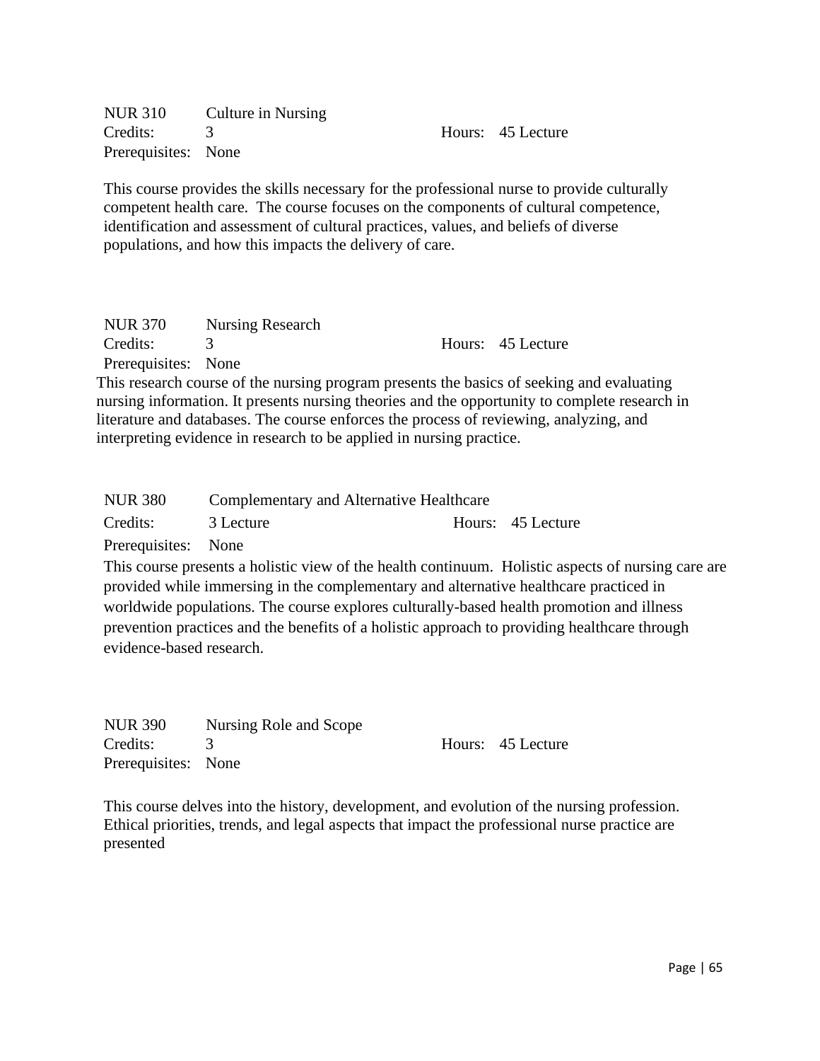NUR 310 Culture in Nursing
Credits: 3 Hours: 45 Lecture
Prerequisites: None

This course provides the skills necessary for the professional nurse to provide culturally competent health care. The course focuses on the components of cultural competence, identification and assessment of cultural practices, values, and beliefs of diverse populations, and how this impacts the delivery of care.

NUR 370 Nursing Research
Credits: 3 Hours: 45 Lecture
Prerequisites: None

This research course of the nursing program presents the basics of seeking and evaluating nursing information. It presents nursing theories and the opportunity to complete research in literature and databases. The course enforces the process of reviewing, analyzing, and interpreting evidence in research to be applied in nursing practice.

NUR 380 Complementary and Alternative Healthcare
Credits: 3 Lecture Hours: 45 Lecture
Prerequisites: None

This course presents a holistic view of the health continuum. Holistic aspects of nursing care are provided while immersing in the complementary and alternative healthcare practiced in worldwide populations. The course explores culturally-based health promotion and illness prevention practices and the benefits of a holistic approach to providing healthcare through evidence-based research.

NUR 390 Nursing Role and Scope
Credits: 3 Hours: 45 Lecture
Prerequisites: None

This course delves into the history, development, and evolution of the nursing profession. Ethical priorities, trends, and legal aspects that impact the professional nurse practice are presented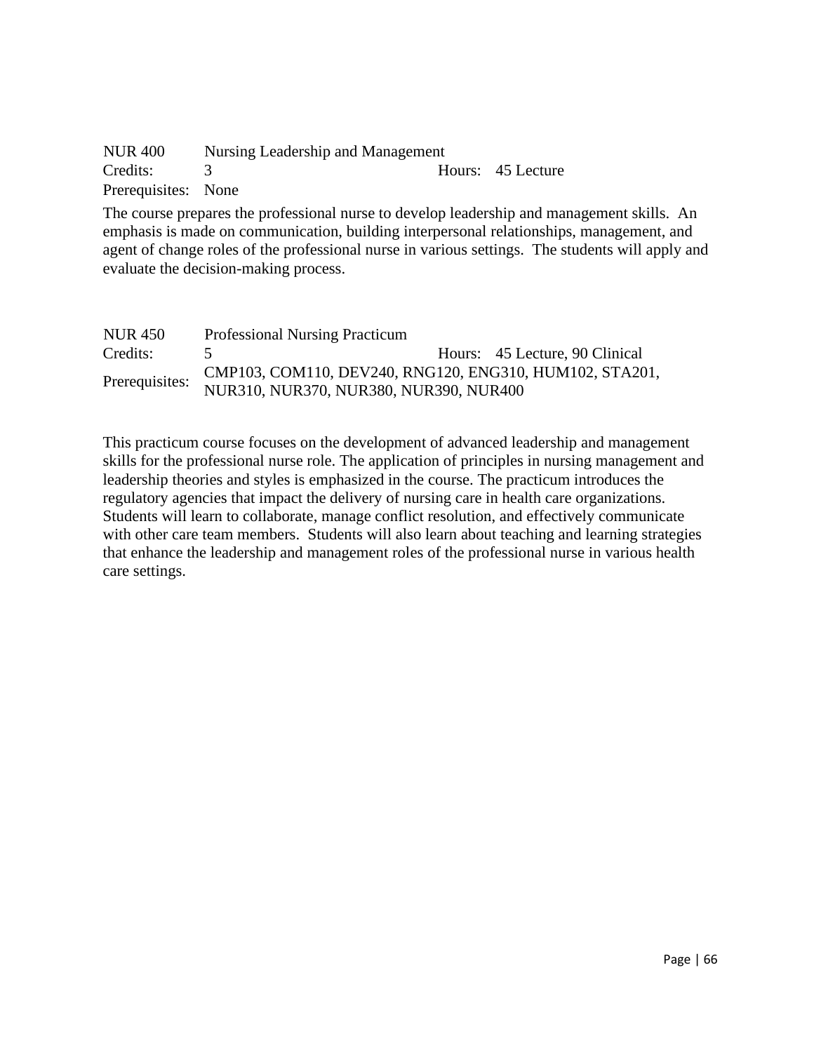NUR 400 Nursing Leadership and Management

Credits: 3 Hours: 45 Lecture

Prerequisites: None

The course prepares the professional nurse to develop leadership and management skills. An emphasis is made on communication, building interpersonal relationships, management, and agent of change roles of the professional nurse in various settings. The students will apply and evaluate the decision-making process.

NUR 450 Professional Nursing Practicum

Credits: 5 Hours: 45 Lecture, 90 Clinical

Prerequisites: CMP103, COM110, DEV240, RNG120, ENG310, HUM102, STA201, NUR310, NUR370, NUR380, NUR390, NUR400

This practicum course focuses on the development of advanced leadership and management skills for the professional nurse role. The application of principles in nursing management and leadership theories and styles is emphasized in the course. The practicum introduces the regulatory agencies that impact the delivery of nursing care in health care organizations. Students will learn to collaborate, manage conflict resolution, and effectively communicate with other care team members. Students will also learn about teaching and learning strategies that enhance the leadership and management roles of the professional nurse in various health care settings.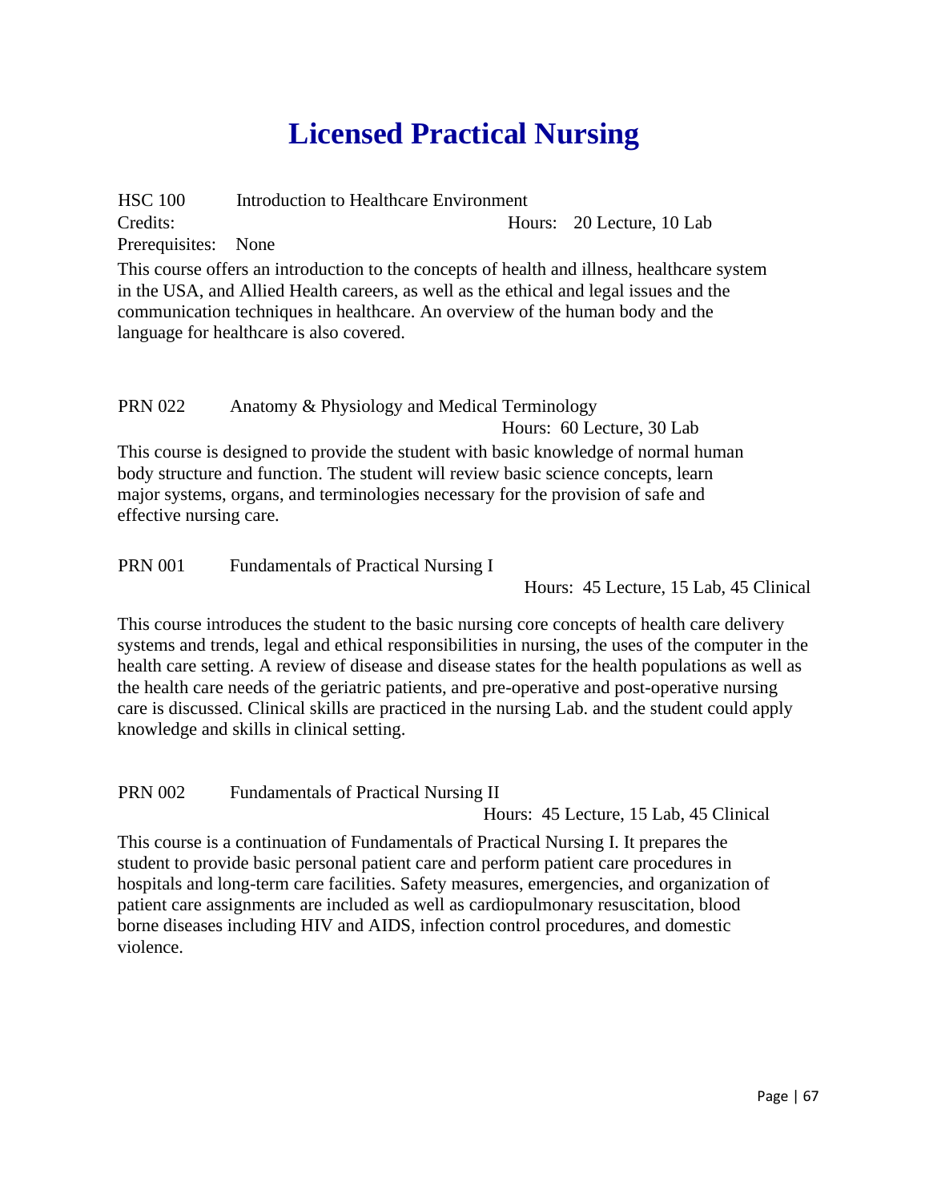# Licensed Practical Nursing

HSC 100 Introduction to Healthcare Environment

Credits: Hours: 20 Lecture, 10 Lab

Prerequisites: None

This course offers an introduction to the concepts of health and illness, healthcare system in the USA, and Allied Health careers, as well as the ethical and legal issues and the communication techniques in healthcare. An overview of the human body and the language for healthcare is also covered.

PRN 022 Anatomy & Physiology and Medical Terminology

Hours: 60 Lecture, 30 Lab

This course is designed to provide the student with basic knowledge of normal human body structure and function. The student will review basic science concepts, learn major systems, organs, and terminologies necessary for the provision of safe and effective nursing care.

PRN 001 Fundamentals of Practical Nursing I

Hours: 45 Lecture, 15 Lab, 45 Clinical

This course introduces the student to the basic nursing core concepts of health care delivery systems and trends, legal and ethical responsibilities in nursing, the uses of the computer in the health care setting. A review of disease and disease states for the health populations as well as the health care needs of the geriatric patients, and pre-operative and post-operative nursing care is discussed. Clinical skills are practiced in the nursing Lab. and the student could apply knowledge and skills in clinical setting.

PRN 002 Fundamentals of Practical Nursing II

Hours: 45 Lecture, 15 Lab, 45 Clinical

This course is a continuation of Fundamentals of Practical Nursing I. It prepares the student to provide basic personal patient care and perform patient care procedures in hospitals and long-term care facilities. Safety measures, emergencies, and organization of patient care assignments are included as well as cardiopulmonary resuscitation, blood borne diseases including HIV and AIDS, infection control procedures, and domestic violence.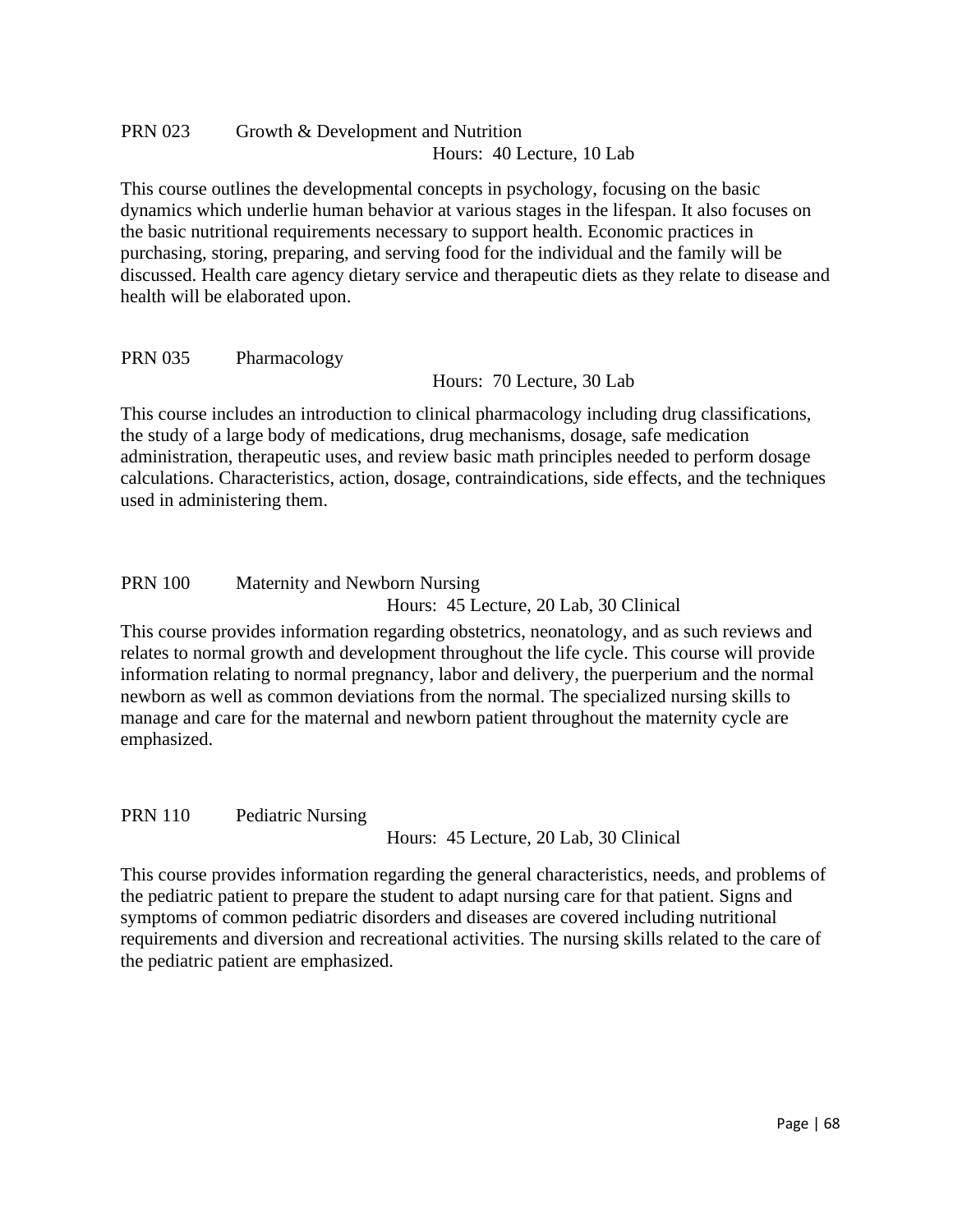PRN 023 Growth & Development and Nutrition

Hours: 40 Lecture, 10 Lab

This course outlines the developmental concepts in psychology, focusing on the basic dynamics which underlie human behavior at various stages in the lifespan. It also focuses on the basic nutritional requirements necessary to support health. Economic practices in purchasing, storing, preparing, and serving food for the individual and the family will be discussed. Health care agency dietary service and therapeutic diets as they relate to disease and health will be elaborated upon.

PRN 035 Pharmacology

Hours: 70 Lecture, 30 Lab

This course includes an introduction to clinical pharmacology including drug classifications, the study of a large body of medications, drug mechanisms, dosage, safe medication administration, therapeutic uses, and review basic math principles needed to perform dosage calculations. Characteristics, action, dosage, contraindications, side effects, and the techniques used in administering them.

PRN 100 Maternity and Newborn Nursing

Hours: 45 Lecture, 20 Lab, 30 Clinical

This course provides information regarding obstetrics, neonatology, and as such reviews and relates to normal growth and development throughout the life cycle. This course will provide information relating to normal pregnancy, labor and delivery, the puerperium and the normal newborn as well as common deviations from the normal. The specialized nursing skills to manage and care for the maternal and newborn patient throughout the maternity cycle are emphasized.

PRN 110 Pediatric Nursing

Hours: 45 Lecture, 20 Lab, 30 Clinical

This course provides information regarding the general characteristics, needs, and problems of the pediatric patient to prepare the student to adapt nursing care for that patient. Signs and symptoms of common pediatric disorders and diseases are covered including nutritional requirements and diversion and recreational activities. The nursing skills related to the care of the pediatric patient are emphasized.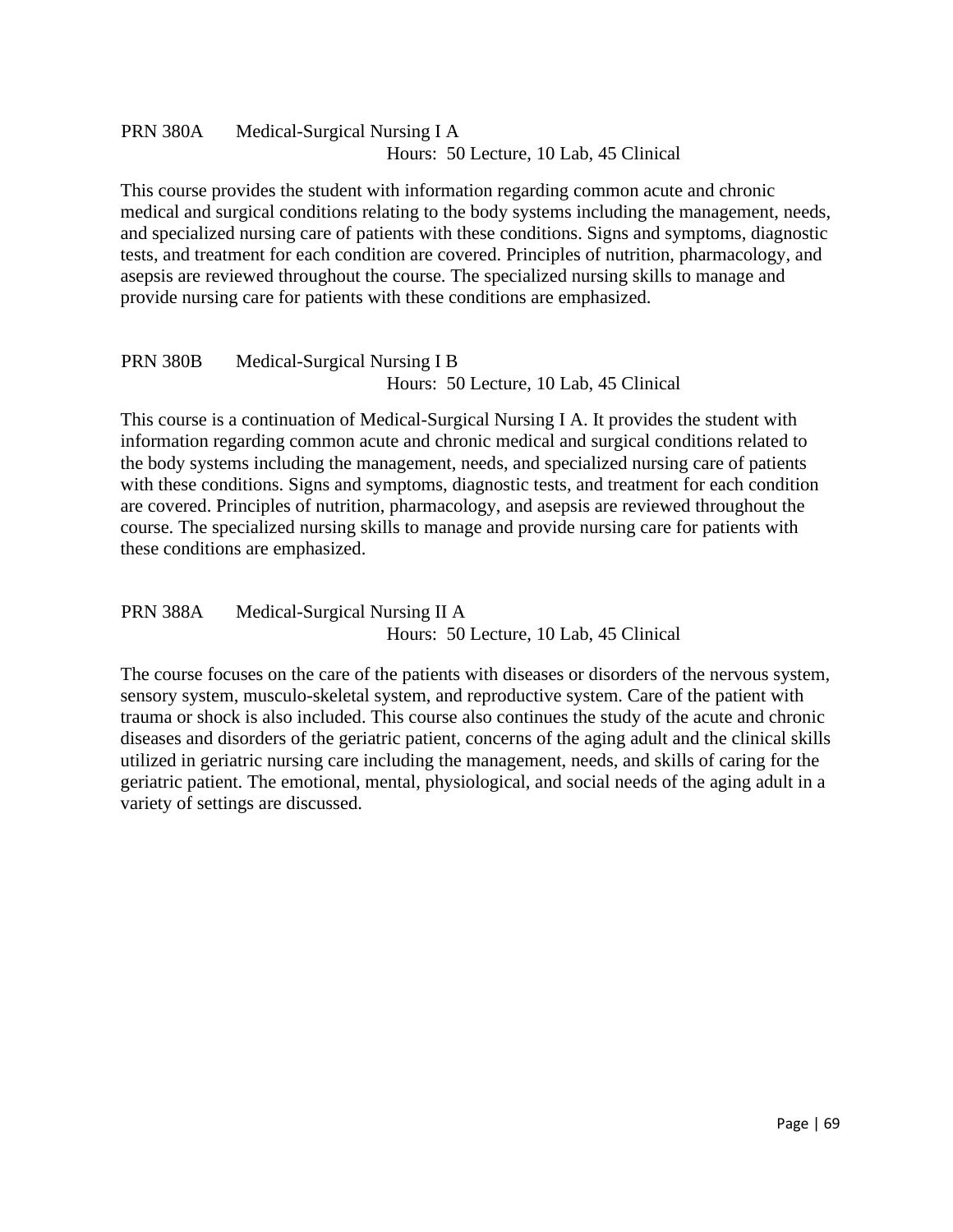PRN 380A Medical-Surgical Nursing I A

Hours: 50 Lecture, 10 Lab, 45 Clinical

This course provides the student with information regarding common acute and chronic medical and surgical conditions relating to the body systems including the management, needs, and specialized nursing care of patients with these conditions. Signs and symptoms, diagnostic tests, and treatment for each condition are covered. Principles of nutrition, pharmacology, and asepsis are reviewed throughout the course. The specialized nursing skills to manage and provide nursing care for patients with these conditions are emphasized.

PRN 380B Medical-Surgical Nursing I B

Hours: 50 Lecture, 10 Lab, 45 Clinical

This course is a continuation of Medical-Surgical Nursing I A. It provides the student with information regarding common acute and chronic medical and surgical conditions related to the body systems including the management, needs, and specialized nursing care of patients with these conditions. Signs and symptoms, diagnostic tests, and treatment for each condition are covered. Principles of nutrition, pharmacology, and asepsis are reviewed throughout the course. The specialized nursing skills to manage and provide nursing care for patients with these conditions are emphasized.

PRN 388A Medical-Surgical Nursing II A

Hours: 50 Lecture, 10 Lab, 45 Clinical

The course focuses on the care of the patients with diseases or disorders of the nervous system, sensory system, musculo-skeletal system, and reproductive system. Care of the patient with trauma or shock is also included. This course also continues the study of the acute and chronic diseases and disorders of the geriatric patient, concerns of the aging adult and the clinical skills utilized in geriatric nursing care including the management, needs, and skills of caring for the geriatric patient. The emotional, mental, physiological, and social needs of the aging adult in a variety of settings are discussed.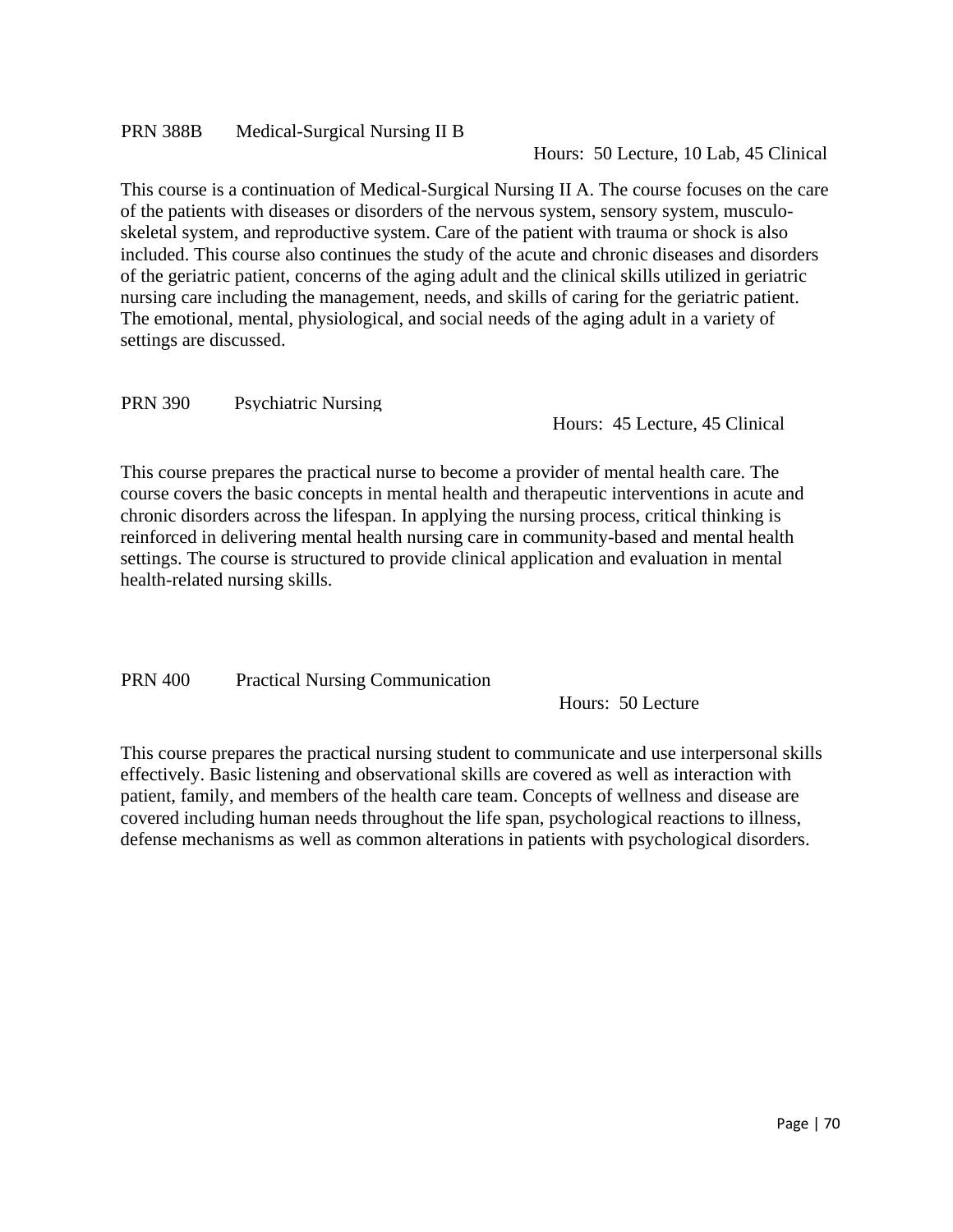PRN 388B Medical-Surgical Nursing II B

Hours: 50 Lecture, 10 Lab, 45 Clinical

This course is a continuation of Medical-Surgical Nursing II A. The course focuses on the care of the patients with diseases or disorders of the nervous system, sensory system, musculo-skeletal system, and reproductive system. Care of the patient with trauma or shock is also included. This course also continues the study of the acute and chronic diseases and disorders of the geriatric patient, concerns of the aging adult and the clinical skills utilized in geriatric nursing care including the management, needs, and skills of caring for the geriatric patient. The emotional, mental, physiological, and social needs of the aging adult in a variety of settings are discussed.

PRN 390 Psychiatric Nursing

Hours: 45 Lecture, 45 Clinical

This course prepares the practical nurse to become a provider of mental health care. The course covers the basic concepts in mental health and therapeutic interventions in acute and chronic disorders across the lifespan. In applying the nursing process, critical thinking is reinforced in delivering mental health nursing care in community-based and mental health settings. The course is structured to provide clinical application and evaluation in mental health-related nursing skills.

PRN 400 Practical Nursing Communication

Hours: 50 Lecture

This course prepares the practical nursing student to communicate and use interpersonal skills effectively. Basic listening and observational skills are covered as well as interaction with patient, family, and members of the health care team. Concepts of wellness and disease are covered including human needs throughout the life span, psychological reactions to illness, defense mechanisms as well as common alterations in patients with psychological disorders.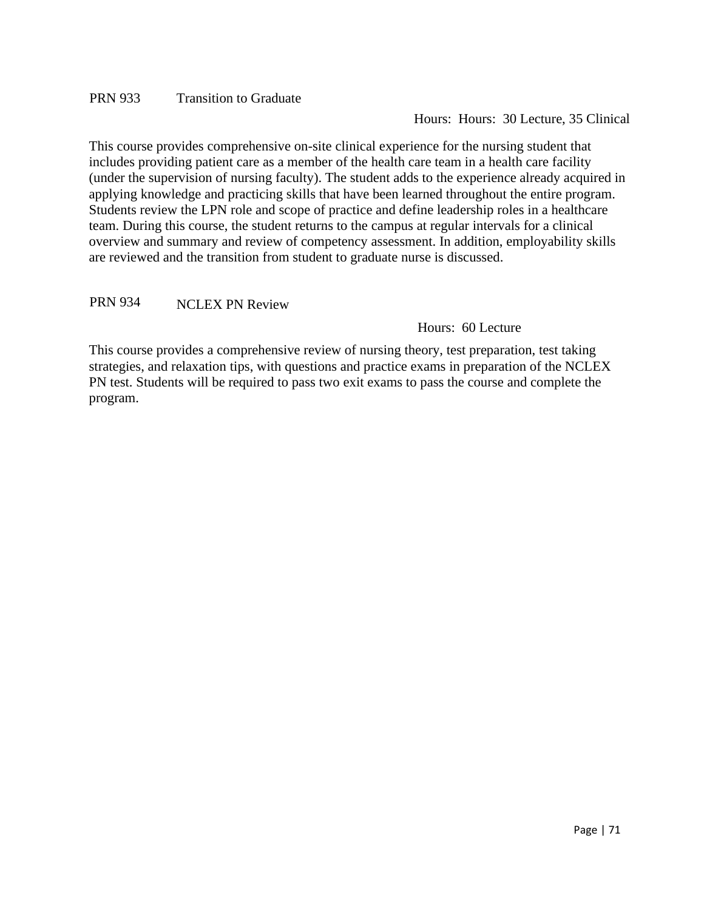PRN 933 Transition to Graduate

Hours: Hours: 30 Lecture, 35 Clinical

This course provides comprehensive on-site clinical experience for the nursing student that includes providing patient care as a member of the health care team in a health care facility (under the supervision of nursing faculty). The student adds to the experience already acquired in applying knowledge and practicing skills that have been learned throughout the entire program. Students review the LPN role and scope of practice and define leadership roles in a healthcare team. During this course, the student returns to the campus at regular intervals for a clinical overview and summary and review of competency assessment. In addition, employability skills are reviewed and the transition from student to graduate nurse is discussed.

PRN 934 NCLEX PN Review

Hours: 60 Lecture

This course provides a comprehensive review of nursing theory, test preparation, test taking strategies, and relaxation tips, with questions and practice exams in preparation of the NCLEX PN test. Students will be required to pass two exit exams to pass the course and complete the program.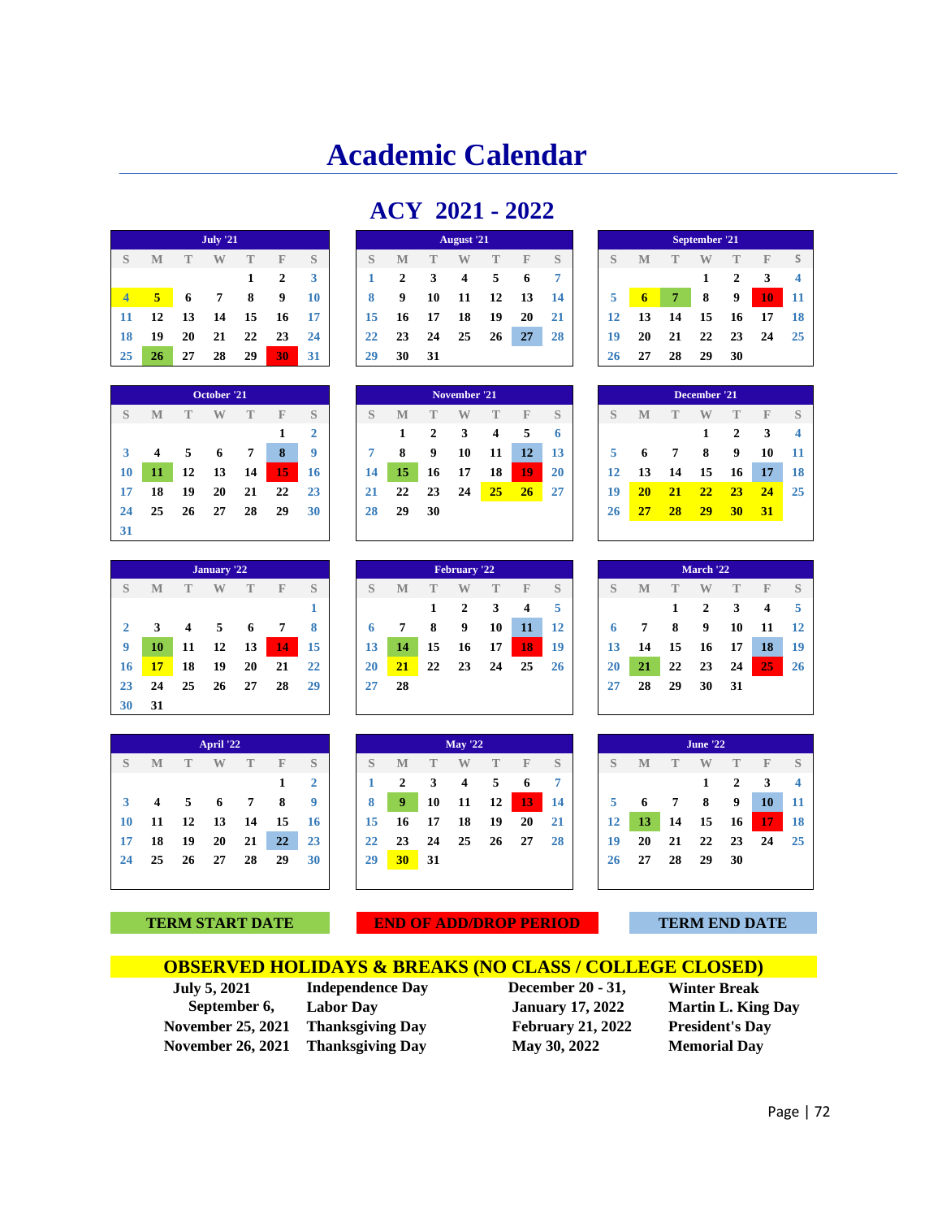# Academic Calendar

## ACY 2021 - 2022

**July '21**

| S | M | T | W | T | F | S |
|---|---|---|---|---|---|---|
| | | | | 1 | 2 | 3 |
| 4 | 5 | 6 | 7 | 8 | 9 | 10 |
| 11 | 12 | 13 | 14 | 15 | 16 | 17 |
| 18 | 19 | 20 | 21 | 22 | 23 | 24 |
| 25 | 26 | 27 | 28 | 29 | 30 | 31 |

**August '21**

| S | M | T | W | T | F | S |
|---|---|---|---|---|---|---|
| 1 | 2 | 3 | 4 | 5 | 6 | 7 |
| 8 | 9 | 10 | 11 | 12 | 13 | 14 |
| 15 | 16 | 17 | 18 | 19 | 20 | 21 |
| 22 | 23 | 24 | 25 | 26 | 27 | 28 |
| 29 | 30 | 31 | | | | |

**September '21**

| S | M | T | W | T | F | S |
|---|---|---|---|---|---|---|
| | | | 1 | 2 | 3 | 4 |
| 5 | 6 | 7 | 8 | 9 | 10 | 11 |
| 12 | 13 | 14 | 15 | 16 | 17 | 18 |
| 19 | 20 | 21 | 22 | 23 | 24 | 25 |
| 26 | 27 | 28 | 29 | 30 | | |

**October '21**

| S | M | T | W | T | F | S |
|---|---|---|---|---|---|---|
| | | | | | 1 | 2 |
| 3 | 4 | 5 | 6 | 7 | 8 | 9 |
| 10 | 11 | 12 | 13 | 14 | 15 | 16 |
| 17 | 18 | 19 | 20 | 21 | 22 | 23 |
| 24 | 25 | 26 | 27 | 28 | 29 | 30 |
| 31 | | | | | | |

**November '21**

| S | M | T | W | T | F | S |
|---|---|---|---|---|---|---|
| | 1 | 2 | 3 | 4 | 5 | 6 |
| 7 | 8 | 9 | 10 | 11 | 12 | 13 |
| 14 | 15 | 16 | 17 | 18 | 19 | 20 |
| 21 | 22 | 23 | 24 | 25 | 26 | 27 |
| 28 | 29 | 30 | | | | |

**December '21**

| S | M | T | W | T | F | S |
|---|---|---|---|---|---|---|
| | | | 1 | 2 | 3 | 4 |
| 5 | 6 | 7 | 8 | 9 | 10 | 11 |
| 12 | 13 | 14 | 15 | 16 | 17 | 18 |
| 19 | 20 | 21 | 22 | 23 | 24 | 25 |
| 26 | 27 | 28 | 29 | 30 | 31 | |

**January '22**

| S | M | T | W | T | F | S |
|---|---|---|---|---|---|---|
| | | | | | | 1 |
| 2 | 3 | 4 | 5 | 6 | 7 | 8 |
| 9 | 10 | 11 | 12 | 13 | 14 | 15 |
| 16 | 17 | 18 | 19 | 20 | 21 | 22 |
| 23 | 24 | 25 | 26 | 27 | 28 | 29 |
| 30 | 31 | | | | | |

**February '22**

| S | M | T | W | T | F | S |
|---|---|---|---|---|---|---|
| | | 1 | 2 | 3 | 4 | 5 |
| 6 | 7 | 8 | 9 | 10 | 11 | 12 |
| 13 | 14 | 15 | 16 | 17 | 18 | 19 |
| 20 | 21 | 22 | 23 | 24 | 25 | 26 |
| 27 | 28 | | | | | |

**March '22**

| S | M | T | W | T | F | S |
|---|---|---|---|---|---|---|
| | | 1 | 2 | 3 | 4 | 5 |
| 6 | 7 | 8 | 9 | 10 | 11 | 12 |
| 13 | 14 | 15 | 16 | 17 | 18 | 19 |
| 20 | 21 | 22 | 23 | 24 | 25 | 26 |
| 27 | 28 | 29 | 30 | 31 | | |

**April '22**

| S | M | T | W | T | F | S |
|---|---|---|---|---|---|---|
| | | | | | 1 | 2 |
| 3 | 4 | 5 | 6 | 7 | 8 | 9 |
| 10 | 11 | 12 | 13 | 14 | 15 | 16 |
| 17 | 18 | 19 | 20 | 21 | 22 | 23 |
| 24 | 25 | 26 | 27 | 28 | 29 | 30 |

**May '22**

| S | M | T | W | T | F | S |
|---|---|---|---|---|---|---|
| 1 | 2 | 3 | 4 | 5 | 6 | 7 |
| 8 | 9 | 10 | 11 | 12 | 13 | 14 |
| 15 | 16 | 17 | 18 | 19 | 20 | 21 |
| 22 | 23 | 24 | 25 | 26 | 27 | 28 |
| 29 | 30 | 31 | | | | |

**June '22**

| S | M | T | W | T | F | S |
|---|---|---|---|---|---|---|
| | | | 1 | 2 | 3 | 4 |
| 5 | 6 | 7 | 8 | 9 | 10 | 11 |
| 12 | 13 | 14 | 15 | 16 | 17 | 18 |
| 19 | 20 | 21 | 22 | 23 | 24 | 25 |
| 26 | 27 | 28 | 29 | 30 | | |

**TERM START DATE** | **END OF ADD/DROP PERIOD** | **TERM END DATE**

**OBSERVED HOLIDAYS & BREAKS (NO CLASS / COLLEGE CLOSED)**

| | | | |
|---|---|---|---|
| July 5, 2021 | Independence Day | December 20 - 31, | Winter Break |
| September 6, | Labor Day | January 17, 2022 | Martin L. King Day |
| November 25, 2021 | Thanksgiving Day | February 21, 2022 | President's Day |
| November 26, 2021 | Thanksgiving Day | May 30, 2022 | Memorial Day |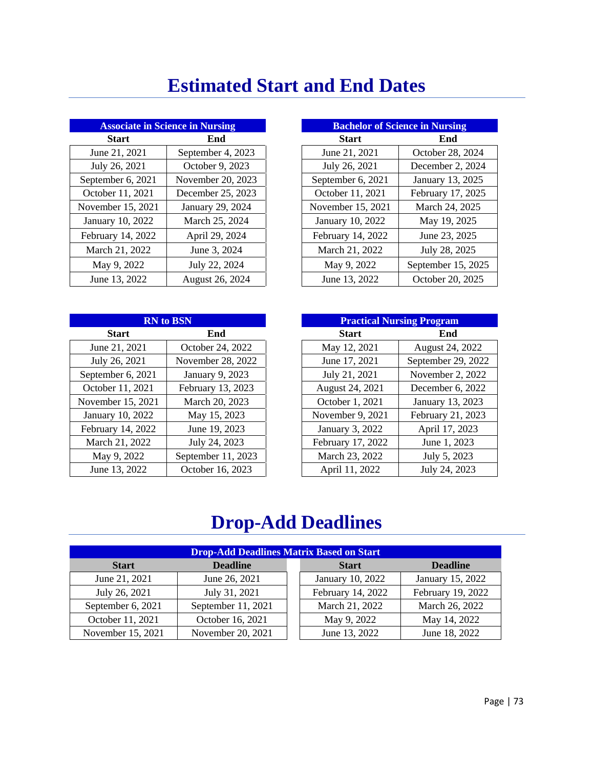# Estimated Start and End Dates

| Associate in Science in Nursing | |
|---|---|
| **Start** | **End** |
| June 21, 2021 | September 4, 2023 |
| July 26, 2021 | October 9, 2023 |
| September 6, 2021 | November 20, 2023 |
| October 11, 2021 | December 25, 2023 |
| November 15, 2021 | January 29, 2024 |
| January 10, 2022 | March 25, 2024 |
| February 14, 2022 | April 29, 2024 |
| March 21, 2022 | June 3, 2024 |
| May 9, 2022 | July 22, 2024 |
| June 13, 2022 | August 26, 2024 |

| Bachelor of Science in Nursing | |
|---|---|
| **Start** | **End** |
| June 21, 2021 | October 28, 2024 |
| July 26, 2021 | December 2, 2024 |
| September 6, 2021 | January 13, 2025 |
| October 11, 2021 | February 17, 2025 |
| November 15, 2021 | March 24, 2025 |
| January 10, 2022 | May 19, 2025 |
| February 14, 2022 | June 23, 2025 |
| March 21, 2022 | July 28, 2025 |
| May 9, 2022 | September 15, 2025 |
| June 13, 2022 | October 20, 2025 |

| RN to BSN | |
|---|---|
| **Start** | **End** |
| June 21, 2021 | October 24, 2022 |
| July 26, 2021 | November 28, 2022 |
| September 6, 2021 | January 9, 2023 |
| October 11, 2021 | February 13, 2023 |
| November 15, 2021 | March 20, 2023 |
| January 10, 2022 | May 15, 2023 |
| February 14, 2022 | June 19, 2023 |
| March 21, 2022 | July 24, 2023 |
| May 9, 2022 | September 11, 2023 |
| June 13, 2022 | October 16, 2023 |

| Practical Nursing Program | |
|---|---|
| **Start** | **End** |
| May 12, 2021 | August 24, 2022 |
| June 17, 2021 | September 29, 2022 |
| July 21, 2021 | November 2, 2022 |
| August 24, 2021 | December 6, 2022 |
| October 1, 2021 | January 13, 2023 |
| November 9, 2021 | February 21, 2023 |
| January 3, 2022 | April 17, 2023 |
| February 17, 2022 | June 1, 2023 |
| March 23, 2022 | July 5, 2023 |
| April 11, 2022 | July 24, 2023 |

# Drop-Add Deadlines

| Drop-Add Deadlines Matrix Based on Start | | | |
|---|---|---|---|
| **Start** | **Deadline** | **Start** | **Deadline** |
| June 21, 2021 | June 26, 2021 | January 10, 2022 | January 15, 2022 |
| July 26, 2021 | July 31, 2021 | February 14, 2022 | February 19, 2022 |
| September 6, 2021 | September 11, 2021 | March 21, 2022 | March 26, 2022 |
| October 11, 2021 | October 16, 2021 | May 9, 2022 | May 14, 2022 |
| November 15, 2021 | November 20, 2021 | June 13, 2022 | June 18, 2022 |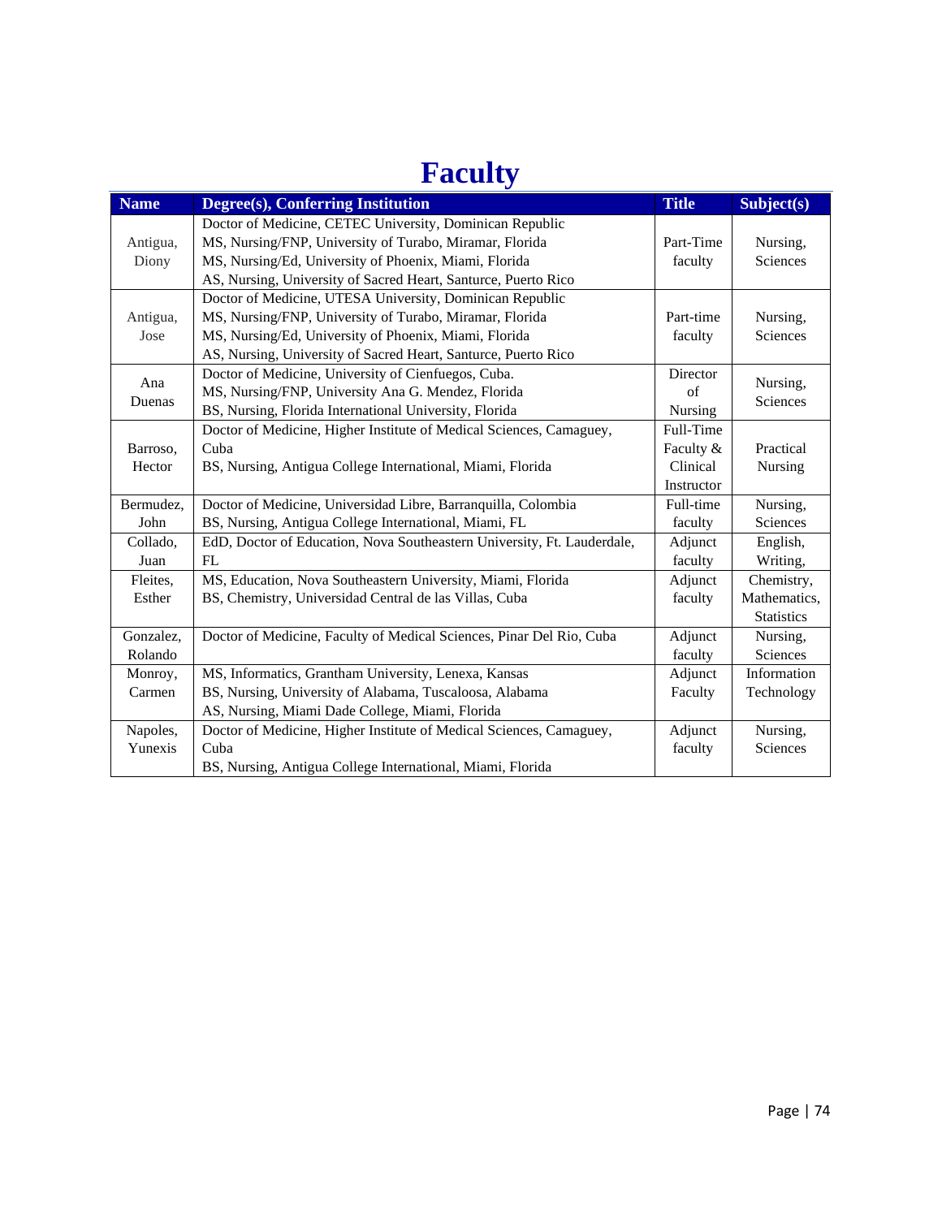# Faculty

| Name | Degree(s), Conferring Institution | Title | Subject(s) |
|---|---|---|---|
| Antigua, Diony | Doctor of Medicine, CETEC University, Dominican Republic<br>MS, Nursing/FNP, University of Turabo, Miramar, Florida<br>MS, Nursing/Ed, University of Phoenix, Miami, Florida<br>AS, Nursing, University of Sacred Heart, Santurce, Puerto Rico | Part-Time faculty | Nursing, Sciences |
| Antigua, Jose | Doctor of Medicine, UTESA University, Dominican Republic<br>MS, Nursing/FNP, University of Turabo, Miramar, Florida<br>MS, Nursing/Ed, University of Phoenix, Miami, Florida<br>AS, Nursing, University of Sacred Heart, Santurce, Puerto Rico | Part-time faculty | Nursing, Sciences |
| Ana Duenas | Doctor of Medicine, University of Cienfuegos, Cuba.<br>MS, Nursing/FNP, University Ana G. Mendez, Florida<br>BS, Nursing, Florida International University, Florida | Director of Nursing | Nursing, Sciences |
| Barroso, Hector | Doctor of Medicine, Higher Institute of Medical Sciences, Camaguey, Cuba<br>BS, Nursing, Antigua College International, Miami, Florida | Full-Time Faculty & Clinical Instructor | Practical Nursing |
| Bermudez, John | Doctor of Medicine, Universidad Libre, Barranquilla, Colombia<br>BS, Nursing, Antigua College International, Miami, FL | Full-time faculty | Nursing, Sciences |
| Collado, Juan | EdD, Doctor of Education, Nova Southeastern University, Ft. Lauderdale, FL | Adjunct faculty | English, Writing, |
| Fleites, Esther | MS, Education, Nova Southeastern University, Miami, Florida<br>BS, Chemistry, Universidad Central de las Villas, Cuba | Adjunct faculty | Chemistry, Mathematics, Statistics |
| Gonzalez, Rolando | Doctor of Medicine, Faculty of Medical Sciences, Pinar Del Rio, Cuba | Adjunct faculty | Nursing, Sciences |
| Monroy, Carmen | MS, Informatics, Grantham University, Lenexa, Kansas<br>BS, Nursing, University of Alabama, Tuscaloosa, Alabama<br>AS, Nursing, Miami Dade College, Miami, Florida | Adjunct Faculty | Information Technology |
| Napoles, Yunexis | Doctor of Medicine, Higher Institute of Medical Sciences, Camaguey, Cuba<br>BS, Nursing, Antigua College International, Miami, Florida | Adjunct faculty | Nursing, Sciences |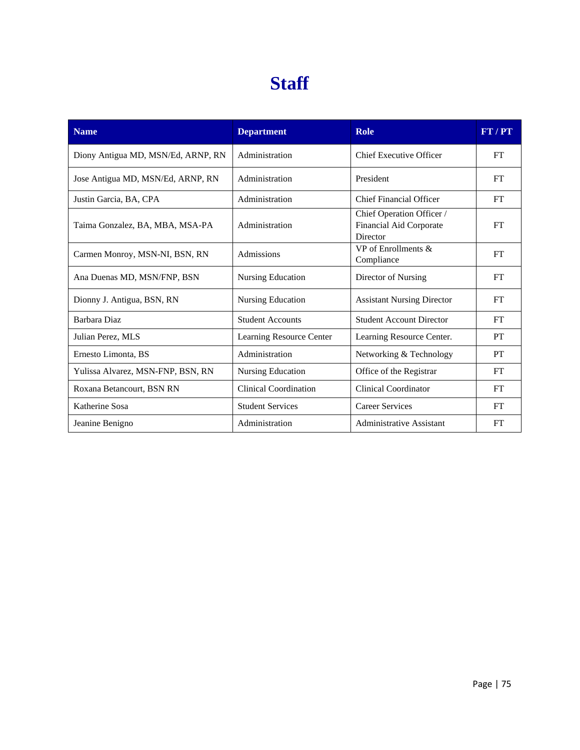# Staff

| Name | Department | Role | FT / PT |
|---|---|---|---|
| Diony Antigua MD, MSN/Ed, ARNP, RN | Administration | Chief Executive Officer | FT |
| Jose Antigua MD, MSN/Ed, ARNP, RN | Administration | President | FT |
| Justin Garcia, BA, CPA | Administration | Chief Financial Officer | FT |
| Taima Gonzalez, BA, MBA, MSA-PA | Administration | Chief Operation Officer / Financial Aid Corporate Director | FT |
| Carmen Monroy, MSN-NI, BSN, RN | Admissions | VP of Enrollments & Compliance | FT |
| Ana Duenas MD, MSN/FNP, BSN | Nursing Education | Director of Nursing | FT |
| Dionny J. Antigua, BSN, RN | Nursing Education | Assistant Nursing Director | FT |
| Barbara Diaz | Student Accounts | Student Account Director | FT |
| Julian Perez, MLS | Learning Resource Center | Learning Resource Center. | PT |
| Ernesto Limonta, BS | Administration | Networking & Technology | PT |
| Yulissa Alvarez, MSN-FNP, BSN, RN | Nursing Education | Office of the Registrar | FT |
| Roxana Betancourt, BSN RN | Clinical Coordination | Clinical Coordinator | FT |
| Katherine Sosa | Student Services | Career Services | FT |
| Jeanine Benigno | Administration | Administrative Assistant | FT |